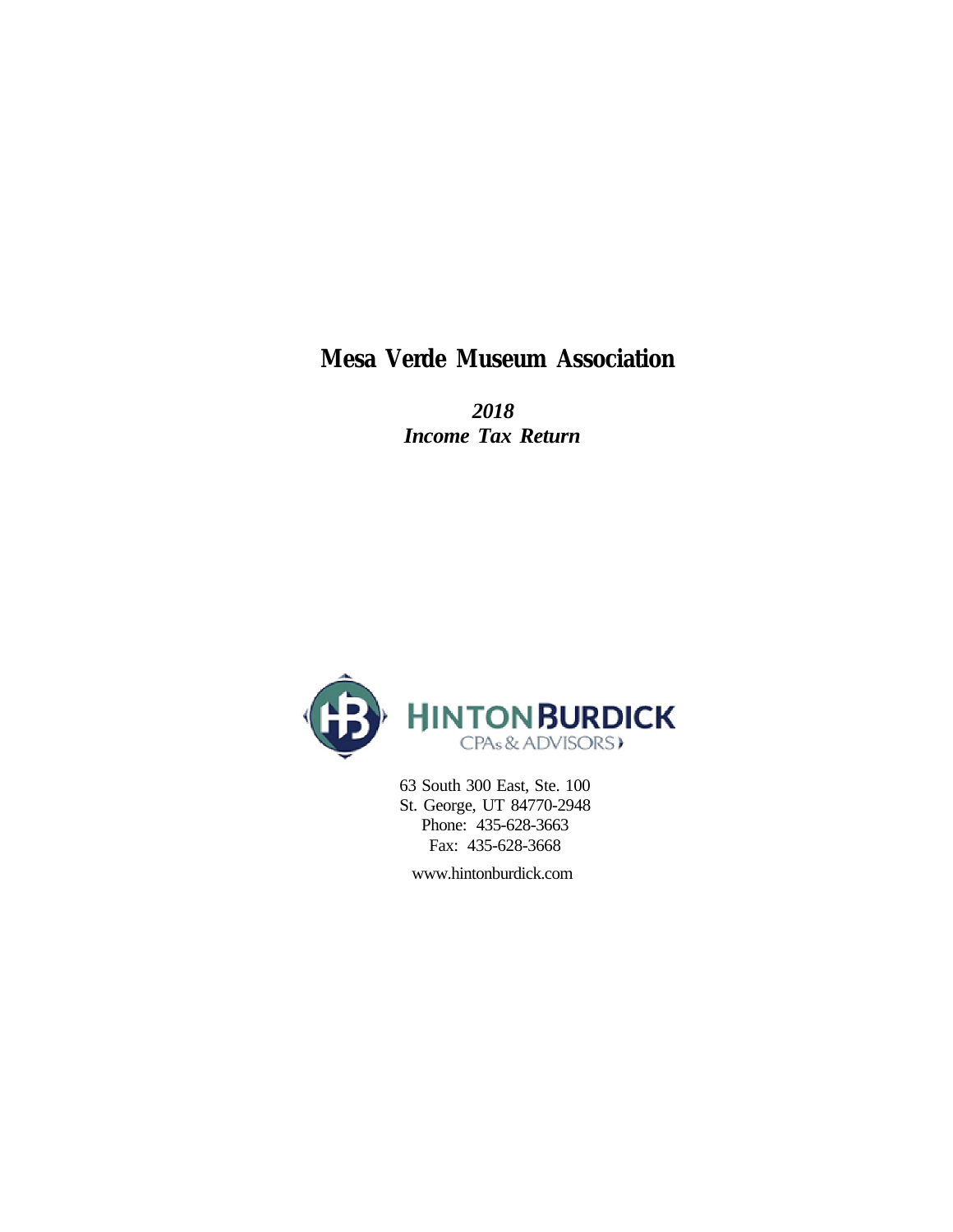# Mesa Verde Museum Association

***2018***
***Income Tax Return***

HINTON BURDICK
CPAs & ADVISORS

63 South 300 East, Ste. 100
St. George, UT 84770-2948
Phone: 435-628-3663
Fax: 435-628-3668

www.hintonburdick.com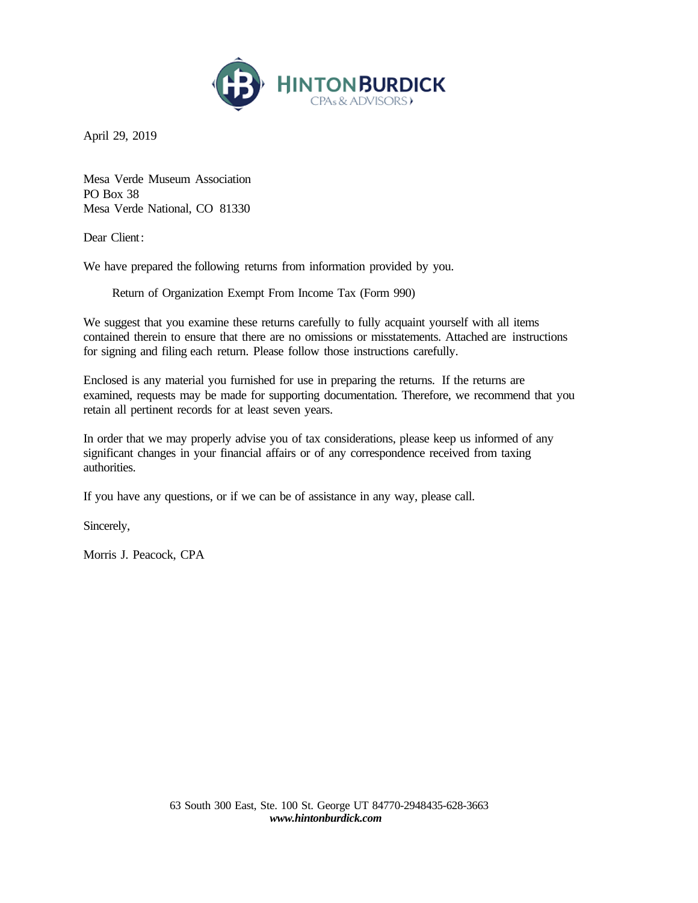HINTONBURDICK
CPAs & ADVISORS

April 29, 2019

Mesa Verde Museum Association
PO Box 38
Mesa Verde National, CO 81330

Dear Client:

We have prepared the following returns from information provided by you.

Return of Organization Exempt From Income Tax (Form 990)

We suggest that you examine these returns carefully to fully acquaint yourself with all items contained therein to ensure that there are no omissions or misstatements. Attached are instructions for signing and filing each return. Please follow those instructions carefully.

Enclosed is any material you furnished for use in preparing the returns. If the returns are examined, requests may be made for supporting documentation. Therefore, we recommend that you retain all pertinent records for at least seven years.

In order that we may properly advise you of tax considerations, please keep us informed of any significant changes in your financial affairs or of any correspondence received from taxing authorities.

If you have any questions, or if we can be of assistance in any way, please call.

Sincerely,

Morris J. Peacock, CPA

63 South 300 East, Ste. 100 St. George UT 84770-2948435-628-3663
***www.hintonburdick.com***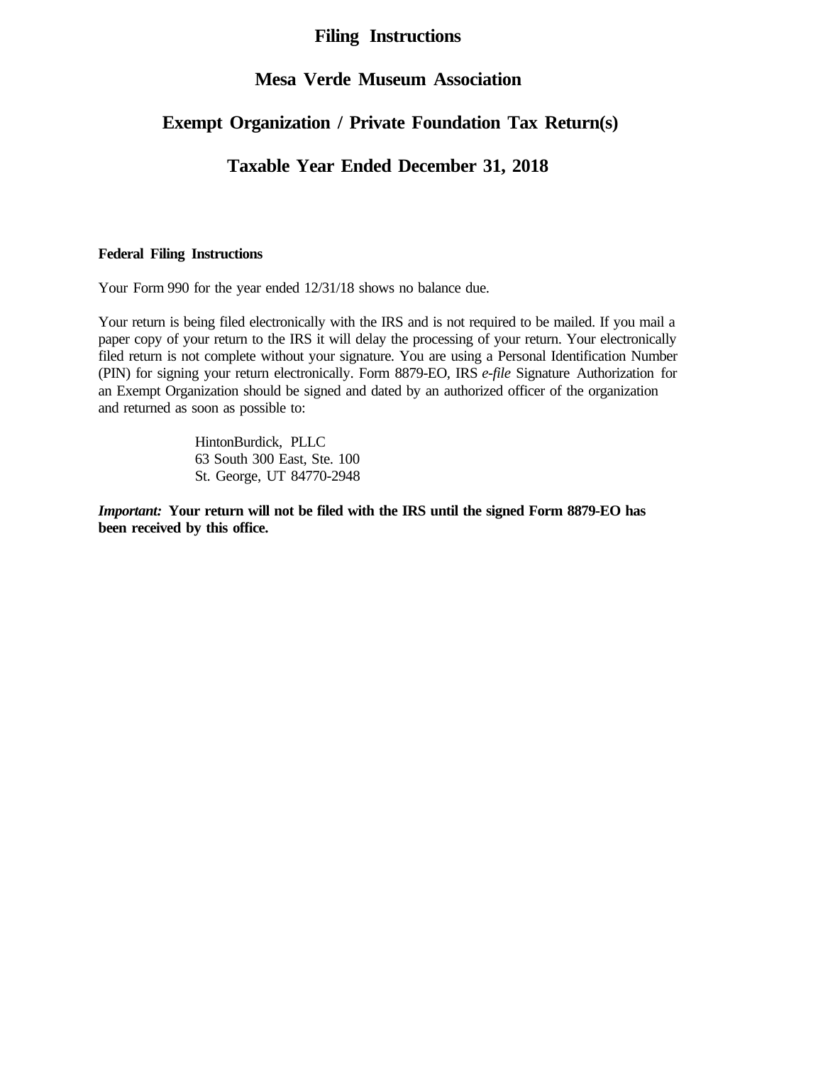# Filing Instructions

# Mesa Verde Museum Association

# Exempt Organization / Private Foundation Tax Return(s)

# Taxable Year Ended December 31, 2018

**Federal Filing Instructions**

Your Form 990 for the year ended 12/31/18 shows no balance due.

Your return is being filed electronically with the IRS and is not required to be mailed. If you mail a paper copy of your return to the IRS it will delay the processing of your return. Your electronically filed return is not complete without your signature. You are using a Personal Identification Number (PIN) for signing your return electronically. Form 8879-EO, IRS *e-file* Signature Authorization for an Exempt Organization should be signed and dated by an authorized officer of the organization and returned as soon as possible to:

HintonBurdick, PLLC
63 South 300 East, Ste. 100
St. George, UT 84770-2948

***Important:*** **Your return will not be filed with the IRS until the signed Form 8879-EO has been received by this office.**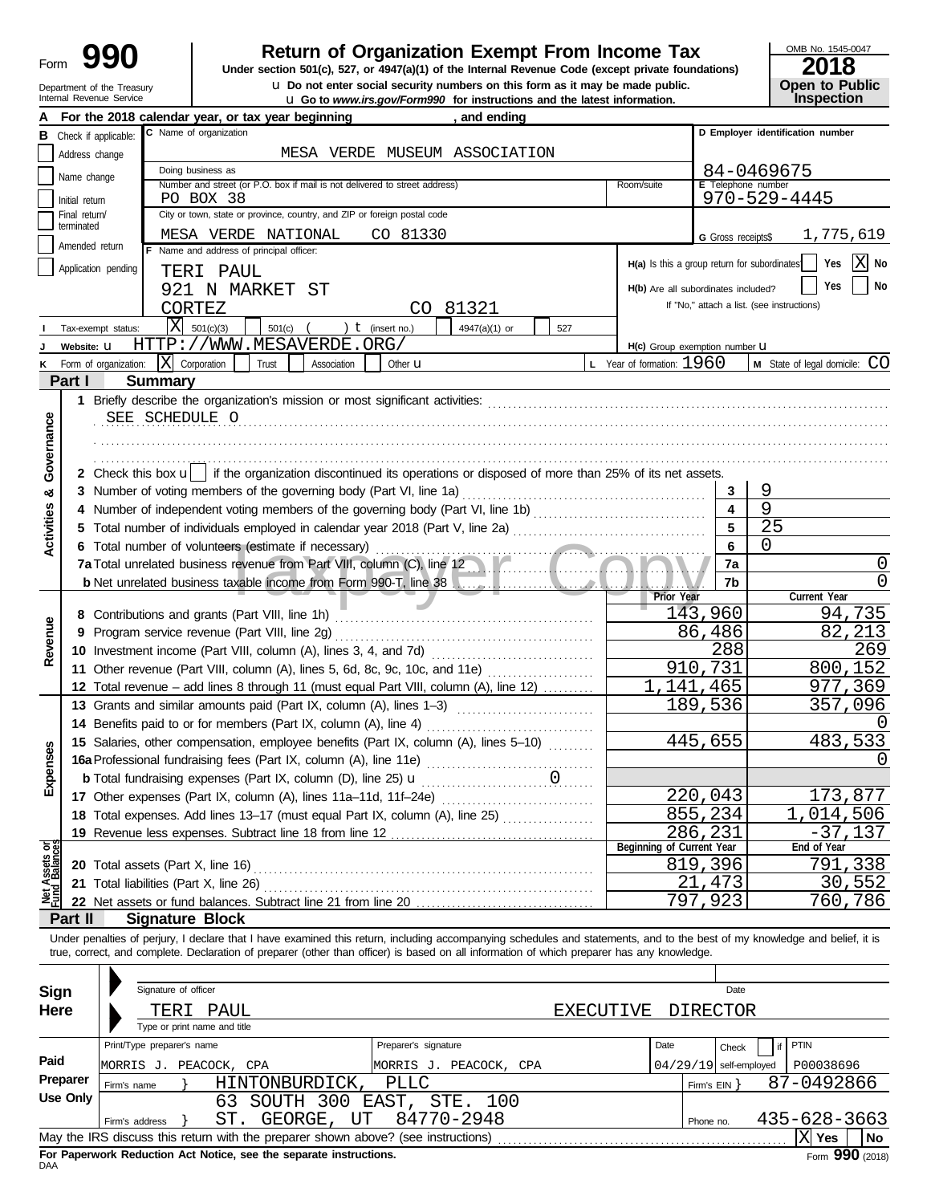# Form 990

**Return of Organization Exempt From Income Tax**

Under section 501(c), 527, or 4947(a)(1) of the Internal Revenue Code (except private foundations)

Do not enter social security numbers on this form as it may be made public.

Go to *www.irs.gov/Form990* for instructions and the latest information.

OMB No. 1545-0047

**2018**

**Open to Public Inspection**

Department of the Treasury
Internal Revenue Service

**A** For the 2018 calendar year, or tax year beginning , and ending

**B** Check if applicable:
- Address change
- Name change
- Initial return
- Final return/terminated
- Amended return
- Application pending

**C** Name of organization: MESA VERDE MUSEUM ASSOCIATION

Doing business as

Number and street (or P.O. box if mail is not delivered to street address): PO BOX 38 | Room/suite

City or town, state or province, country, and ZIP or foreign postal code: MESA VERDE NATIONAL CO 81330

**D** Employer identification number: 84-0469675

**E** Telephone number: 970-529-4445

**G** Gross receipts$ 1,775,619

**F** Name and address of principal officer:
TERI PAUL
921 N MARKET ST
CORTEZ CO 81321

**H(a)** Is this a group return for subordinates? Yes [ ] No [X]

**H(b)** Are all subordinates included? Yes [ ] No [ ]
If "No," attach a list. (see instructions)

**I** Tax-exempt status: [X] 501(c)(3) [ ] 501(c) ( ) (insert no.) [ ] 4947(a)(1) or [ ] 527

**J** Website: HTTP://WWW.MESAVERDE.ORG/

**H(c)** Group exemption number

**K** Form of organization: [X] Corporation [ ] Trust [ ] Association [ ] Other

**L** Year of formation: 1960

**M** State of legal domicile: CO

## Part I Summary

### Activities & Governance

**1** Briefly describe the organization's mission or most significant activities:
SEE SCHEDULE O

**2** Check this box [ ] if the organization discontinued its operations or disposed of more than 25% of its net assets.

| | | | |
|---|---|---|---|
| 3 | Number of voting members of the governing body (Part VI, line 1a) | 3 | 9 |
| 4 | Number of independent voting members of the governing body (Part VI, line 1b) | 4 | 9 |
| 5 | Total number of individuals employed in calendar year 2018 (Part V, line 2a) | 5 | 25 |
| 6 | Total number of volunteers (estimate if necessary) | 6 | 0 |
| 7a | Total unrelated business revenue from Part VIII, column (C), line 12 | 7a | 0 |
| b | Net unrelated business taxable income from Form 990-T, line 38 | 7b | 0 |

### Revenue

| | | Prior Year | Current Year |
|---|---|---|---|
| 8 | Contributions and grants (Part VIII, line 1h) | 143,960 | 94,735 |
| 9 | Program service revenue (Part VIII, line 2g) | 86,486 | 82,213 |
| 10 | Investment income (Part VIII, column (A), lines 3, 4, and 7d) | 288 | 269 |
| 11 | Other revenue (Part VIII, column (A), lines 5, 6d, 8c, 9c, 10c, and 11e) | 910,731 | 800,152 |
| 12 | Total revenue – add lines 8 through 11 (must equal Part VIII, column (A), line 12) | 1,141,465 | 977,369 |

### Expenses

| | | Prior Year | Current Year |
|---|---|---|---|
| 13 | Grants and similar amounts paid (Part IX, column (A), lines 1–3) | 189,536 | 357,096 |
| 14 | Benefits paid to or for members (Part IX, column (A), line 4) | | 0 |
| 15 | Salaries, other compensation, employee benefits (Part IX, column (A), lines 5–10) | 445,655 | 483,533 |
| 16a | Professional fundraising fees (Part IX, column (A), line 11e) | | 0 |
| b | Total fundraising expenses (Part IX, column (D), line 25) 0 | | |
| 17 | Other expenses (Part IX, column (A), lines 11a–11d, 11f–24e) | 220,043 | 173,877 |
| 18 | Total expenses. Add lines 13–17 (must equal Part IX, column (A), line 25) | 855,234 | 1,014,506 |
| 19 | Revenue less expenses. Subtract line 18 from line 12 | 286,231 | -37,137 |

### Net Assets or Fund Balances

| | | Beginning of Current Year | End of Year |
|---|---|---|---|
| 20 | Total assets (Part X, line 16) | 819,396 | 791,338 |
| 21 | Total liabilities (Part X, line 26) | 21,473 | 30,552 |
| 22 | Net assets or fund balances. Subtract line 21 from line 20 | 797,923 | 760,786 |

## Part II Signature Block

Under penalties of perjury, I declare that I have examined this return, including accompanying schedules and statements, and to the best of my knowledge and belief, it is true, correct, and complete. Declaration of preparer (other than officer) is based on all information of which preparer has any knowledge.

**Sign Here**

Signature of officer | Date

TERI PAUL EXECUTIVE DIRECTOR
Type or print name and title

**Paid Preparer Use Only**

| Print/Type preparer's name | Preparer's signature | Date | Check if self-employed | PTIN |
|---|---|---|---|---|
| MORRIS J. PEACOCK, CPA | MORRIS J. PEACOCK, CPA | 04/29/19 | | P00038696 |

Firm's name: HINTONBURDICK, PLLC | Firm's EIN: 87-0492866

Firm's address: 63 SOUTH 300 EAST, STE. 100, ST. GEORGE, UT 84770-2948 | Phone no. 435-628-3663

May the IRS discuss this return with the preparer shown above? (see instructions) [X] Yes [ ] No

**For Paperwork Reduction Act Notice, see the separate instructions.**

Form **990** (2018)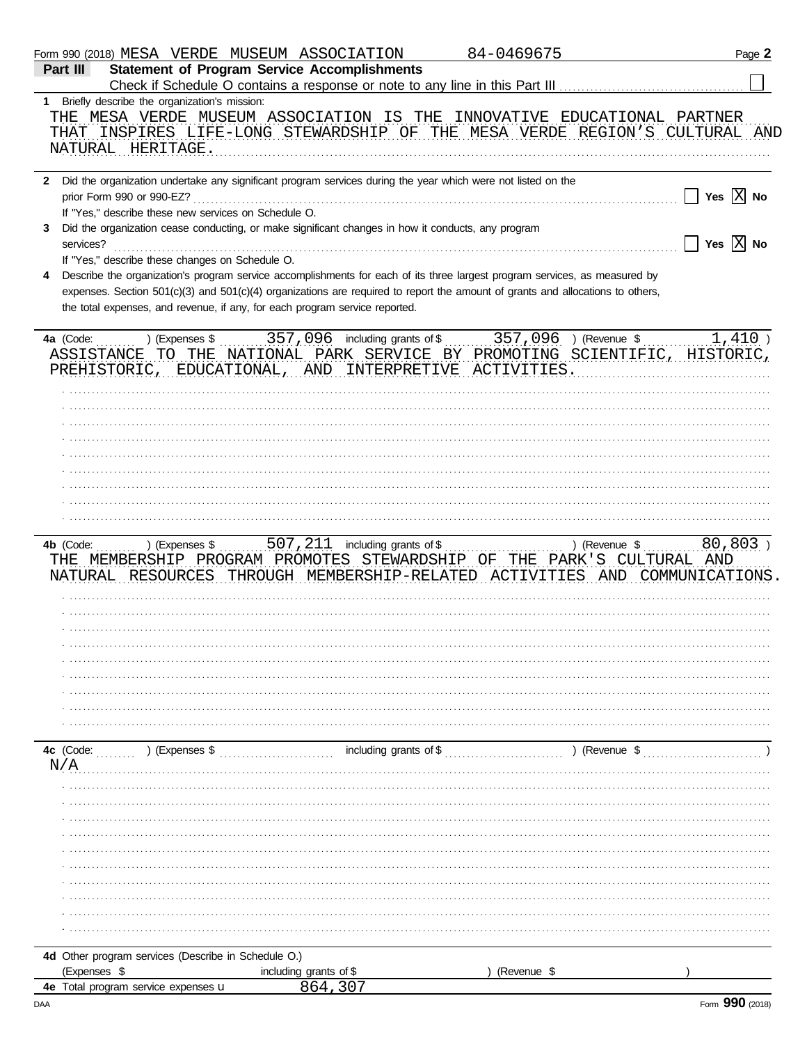Form 990 (2018) MESA VERDE MUSEUM ASSOCIATION 84-0469675 Page **2**

## Part III Statement of Program Service Accomplishments

Check if Schedule O contains a response or note to any line in this Part III ☐

**1** Briefly describe the organization's mission:

THE MESA VERDE MUSEUM ASSOCIATION IS THE INNOVATIVE EDUCATIONAL PARTNER THAT INSPIRES LIFE-LONG STEWARDSHIP OF THE MESA VERDE REGION'S CULTURAL AND NATURAL HERITAGE.

**2** Did the organization undertake any significant program services during the year which were not listed on the prior Form 990 or 990-EZ? ☐ Yes ☒ No

If "Yes," describe these new services on Schedule O.

**3** Did the organization cease conducting, or make significant changes in how it conducts, any program services? ☐ Yes ☒ No

If "Yes," describe these changes on Schedule O.

**4** Describe the organization's program service accomplishments for each of its three largest program services, as measured by expenses. Section 501(c)(3) and 501(c)(4) organizations are required to report the amount of grants and allocations to others, the total expenses, and revenue, if any, for each program service reported.

**4a** (Code: ) (Expenses $ 357,096 including grants of $ 357,096 ) (Revenue $ 1,410 )

ASSISTANCE TO THE NATIONAL PARK SERVICE BY PROMOTING SCIENTIFIC, HISTORIC, PREHISTORIC, EDUCATIONAL, AND INTERPRETIVE ACTIVITIES.

**4b** (Code: ) (Expenses $ 507,211 including grants of $ ) (Revenue $ 80,803 )

THE MEMBERSHIP PROGRAM PROMOTES STEWARDSHIP OF THE PARK'S CULTURAL AND NATURAL RESOURCES THROUGH MEMBERSHIP-RELATED ACTIVITIES AND COMMUNICATIONS.

**4c** (Code: ) (Expenses $ including grants of $ ) (Revenue $ )

N/A

**4d** Other program services (Describe in Schedule O.)

(Expenses $ including grants of $ ) (Revenue $ )

**4e** Total program service expenses 864,307

Form **990** (2018)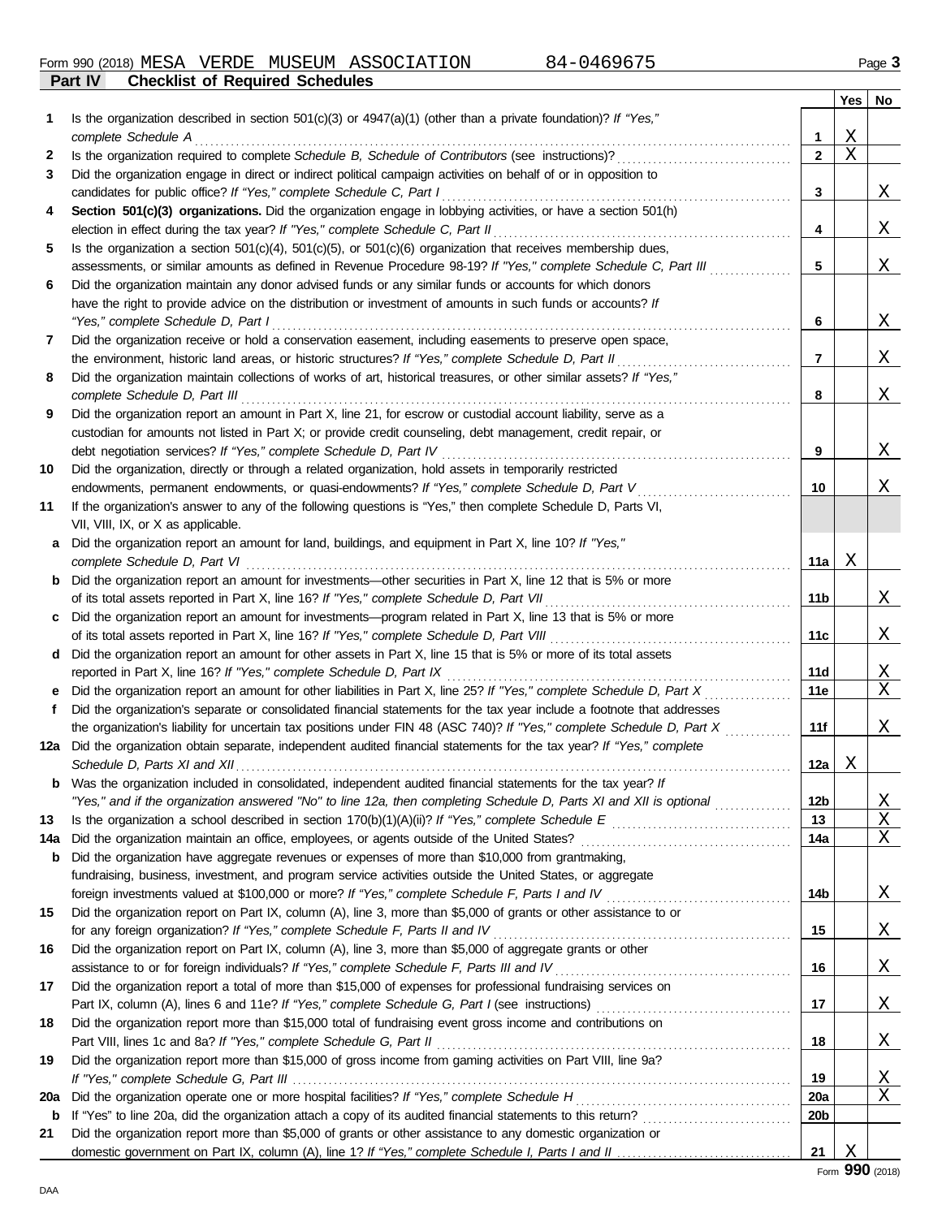Form 990 (2018) MESA VERDE MUSEUM ASSOCIATION 84-0469675

## Part IV Checklist of Required Schedules

| | | | Yes | No |
|---|---|---|---|---|
| **1** | Is the organization described in section 501(c)(3) or 4947(a)(1) (other than a private foundation)? *If "Yes," complete Schedule A* | **1** | X | |
| **2** | Is the organization required to complete *Schedule B, Schedule of Contributors* (see instructions)? | **2** | X | |
| **3** | Did the organization engage in direct or indirect political campaign activities on behalf of or in opposition to candidates for public office? *If "Yes," complete Schedule C, Part I* | **3** | | X |
| **4** | **Section 501(c)(3) organizations.** Did the organization engage in lobbying activities, or have a section 501(h) election in effect during the tax year? *If "Yes," complete Schedule C, Part II* | **4** | | X |
| **5** | Is the organization a section 501(c)(4), 501(c)(5), or 501(c)(6) organization that receives membership dues, assessments, or similar amounts as defined in Revenue Procedure 98-19? *If "Yes," complete Schedule C, Part III* | **5** | | X |
| **6** | Did the organization maintain any donor advised funds or any similar funds or accounts for which donors have the right to provide advice on the distribution or investment of amounts in such funds or accounts? *If "Yes," complete Schedule D, Part I* | **6** | | X |
| **7** | Did the organization receive or hold a conservation easement, including easements to preserve open space, the environment, historic land areas, or historic structures? *If "Yes," complete Schedule D, Part II* | **7** | | X |
| **8** | Did the organization maintain collections of works of art, historical treasures, or other similar assets? *If "Yes," complete Schedule D, Part III* | **8** | | X |
| **9** | Did the organization report an amount in Part X, line 21, for escrow or custodial account liability, serve as a custodian for amounts not listed in Part X; or provide credit counseling, debt management, credit repair, or debt negotiation services? *If "Yes," complete Schedule D, Part IV* | **9** | | X |
| **10** | Did the organization, directly or through a related organization, hold assets in temporarily restricted endowments, permanent endowments, or quasi-endowments? *If "Yes," complete Schedule D, Part V* | **10** | | X |
| **11** | If the organization's answer to any of the following questions is "Yes," then complete Schedule D, Parts VI, VII, VIII, IX, or X as applicable. | | | |
| **a** | Did the organization report an amount for land, buildings, and equipment in Part X, line 10? *If "Yes," complete Schedule D, Part VI* | **11a** | X | |
| **b** | Did the organization report an amount for investments—other securities in Part X, line 12 that is 5% or more of its total assets reported in Part X, line 16? *If "Yes," complete Schedule D, Part VII* | **11b** | | X |
| **c** | Did the organization report an amount for investments—program related in Part X, line 13 that is 5% or more of its total assets reported in Part X, line 16? *If "Yes," complete Schedule D, Part VIII* | **11c** | | X |
| **d** | Did the organization report an amount for other assets in Part X, line 15 that is 5% or more of its total assets reported in Part X, line 16? *If "Yes," complete Schedule D, Part IX* | **11d** | | X |
| **e** | Did the organization report an amount for other liabilities in Part X, line 25? *If "Yes," complete Schedule D, Part X* | **11e** | | X |
| **f** | Did the organization's separate or consolidated financial statements for the tax year include a footnote that addresses the organization's liability for uncertain tax positions under FIN 48 (ASC 740)? *If "Yes," complete Schedule D, Part X* | **11f** | | X |
| **12a** | Did the organization obtain separate, independent audited financial statements for the tax year? *If "Yes," complete Schedule D, Parts XI and XII* | **12a** | X | |
| **b** | Was the organization included in consolidated, independent audited financial statements for the tax year? *If "Yes," and if the organization answered "No" to line 12a, then completing Schedule D, Parts XI and XII is optional* | **12b** | | X |
| **13** | Is the organization a school described in section 170(b)(1)(A)(ii)? *If "Yes," complete Schedule E* | **13** | | X |
| **14a** | Did the organization maintain an office, employees, or agents outside of the United States? | **14a** | | X |
| **b** | Did the organization have aggregate revenues or expenses of more than $10,000 from grantmaking, fundraising, business, investment, and program service activities outside the United States, or aggregate foreign investments valued at $100,000 or more? *If "Yes," complete Schedule F, Parts I and IV* | **14b** | | X |
| **15** | Did the organization report on Part IX, column (A), line 3, more than $5,000 of grants or other assistance to or for any foreign organization? *If "Yes," complete Schedule F, Parts II and IV* | **15** | | X |
| **16** | Did the organization report on Part IX, column (A), line 3, more than $5,000 of aggregate grants or other assistance to or for foreign individuals? *If "Yes," complete Schedule F, Parts III and IV* | **16** | | X |
| **17** | Did the organization report a total of more than $15,000 of expenses for professional fundraising services on Part IX, column (A), lines 6 and 11e? *If "Yes," complete Schedule G, Part I* (see instructions) | **17** | | X |
| **18** | Did the organization report more than $15,000 total of fundraising event gross income and contributions on Part VIII, lines 1c and 8a? *If "Yes," complete Schedule G, Part II* | **18** | | X |
| **19** | Did the organization report more than $15,000 of gross income from gaming activities on Part VIII, line 9a? *If "Yes," complete Schedule G, Part III* | **19** | | X |
| **20a** | Did the organization operate one or more hospital facilities? *If "Yes," complete Schedule H* | **20a** | | X |
| **b** | If "Yes" to line 20a, did the organization attach a copy of its audited financial statements to this return? | **20b** | | |
| **21** | Did the organization report more than $5,000 of grants or other assistance to any domestic organization or domestic government on Part IX, column (A), line 1? *If "Yes," complete Schedule I, Parts I and II* | **21** | X | |

Form **990** (2018)

DAA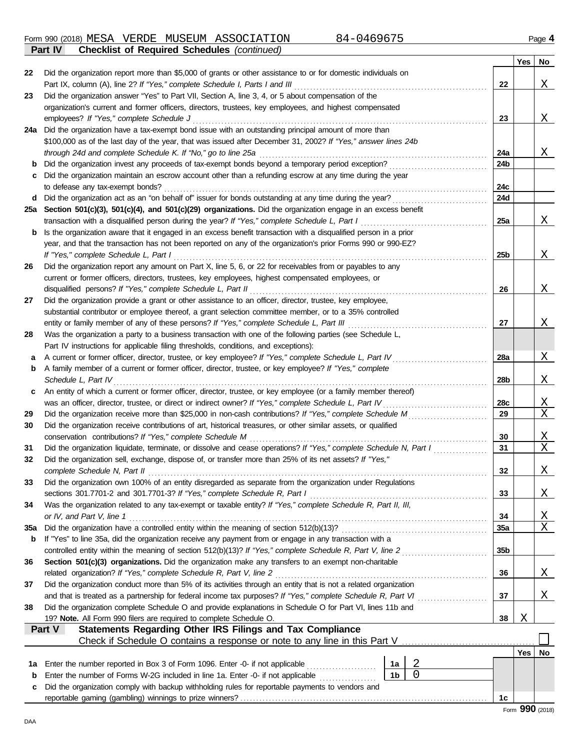Form 990 (2018) MESA VERDE MUSEUM ASSOCIATION 84-0469675 Page **4**

**Part IV Checklist of Required Schedules** *(continued)*

| | | | Yes | No |
|---|---|---|---|---|
| 22 | Did the organization report more than $5,000 of grants or other assistance to or for domestic individuals on Part IX, column (A), line 2? *If "Yes," complete Schedule I, Parts I and III* | 22 | | X |
| 23 | Did the organization answer "Yes" to Part VII, Section A, line 3, 4, or 5 about compensation of the organization's current and former officers, directors, trustees, key employees, and highest compensated employees? *If "Yes," complete Schedule J* | 23 | | X |
| 24a | Did the organization have a tax-exempt bond issue with an outstanding principal amount of more than $100,000 as of the last day of the year, that was issued after December 31, 2002? *If "Yes," answer lines 24b through 24d and complete Schedule K. If "No," go to line 25a* | 24a | | X |
| b | Did the organization invest any proceeds of tax-exempt bonds beyond a temporary period exception? | 24b | | |
| c | Did the organization maintain an escrow account other than a refunding escrow at any time during the year to defease any tax-exempt bonds? | 24c | | |
| d | Did the organization act as an "on behalf of" issuer for bonds outstanding at any time during the year? | 24d | | |
| 25a | **Section 501(c)(3), 501(c)(4), and 501(c)(29) organizations.** Did the organization engage in an excess benefit transaction with a disqualified person during the year? *If "Yes," complete Schedule L, Part I* | 25a | | X |
| b | Is the organization aware that it engaged in an excess benefit transaction with a disqualified person in a prior year, and that the transaction has not been reported on any of the organization's prior Forms 990 or 990-EZ? *If "Yes," complete Schedule L, Part I* | 25b | | X |
| 26 | Did the organization report any amount on Part X, line 5, 6, or 22 for receivables from or payables to any current or former officers, directors, trustees, key employees, highest compensated employees, or disqualified persons? *If "Yes," complete Schedule L, Part II* | 26 | | X |
| 27 | Did the organization provide a grant or other assistance to an officer, director, trustee, key employee, substantial contributor or employee thereof, a grant selection committee member, or to a 35% controlled entity or family member of any of these persons? *If "Yes," complete Schedule L, Part III* | 27 | | X |
| 28 | Was the organization a party to a business transaction with one of the following parties (see Schedule L, Part IV instructions for applicable filing thresholds, conditions, and exceptions): | | | |
| a | A current or former officer, director, trustee, or key employee? *If "Yes," complete Schedule L, Part IV* | 28a | | X |
| b | A family member of a current or former officer, director, trustee, or key employee? *If "Yes," complete Schedule L, Part IV* | 28b | | X |
| c | An entity of which a current or former officer, director, trustee, or key employee (or a family member thereof) was an officer, director, trustee, or direct or indirect owner? *If "Yes," complete Schedule L, Part IV* | 28c | | X |
| 29 | Did the organization receive more than $25,000 in non-cash contributions? *If "Yes," complete Schedule M* | 29 | | X |
| 30 | Did the organization receive contributions of art, historical treasures, or other similar assets, or qualified conservation contributions? *If "Yes," complete Schedule M* | 30 | | X |
| 31 | Did the organization liquidate, terminate, or dissolve and cease operations? *If "Yes," complete Schedule N, Part I* | 31 | | X |
| 32 | Did the organization sell, exchange, dispose of, or transfer more than 25% of its net assets? *If "Yes," complete Schedule N, Part II* | 32 | | X |
| 33 | Did the organization own 100% of an entity disregarded as separate from the organization under Regulations sections 301.7701-2 and 301.7701-3? *If "Yes," complete Schedule R, Part I* | 33 | | X |
| 34 | Was the organization related to any tax-exempt or taxable entity? *If "Yes," complete Schedule R, Part II, III, or IV, and Part V, line 1* | 34 | | X |
| 35a | Did the organization have a controlled entity within the meaning of section 512(b)(13)? | 35a | | X |
| b | If "Yes" to line 35a, did the organization receive any payment from or engage in any transaction with a controlled entity within the meaning of section 512(b)(13)? *If "Yes," complete Schedule R, Part V, line 2* | 35b | | |
| 36 | **Section 501(c)(3) organizations.** Did the organization make any transfers to an exempt non-charitable related organization? *If "Yes," complete Schedule R, Part V, line 2* | 36 | | X |
| 37 | Did the organization conduct more than 5% of its activities through an entity that is not a related organization and that is treated as a partnership for federal income tax purposes? *If "Yes," complete Schedule R, Part VI* | 37 | | X |
| 38 | Did the organization complete Schedule O and provide explanations in Schedule O for Part VI, lines 11b and 19? **Note.** All Form 990 filers are required to complete Schedule O. | 38 | X | |

**Part V Statements Regarding Other IRS Filings and Tax Compliance**

Check if Schedule O contains a response or note to any line in this Part V ☐

| | | | | | Yes | No |
|---|---|---|---|---|---|---|
| 1a | Enter the number reported in Box 3 of Form 1096. Enter -0- if not applicable | 1a | 2 | | | |
| b | Enter the number of Forms W-2G included in line 1a. Enter -0- if not applicable | 1b | 0 | | | |
| c | Did the organization comply with backup withholding rules for reportable payments to vendors and reportable gaming (gambling) winnings to prize winners? | | | 1c | | |

Form **990** (2018)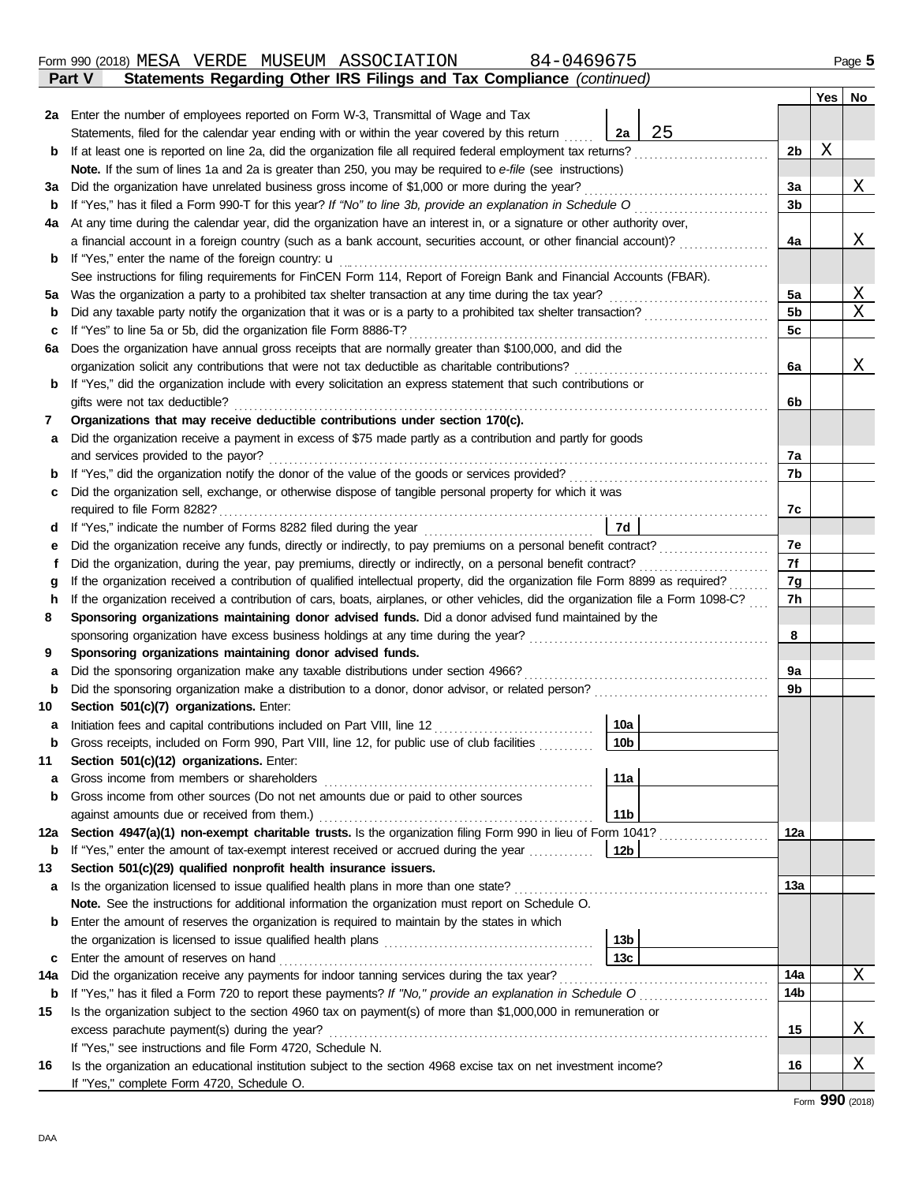Form 990 (2018) MESA VERDE MUSEUM ASSOCIATION 84-0469675

## Part V Statements Regarding Other IRS Filings and Tax Compliance *(continued)*

| | | | Yes | No |
|---|---|---|---|---|
| **2a** | Enter the number of employees reported on Form W-3, Transmittal of Wage and Tax Statements, filed for the calendar year ending with or within the year covered by this return ... **2a** 25 | | | |
| **b** | If at least one is reported on line 2a, did the organization file all required federal employment tax returns? | 2b | X | |
| | **Note.** If the sum of lines 1a and 2a is greater than 250, you may be required to *e-file* (see instructions) | | | |
| **3a** | Did the organization have unrelated business gross income of $1,000 or more during the year? | 3a | | X |
| **b** | If "Yes," has it filed a Form 990-T for this year? *If "No" to line 3b, provide an explanation in Schedule O* | 3b | | |
| **4a** | At any time during the calendar year, did the organization have an interest in, or a signature or other authority over, a financial account in a foreign country (such as a bank account, securities account, or other financial account)? | 4a | | X |
| **b** | If "Yes," enter the name of the foreign country: u | | | |
| | See instructions for filing requirements for FinCEN Form 114, Report of Foreign Bank and Financial Accounts (FBAR). | | | |
| **5a** | Was the organization a party to a prohibited tax shelter transaction at any time during the tax year? | 5a | | X |
| **b** | Did any taxable party notify the organization that it was or is a party to a prohibited tax shelter transaction? | 5b | | X |
| **c** | If "Yes" to line 5a or 5b, did the organization file Form 8886-T? | 5c | | |
| **6a** | Does the organization have annual gross receipts that are normally greater than $100,000, and did the organization solicit any contributions that were not tax deductible as charitable contributions? | 6a | | X |
| **b** | If "Yes," did the organization include with every solicitation an express statement that such contributions or gifts were not tax deductible? | 6b | | |
| **7** | **Organizations that may receive deductible contributions under section 170(c).** | | | |
| **a** | Did the organization receive a payment in excess of $75 made partly as a contribution and partly for goods and services provided to the payor? | 7a | | |
| **b** | If "Yes," did the organization notify the donor of the value of the goods or services provided? | 7b | | |
| **c** | Did the organization sell, exchange, or otherwise dispose of tangible personal property for which it was required to file Form 8282? | 7c | | |
| **d** | If "Yes," indicate the number of Forms 8282 filed during the year ... **7d** | | | |
| **e** | Did the organization receive any funds, directly or indirectly, to pay premiums on a personal benefit contract? | 7e | | |
| **f** | Did the organization, during the year, pay premiums, directly or indirectly, on a personal benefit contract? | 7f | | |
| **g** | If the organization received a contribution of qualified intellectual property, did the organization file Form 8899 as required? | 7g | | |
| **h** | If the organization received a contribution of cars, boats, airplanes, or other vehicles, did the organization file a Form 1098-C? | 7h | | |
| **8** | **Sponsoring organizations maintaining donor advised funds.** Did a donor advised fund maintained by the sponsoring organization have excess business holdings at any time during the year? | 8 | | |
| **9** | **Sponsoring organizations maintaining donor advised funds.** | | | |
| **a** | Did the sponsoring organization make any taxable distributions under section 4966? | 9a | | |
| **b** | Did the sponsoring organization make a distribution to a donor, donor advisor, or related person? | 9b | | |
| **10** | **Section 501(c)(7) organizations.** Enter: | | | |
| **a** | Initiation fees and capital contributions included on Part VIII, line 12 ... **10a** | | | |
| **b** | Gross receipts, included on Form 990, Part VIII, line 12, for public use of club facilities ... **10b** | | | |
| **11** | **Section 501(c)(12) organizations.** Enter: | | | |
| **a** | Gross income from members or shareholders ... **11a** | | | |
| **b** | Gross income from other sources (Do not net amounts due or paid to other sources against amounts due or received from them.) ... **11b** | | | |
| **12a** | **Section 4947(a)(1) non-exempt charitable trusts.** Is the organization filing Form 990 in lieu of Form 1041? | 12a | | |
| **b** | If "Yes," enter the amount of tax-exempt interest received or accrued during the year ... **12b** | | | |
| **13** | **Section 501(c)(29) qualified nonprofit health insurance issuers.** | | | |
| **a** | Is the organization licensed to issue qualified health plans in more than one state? | 13a | | |
| | **Note.** See the instructions for additional information the organization must report on Schedule O. | | | |
| **b** | Enter the amount of reserves the organization is required to maintain by the states in which the organization is licensed to issue qualified health plans ... **13b** | | | |
| **c** | Enter the amount of reserves on hand ... **13c** | | | |
| **14a** | Did the organization receive any payments for indoor tanning services during the tax year? | 14a | | X |
| **b** | If "Yes," has it filed a Form 720 to report these payments? *If "No," provide an explanation in Schedule O* | 14b | | |
| **15** | Is the organization subject to the section 4960 tax on payment(s) of more than $1,000,000 in remuneration or excess parachute payment(s) during the year? | 15 | | X |
| | If "Yes," see instructions and file Form 4720, Schedule N. | | | |
| **16** | Is the organization an educational institution subject to the section 4968 excise tax on net investment income? | 16 | | X |
| | If "Yes," complete Form 4720, Schedule O. | | | |

Form **990** (2018)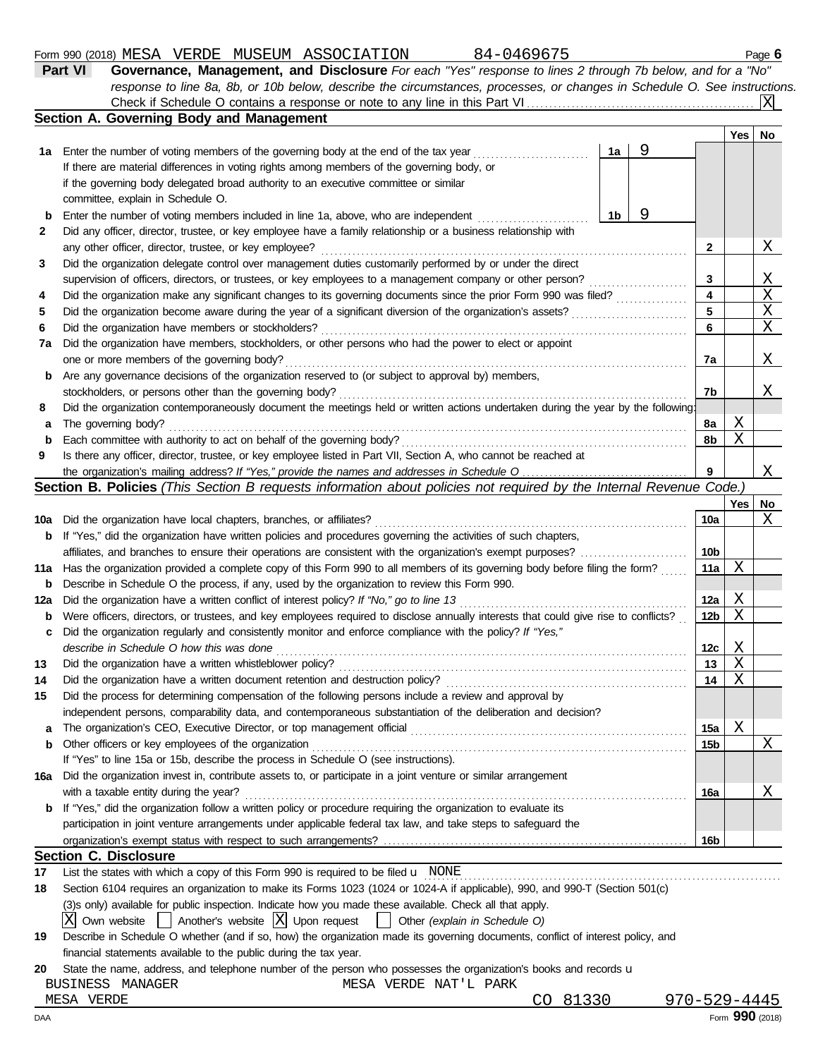Form 990 (2018) MESA VERDE MUSEUM ASSOCIATION 84-0469675 Page **6**

## Part VI Governance, Management, and Disclosure

*For each "Yes" response to lines 2 through 7b below, and for a "No" response to line 8a, 8b, or 10b below, describe the circumstances, processes, or changes in Schedule O. See instructions.*

Check if Schedule O contains a response or note to any line in this Part VI . . . [X]

### Section A. Governing Body and Management

| | | | | Yes | No |
|---|---|---|---|---|---|
| **1a** | Enter the number of voting members of the governing body at the end of the tax year. If there are material differences in voting rights among members of the governing body, or if the governing body delegated broad authority to an executive committee or similar committee, explain in Schedule O. | 1a: 9 | | | |
| **b** | Enter the number of voting members included in line 1a, above, who are independent | 1b: 9 | | | |
| **2** | Did any officer, director, trustee, or key employee have a family relationship or a business relationship with any other officer, director, trustee, or key employee? | | 2 | | X |
| **3** | Did the organization delegate control over management duties customarily performed by or under the direct supervision of officers, directors, or trustees, or key employees to a management company or other person? | | 3 | | X |
| **4** | Did the organization make any significant changes to its governing documents since the prior Form 990 was filed? | | 4 | | X |
| **5** | Did the organization become aware during the year of a significant diversion of the organization's assets? | | 5 | | X |
| **6** | Did the organization have members or stockholders? | | 6 | | X |
| **7a** | Did the organization have members, stockholders, or other persons who had the power to elect or appoint one or more members of the governing body? | | 7a | | X |
| **b** | Are any governance decisions of the organization reserved to (or subject to approval by) members, stockholders, or persons other than the governing body? | | 7b | | X |
| **8** | Did the organization contemporaneously document the meetings held or written actions undertaken during the year by the following: | | | | |
| **a** | The governing body? | | 8a | X | |
| **b** | Each committee with authority to act on behalf of the governing body? | | 8b | X | |
| **9** | Is there any officer, director, trustee, or key employee listed in Part VII, Section A, who cannot be reached at the organization's mailing address? *If "Yes," provide the names and addresses in Schedule O* | | 9 | | X |

### Section B. Policies *(This Section B requests information about policies not required by the Internal Revenue Code.)*

| | | | Yes | No |
|---|---|---|---|---|
| **10a** | Did the organization have local chapters, branches, or affiliates? | 10a | | X |
| **b** | If "Yes," did the organization have written policies and procedures governing the activities of such chapters, affiliates, and branches to ensure their operations are consistent with the organization's exempt purposes? | 10b | | |
| **11a** | Has the organization provided a complete copy of this Form 990 to all members of its governing body before filing the form? | 11a | X | |
| **b** | Describe in Schedule O the process, if any, used by the organization to review this Form 990. | | | |
| **12a** | Did the organization have a written conflict of interest policy? *If "No," go to line 13* | 12a | X | |
| **b** | Were officers, directors, or trustees, and key employees required to disclose annually interests that could give rise to conflicts? | 12b | X | |
| **c** | Did the organization regularly and consistently monitor and enforce compliance with the policy? *If "Yes," describe in Schedule O how this was done* | 12c | X | |
| **13** | Did the organization have a written whistleblower policy? | 13 | X | |
| **14** | Did the organization have a written document retention and destruction policy? | 14 | X | |
| **15** | Did the process for determining compensation of the following persons include a review and approval by independent persons, comparability data, and contemporaneous substantiation of the deliberation and decision? | | | |
| **a** | The organization's CEO, Executive Director, or top management official | 15a | X | |
| **b** | Other officers or key employees of the organization | 15b | | X |
| | If "Yes" to line 15a or 15b, describe the process in Schedule O (see instructions). | | | |
| **16a** | Did the organization invest in, contribute assets to, or participate in a joint venture or similar arrangement with a taxable entity during the year? | 16a | | X |
| **b** | If "Yes," did the organization follow a written policy or procedure requiring the organization to evaluate its participation in joint venture arrangements under applicable federal tax law, and take steps to safeguard the organization's exempt status with respect to such arrangements? | 16b | | |

### Section C. Disclosure

**17** List the states with which a copy of this Form 990 is required to be filed u NONE

**18** Section 6104 requires an organization to make its Forms 1023 (1024 or 1024-A if applicable), 990, and 990-T (Section 501(c)(3)s only) available for public inspection. Indicate how you made these available. Check all that apply.

[X] Own website [ ] Another's website [X] Upon request [ ] Other *(explain in Schedule O)*

**19** Describe in Schedule O whether (and if so, how) the organization made its governing documents, conflict of interest policy, and financial statements available to the public during the tax year.

**20** State the name, address, and telephone number of the person who possesses the organization's books and records u

BUSINESS MANAGER MESA VERDE NAT'L PARK
MESA VERDE CO 81330 970-529-4445

DAA Form **990** (2018)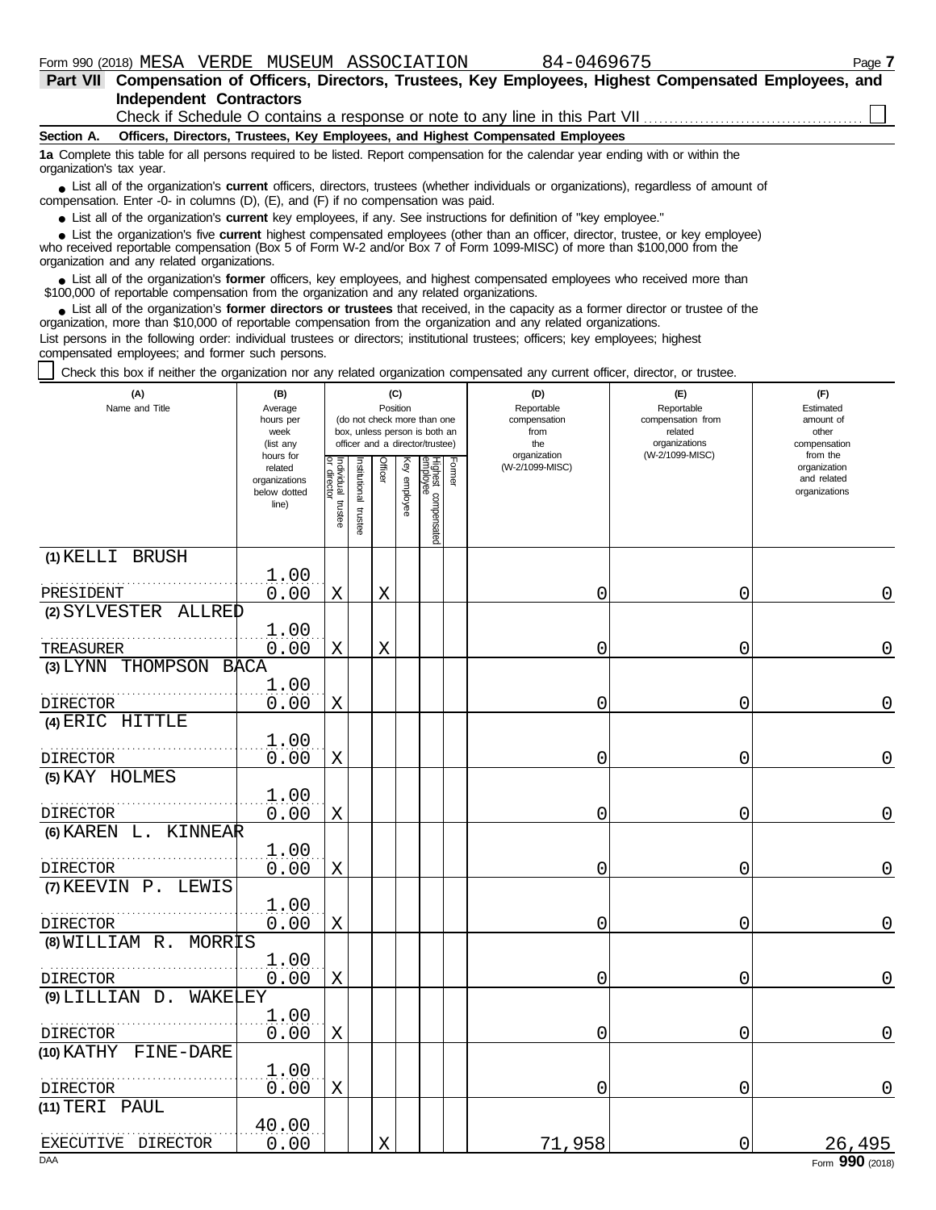Form 990 (2018) MESA VERDE MUSEUM ASSOCIATION 84-0469675

**Part VII Compensation of Officers, Directors, Trustees, Key Employees, Highest Compensated Employees, and Independent Contractors**

Check if Schedule O contains a response or note to any line in this Part VII ☐

**Section A. Officers, Directors, Trustees, Key Employees, and Highest Compensated Employees**

**1a** Complete this table for all persons required to be listed. Report compensation for the calendar year ending with or within the organization's tax year.

- List all of the organization's **current** officers, directors, trustees (whether individuals or organizations), regardless of amount of compensation. Enter -0- in columns (D), (E), and (F) if no compensation was paid.
- List all of the organization's **current** key employees, if any. See instructions for definition of "key employee."
- List the organization's five **current** highest compensated employees (other than an officer, director, trustee, or key employee) who received reportable compensation (Box 5 of Form W-2 and/or Box 7 of Form 1099-MISC) of more than $100,000 from the organization and any related organizations.
- List all of the organization's **former** officers, key employees, and highest compensated employees who received more than $100,000 of reportable compensation from the organization and any related organizations.
- List all of the organization's **former directors or trustees** that received, in the capacity as a former director or trustee of the organization, more than $10,000 of reportable compensation from the organization and any related organizations.

List persons in the following order: individual trustees or directors; institutional trustees; officers; key employees; highest compensated employees; and former such persons.

☐ Check this box if neither the organization nor any related organization compensated any current officer, director, or trustee.

| (A) Name and Title | (B) Average hours per week (list any hours for related organizations below dotted line) | (C) Position: Individual trustee or director | Institutional trustee | Officer | Key employee | Highest compensated employee | Former | (D) Reportable compensation from the organization (W-2/1099-MISC) | (E) Reportable compensation from related organizations (W-2/1099-MISC) | (F) Estimated amount of other compensation from the organization and related organizations |
|---|---|---|---|---|---|---|---|---|---|---|
| (1) KELLI BRUSH<br>PRESIDENT | 1.00<br>0.00 | X | | X | | | | 0 | 0 | 0 |
| (2) SYLVESTER ALLRED<br>TREASURER | 1.00<br>0.00 | X | | X | | | | 0 | 0 | 0 |
| (3) LYNN THOMPSON BACA<br>DIRECTOR | 1.00<br>0.00 | X | | | | | | 0 | 0 | 0 |
| (4) ERIC HITTLE<br>DIRECTOR | 1.00<br>0.00 | X | | | | | | 0 | 0 | 0 |
| (5) KAY HOLMES<br>DIRECTOR | 1.00<br>0.00 | X | | | | | | 0 | 0 | 0 |
| (6) KAREN L. KINNEAR<br>DIRECTOR | 1.00<br>0.00 | X | | | | | | 0 | 0 | 0 |
| (7) KEEVIN P. LEWIS<br>DIRECTOR | 1.00<br>0.00 | X | | | | | | 0 | 0 | 0 |
| (8) WILLIAM R. MORRIS<br>DIRECTOR | 1.00<br>0.00 | X | | | | | | 0 | 0 | 0 |
| (9) LILLIAN D. WAKELEY<br>DIRECTOR | 1.00<br>0.00 | X | | | | | | 0 | 0 | 0 |
| (10) KATHY FINE-DARE<br>DIRECTOR | 1.00<br>0.00 | X | | | | | | 0 | 0 | 0 |
| (11) TERI PAUL<br>EXECUTIVE DIRECTOR | 40.00<br>0.00 | | | X | | | | 71,958 | 0 | 26,495 |

Form **990** (2018)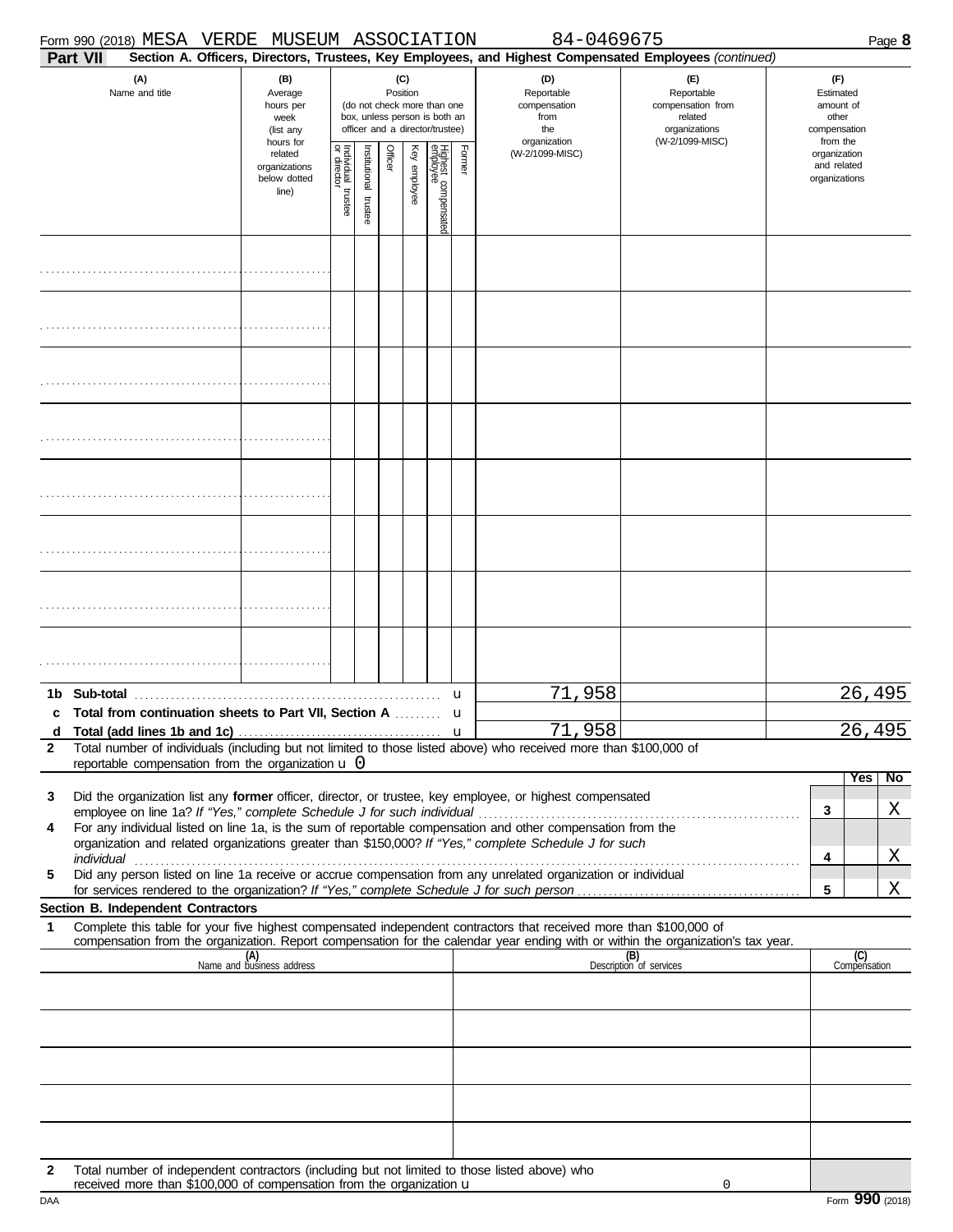Form 990 (2018) MESA VERDE MUSEUM ASSOCIATION 84-0469675 Page 8

**Part VII** **Section A. Officers, Directors, Trustees, Key Employees, and Highest Compensated Employees** *(continued)*

| (A) Name and title | (B) Average hours per week (list any hours for related organizations below dotted line) | (C) Position (do not check more than one box, unless person is both an officer and a director/trustee): Individual trustee or director | Institutional trustee | Officer | Key employee | Highest compensated employee | Former | (D) Reportable compensation from the organization (W-2/1099-MISC) | (E) Reportable compensation from related organizations (W-2/1099-MISC) | (F) Estimated amount of other compensation from the organization and related organizations |
|---|---|---|---|---|---|---|---|---|---|---|
| | | | | | | | | | | |
| | | | | | | | | | | |
| | | | | | | | | | | |
| | | | | | | | | | | |
| | | | | | | | | | | |
| | | | | | | | | | | |
| | | | | | | | | | | |
| | | | | | | | | | | |
| **1b Sub-total** | | | | | | | | 71,958 | | 26,495 |
| **c Total from continuation sheets to Part VII, Section A** | | | | | | | | | | |
| **d Total (add lines 1b and 1c)** | | | | | | | | 71,958 | | 26,495 |

**2** Total number of individuals (including but not limited to those listed above) who received more than $100,000 of reportable compensation from the organization u 0

| | | Yes | No |
|---|---|---|---|
| **3** Did the organization list any **former** officer, director, or trustee, key employee, or highest compensated employee on line 1a? *If "Yes," complete Schedule J for such individual* | 3 | | X |
| **4** For any individual listed on line 1a, is the sum of reportable compensation and other compensation from the organization and related organizations greater than $150,000? *If "Yes," complete Schedule J for such individual* | 4 | | X |
| **5** Did any person listed on line 1a receive or accrue compensation from any unrelated organization or individual for services rendered to the organization? *If "Yes," complete Schedule J for such person* | 5 | | X |

**Section B. Independent Contractors**

**1** Complete this table for your five highest compensated independent contractors that received more than $100,000 of compensation from the organization. Report compensation for the calendar year ending with or within the organization's tax year.

| (A) Name and business address | (B) Description of services | (C) Compensation |
|---|---|---|
| | | |
| | | |
| | | |
| | | |
| | | |

**2** Total number of independent contractors (including but not limited to those listed above) who received more than $100,000 of compensation from the organization u 0

DAA Form **990** (2018)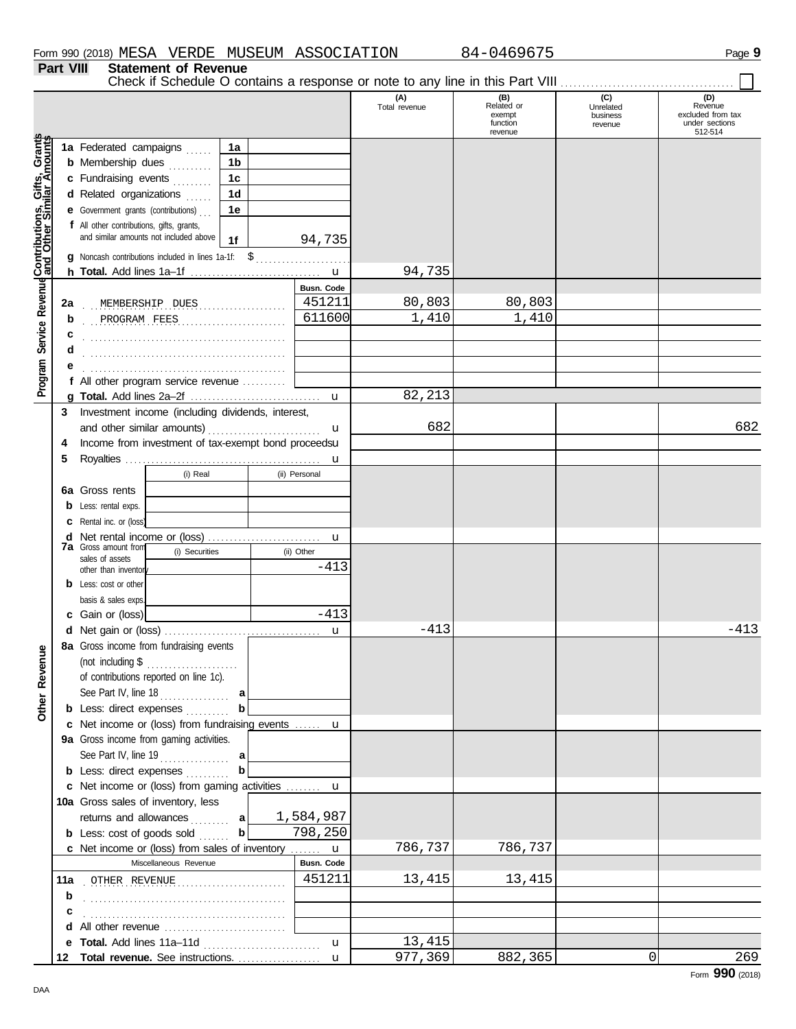Form 990 (2018) MESA VERDE MUSEUM ASSOCIATION 84-0469675 Page 9

**Part VIII Statement of Revenue**

Check if Schedule O contains a response or note to any line in this Part VIII ☐

| | | | (A) Total revenue | (B) Related or exempt function revenue | (C) Unrelated business revenue | (D) Revenue excluded from tax under sections 512-514 |
|---|---|---|---|---|---|---|
| **Contributions, Gifts, Grants and Other Similar Amounts** | 1a Federated campaigns | 1a | | | | |
| | b Membership dues | 1b | | | | |
| | c Fundraising events | 1c | | | | |
| | d Related organizations | 1d | | | | |
| | e Government grants (contributions) | 1e | | | | |
| | f All other contributions, gifts, grants, and similar amounts not included above | 1f 94,735 | | | | |
| | g Noncash contributions included in lines 1a-1f: $ | | | | | |
| | h **Total.** Add lines 1a–1f | u | 94,735 | | | |
| **Program Service Revenue** | | Busn. Code | | | | |
| | 2a MEMBERSHIP DUES | 451211 | 80,803 | 80,803 | | |
| | b PROGRAM FEES | 611600 | 1,410 | 1,410 | | |
| | c | | | | | |
| | d | | | | | |
| | e | | | | | |
| | f All other program service revenue | | | | | |
| | g **Total.** Add lines 2a–2f | u | 82,213 | | | |
| **Other Revenue** | 3 Investment income (including dividends, interest, and other similar amounts) | u | 682 | | | 682 |
| | 4 Income from investment of tax-exempt bond proceeds | u | | | | |
| | 5 Royalties | u | | | | |
| | 6a Gross rents — (i) Real / (ii) Personal | | | | | |
| | b Less: rental exps. | | | | | |
| | c Rental inc. or (loss) | | | | | |
| | d Net rental income or (loss) | u | | | | |
| | 7a Gross amount from sales of assets other than inventory — (i) Securities / (ii) Other | -413 | | | | |
| | b Less: cost or other basis & sales exps. | | | | | |
| | c Gain or (loss) | -413 | | | | |
| | d Net gain or (loss) | u | -413 | | | -413 |
| | 8a Gross income from fundraising events (not including $ of contributions reported on line 1c). See Part IV, line 18 | a | | | | |
| | b Less: direct expenses | b | | | | |
| | c Net income or (loss) from fundraising events | u | | | | |
| | 9a Gross income from gaming activities. See Part IV, line 19 | a | | | | |
| | b Less: direct expenses | b | | | | |
| | c Net income or (loss) from gaming activities | u | | | | |
| | 10a Gross sales of inventory, less returns and allowances | a 1,584,987 | | | | |
| | b Less: cost of goods sold | b 798,250 | | | | |
| | c Net income or (loss) from sales of inventory | u | 786,737 | 786,737 | | |
| | Miscellaneous Revenue | Busn. Code | | | | |
| | 11a OTHER REVENUE | 451211 | 13,415 | 13,415 | | |
| | b | | | | | |
| | c | | | | | |
| | d All other revenue | | | | | |
| | e **Total.** Add lines 11a–11d | u | 13,415 | | | |
| | 12 **Total revenue.** See instructions. | u | 977,369 | 882,365 | 0 | 269 |

Form **990** (2018)

DAA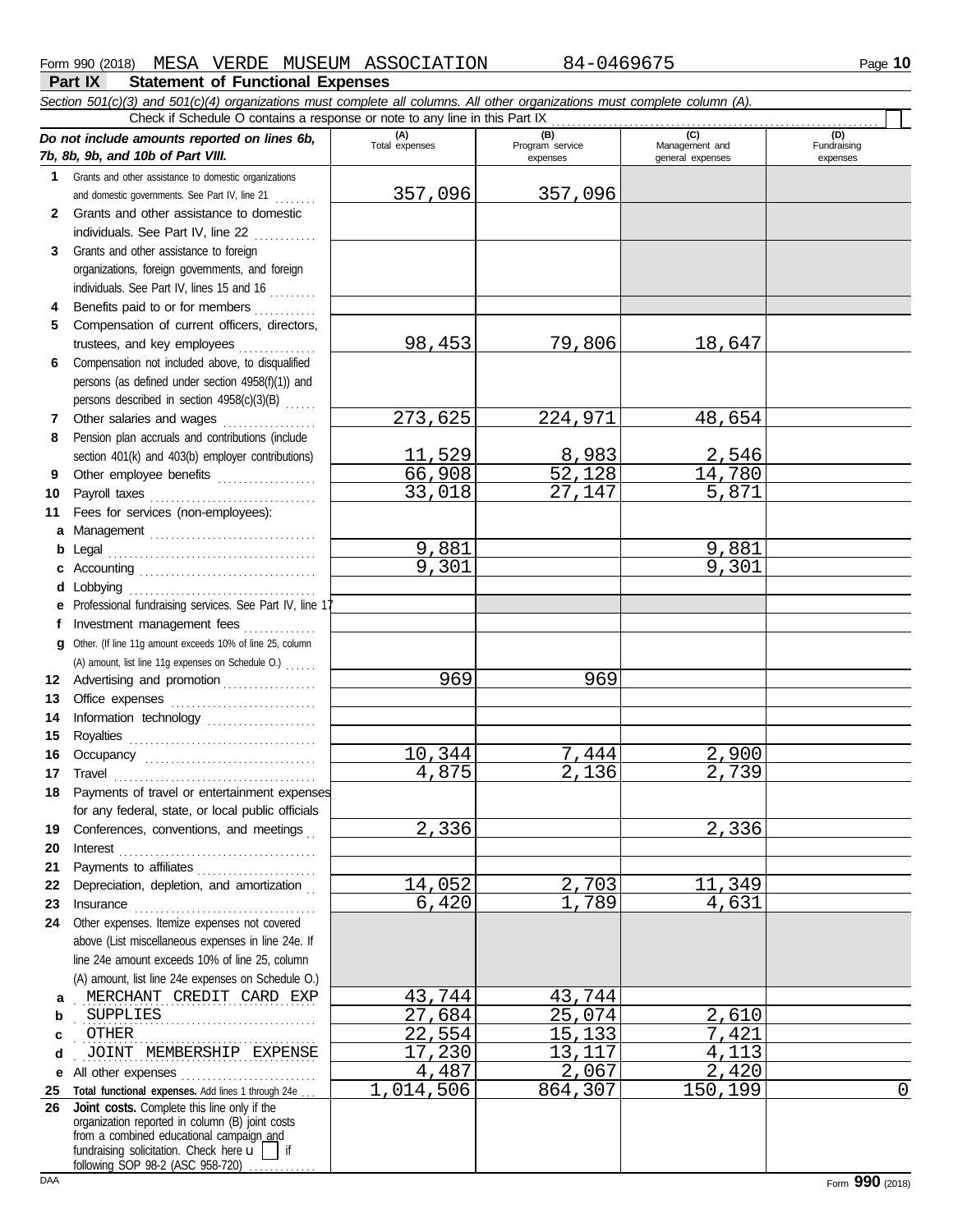Form 990 (2018) MESA VERDE MUSEUM ASSOCIATION 84-0469675

## Part IX Statement of Functional Expenses

*Section 501(c)(3) and 501(c)(4) organizations must complete all columns. All other organizations must complete column (A).*

Check if Schedule O contains a response or note to any line in this Part IX

| *Do not include amounts reported on lines 6b, 7b, 8b, 9b, and 10b of Part VIII.* | (A) Total expenses | (B) Program service expenses | (C) Management and general expenses | (D) Fundraising expenses |
|---|---|---|---|---|
| **1** Grants and other assistance to domestic organizations and domestic governments. See Part IV, line 21 | 357,096 | 357,096 | | |
| **2** Grants and other assistance to domestic individuals. See Part IV, line 22 | | | | |
| **3** Grants and other assistance to foreign organizations, foreign governments, and foreign individuals. See Part IV, lines 15 and 16 | | | | |
| **4** Benefits paid to or for members | | | | |
| **5** Compensation of current officers, directors, trustees, and key employees | 98,453 | 79,806 | 18,647 | |
| **6** Compensation not included above, to disqualified persons (as defined under section 4958(f)(1)) and persons described in section 4958(c)(3)(B) | | | | |
| **7** Other salaries and wages | 273,625 | 224,971 | 48,654 | |
| **8** Pension plan accruals and contributions (include section 401(k) and 403(b) employer contributions) | 11,529 | 8,983 | 2,546 | |
| **9** Other employee benefits | 66,908 | 52,128 | 14,780 | |
| **10** Payroll taxes | 33,018 | 27,147 | 5,871 | |
| **11** Fees for services (non-employees): | | | | |
| **a** Management | | | | |
| **b** Legal | 9,881 | | 9,881 | |
| **c** Accounting | 9,301 | | 9,301 | |
| **d** Lobbying | | | | |
| **e** Professional fundraising services. See Part IV, line 17 | | | | |
| **f** Investment management fees | | | | |
| **g** Other. (If line 11g amount exceeds 10% of line 25, column (A) amount, list line 11g expenses on Schedule O.) | | | | |
| **12** Advertising and promotion | 969 | 969 | | |
| **13** Office expenses | | | | |
| **14** Information technology | | | | |
| **15** Royalties | | | | |
| **16** Occupancy | 10,344 | 7,444 | 2,900 | |
| **17** Travel | 4,875 | 2,136 | 2,739 | |
| **18** Payments of travel or entertainment expenses for any federal, state, or local public officials | | | | |
| **19** Conferences, conventions, and meetings | 2,336 | | 2,336 | |
| **20** Interest | | | | |
| **21** Payments to affiliates | | | | |
| **22** Depreciation, depletion, and amortization | 14,052 | 2,703 | 11,349 | |
| **23** Insurance | 6,420 | 1,789 | 4,631 | |
| **24** Other expenses. Itemize expenses not covered above (List miscellaneous expenses in line 24e. If line 24e amount exceeds 10% of line 25, column (A) amount, list line 24e expenses on Schedule O.) | | | | |
| **a** MERCHANT CREDIT CARD EXP | 43,744 | 43,744 | | |
| **b** SUPPLIES | 27,684 | 25,074 | 2,610 | |
| **c** OTHER | 22,554 | 15,133 | 7,421 | |
| **d** JOINT MEMBERSHIP EXPENSE | 17,230 | 13,117 | 4,113 | |
| **e** All other expenses | 4,487 | 2,067 | 2,420 | |
| **25 Total functional expenses.** Add lines 1 through 24e | 1,014,506 | 864,307 | 150,199 | 0 |
| **26 Joint costs.** Complete this line only if the organization reported in column (B) joint costs from a combined educational campaign and fundraising solicitation. Check here ☐ if following SOP 98-2 (ASC 958-720) | | | | |

Form **990** (2018)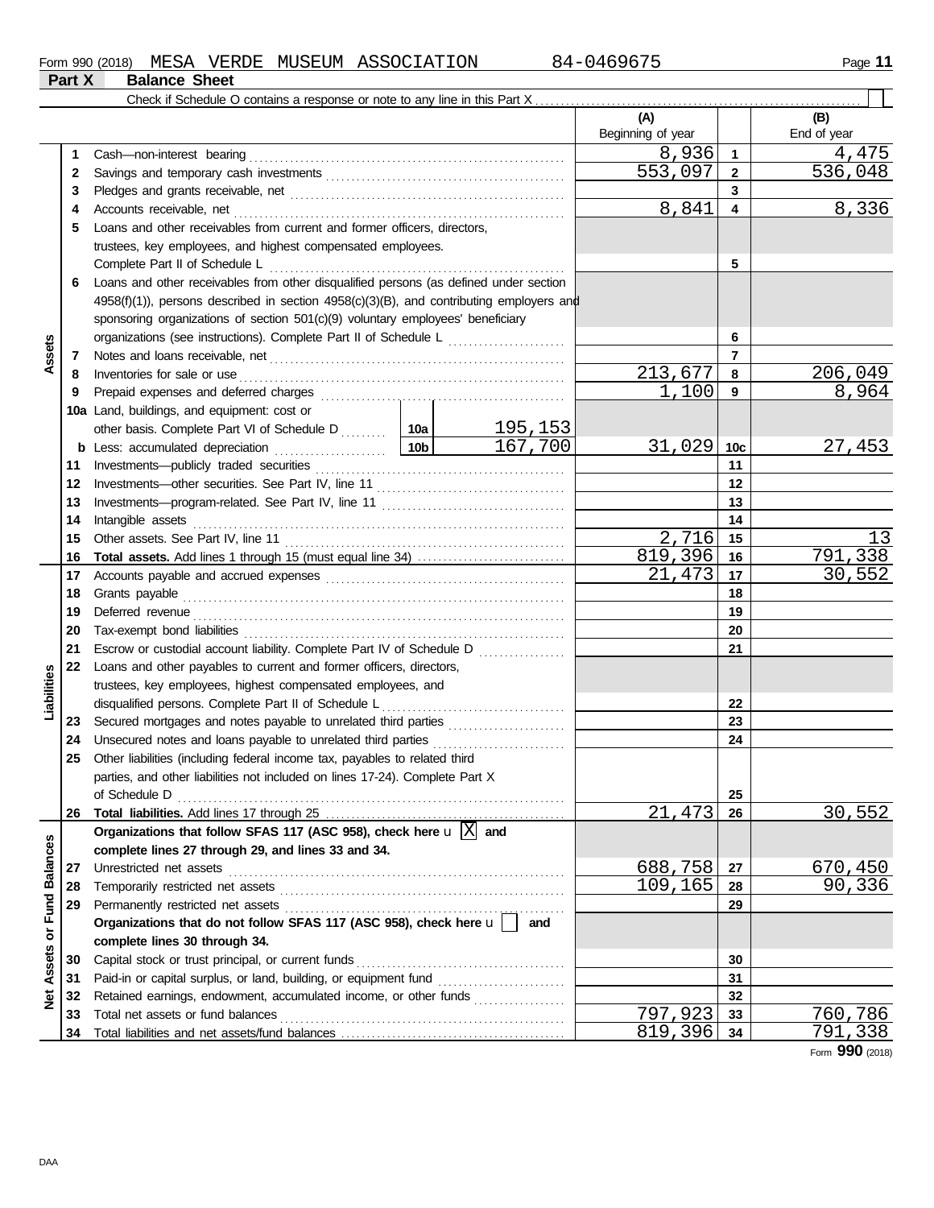Form 990 (2018) MESA VERDE MUSEUM ASSOCIATION 84-0469675

## Part X Balance Sheet

Check if Schedule O contains a response or note to any line in this Part X .......... ☐

| | | | | (A) Beginning of year | | (B) End of year |
|---|---|---|---|---|---|---|
| Assets | 1 | Cash—non-interest bearing | | 8,936 | 1 | 4,475 |
| | 2 | Savings and temporary cash investments | | 553,097 | 2 | 536,048 |
| | 3 | Pledges and grants receivable, net | | | 3 | |
| | 4 | Accounts receivable, net | | 8,841 | 4 | 8,336 |
| | 5 | Loans and other receivables from current and former officers, directors, trustees, key employees, and highest compensated employees. Complete Part II of Schedule L | | | 5 | |
| | 6 | Loans and other receivables from other disqualified persons (as defined under section 4958(f)(1)), persons described in section 4958(c)(3)(B), and contributing employers and sponsoring organizations of section 501(c)(9) voluntary employees' beneficiary organizations (see instructions). Complete Part II of Schedule L | | | 6 | |
| | 7 | Notes and loans receivable, net | | | 7 | |
| | 8 | Inventories for sale or use | | 213,677 | 8 | 206,049 |
| | 9 | Prepaid expenses and deferred charges | | 1,100 | 9 | 8,964 |
| | 10a | Land, buildings, and equipment: cost or other basis. Complete Part VI of Schedule D | 10a 195,153 | | | |
| | b | Less: accumulated depreciation | 10b 167,700 | 31,029 | 10c | 27,453 |
| | 11 | Investments—publicly traded securities | | | 11 | |
| | 12 | Investments—other securities. See Part IV, line 11 | | | 12 | |
| | 13 | Investments—program-related. See Part IV, line 11 | | | 13 | |
| | 14 | Intangible assets | | | 14 | |
| | 15 | Other assets. See Part IV, line 11 | | 2,716 | 15 | 13 |
| | 16 | **Total assets.** Add lines 1 through 15 (must equal line 34) | | 819,396 | 16 | 791,338 |
| Liabilities | 17 | Accounts payable and accrued expenses | | 21,473 | 17 | 30,552 |
| | 18 | Grants payable | | | 18 | |
| | 19 | Deferred revenue | | | 19 | |
| | 20 | Tax-exempt bond liabilities | | | 20 | |
| | 21 | Escrow or custodial account liability. Complete Part IV of Schedule D | | | 21 | |
| | 22 | Loans and other payables to current and former officers, directors, trustees, key employees, highest compensated employees, and disqualified persons. Complete Part II of Schedule L | | | 22 | |
| | 23 | Secured mortgages and notes payable to unrelated third parties | | | 23 | |
| | 24 | Unsecured notes and loans payable to unrelated third parties | | | 24 | |
| | 25 | Other liabilities (including federal income tax, payables to related third parties, and other liabilities not included on lines 17-24). Complete Part X of Schedule D | | | 25 | |
| | 26 | **Total liabilities.** Add lines 17 through 25 | | 21,473 | 26 | 30,552 |
| Net Assets or Fund Balances | | **Organizations that follow SFAS 117 (ASC 958), check here** ☒ **and complete lines 27 through 29, and lines 33 and 34.** | | | | |
| | 27 | Unrestricted net assets | | 688,758 | 27 | 670,450 |
| | 28 | Temporarily restricted net assets | | 109,165 | 28 | 90,336 |
| | 29 | Permanently restricted net assets | | | 29 | |
| | | **Organizations that do not follow SFAS 117 (ASC 958), check here** ☐ **and complete lines 30 through 34.** | | | | |
| | 30 | Capital stock or trust principal, or current funds | | | 30 | |
| | 31 | Paid-in or capital surplus, or land, building, or equipment fund | | | 31 | |
| | 32 | Retained earnings, endowment, accumulated income, or other funds | | | 32 | |
| | 33 | Total net assets or fund balances | | 797,923 | 33 | 760,786 |
| | 34 | Total liabilities and net assets/fund balances | | 819,396 | 34 | 791,338 |

Form **990** (2018)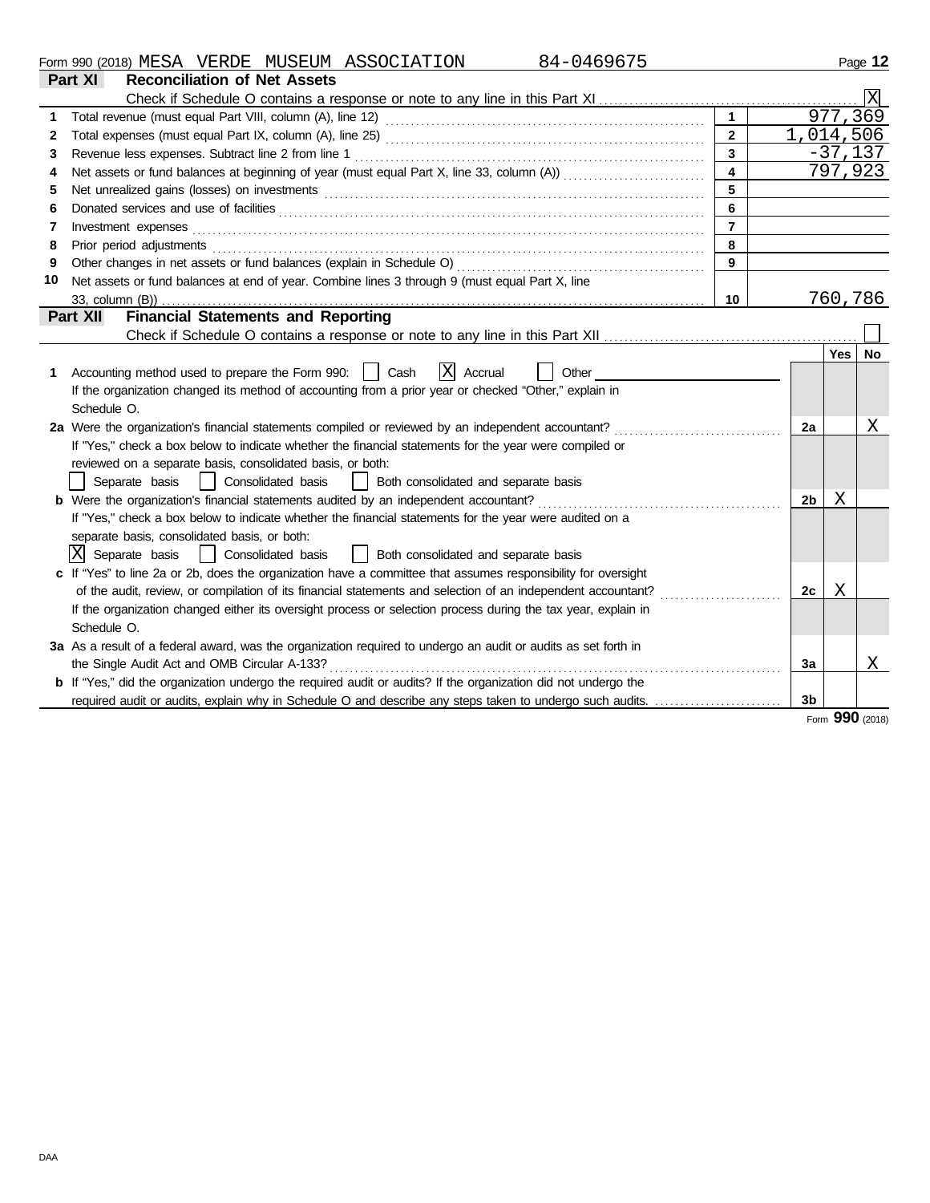Form 990 (2018) MESA VERDE MUSEUM ASSOCIATION 84-0469675

## Part XI Reconciliation of Net Assets

Check if Schedule O contains a response or note to any line in this Part XI .......... [X]

| | | | |
|---|---|---|---|
| 1 | Total revenue (must equal Part VIII, column (A), line 12) | 1 | 977,369 |
| 2 | Total expenses (must equal Part IX, column (A), line 25) | 2 | 1,014,506 |
| 3 | Revenue less expenses. Subtract line 2 from line 1 | 3 | -37,137 |
| 4 | Net assets or fund balances at beginning of year (must equal Part X, line 33, column (A)) | 4 | 797,923 |
| 5 | Net unrealized gains (losses) on investments | 5 | |
| 6 | Donated services and use of facilities | 6 | |
| 7 | Investment expenses | 7 | |
| 8 | Prior period adjustments | 8 | |
| 9 | Other changes in net assets or fund balances (explain in Schedule O) | 9 | |
| 10 | Net assets or fund balances at end of year. Combine lines 3 through 9 (must equal Part X, line 33, column (B)) | 10 | 760,786 |

## Part XII Financial Statements and Reporting

Check if Schedule O contains a response or note to any line in this Part XII .......... [ ]

| | | | Yes | No |
|---|---|---|---|---|
| 1 | Accounting method used to prepare the Form 990: [ ] Cash [X] Accrual [ ] Other<br>If the organization changed its method of accounting from a prior year or checked "Other," explain in Schedule O. | | | |
| 2a | Were the organization's financial statements compiled or reviewed by an independent accountant? | 2a | | X |
| | If "Yes," check a box below to indicate whether the financial statements for the year were compiled or reviewed on a separate basis, consolidated basis, or both:<br>[ ] Separate basis [ ] Consolidated basis [ ] Both consolidated and separate basis | | | |
| b | Were the organization's financial statements audited by an independent accountant? | 2b | X | |
| | If "Yes," check a box below to indicate whether the financial statements for the year were audited on a separate basis, consolidated basis, or both:<br>[X] Separate basis [ ] Consolidated basis [ ] Both consolidated and separate basis | | | |
| c | If "Yes" to line 2a or 2b, does the organization have a committee that assumes responsibility for oversight of the audit, review, or compilation of its financial statements and selection of an independent accountant? | 2c | X | |
| | If the organization changed either its oversight process or selection process during the tax year, explain in Schedule O. | | | |
| 3a | As a result of a federal award, was the organization required to undergo an audit or audits as set forth in the Single Audit Act and OMB Circular A-133? | 3a | | X |
| b | If "Yes," did the organization undergo the required audit or audits? If the organization did not undergo the required audit or audits, explain why in Schedule O and describe any steps taken to undergo such audits. | 3b | | |

Form **990** (2018)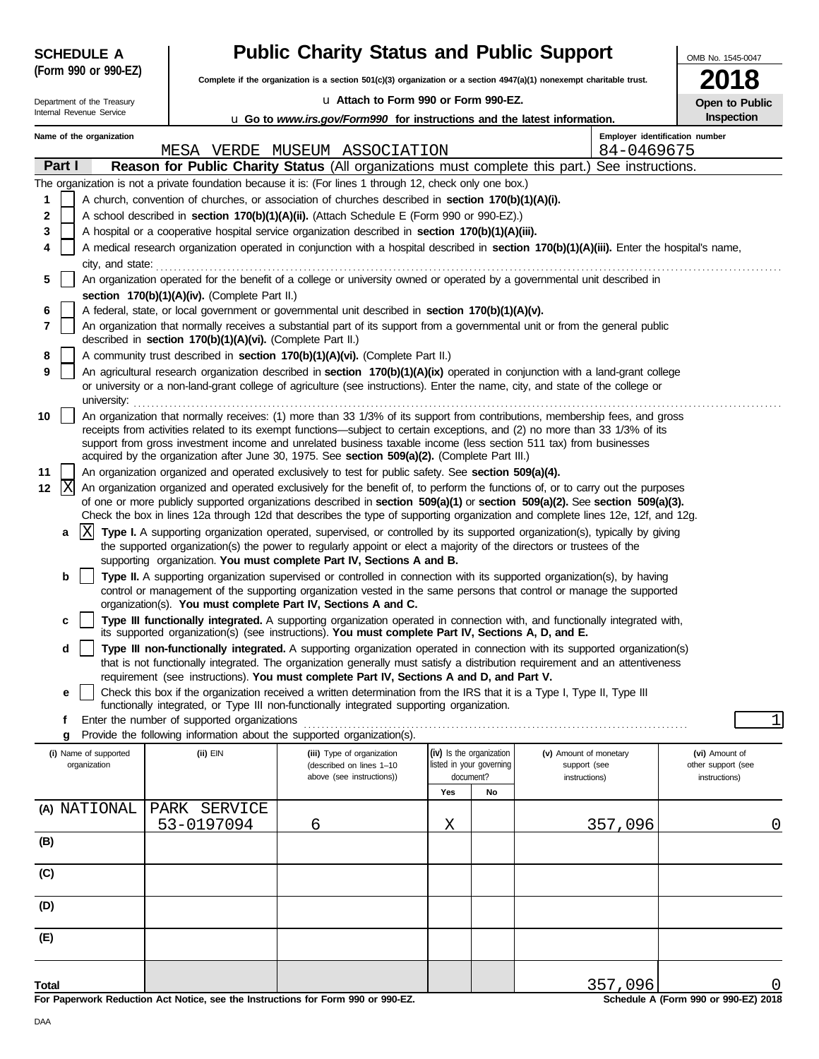**SCHEDULE A (Form 990 or 990-EZ)**

Department of the Treasury
Internal Revenue Service

# Public Charity Status and Public Support

**Complete if the organization is a section 501(c)(3) organization or a section 4947(a)(1) nonexempt charitable trust.**

u **Attach to Form 990 or Form 990-EZ.**

u **Go to *www.irs.gov/Form990* for instructions and the latest information.**

OMB No. 1545-0047

**2018**

**Open to Public Inspection**

**Name of the organization**
MESA VERDE MUSEUM ASSOCIATION

**Employer identification number**
84-0469675

**Part I** **Reason for Public Charity Status** (All organizations must complete this part.) See instructions.

The organization is not a private foundation because it is: (For lines 1 through 12, check only one box.)

1. [ ] A church, convention of churches, or association of churches described in **section 170(b)(1)(A)(i).**
2. [ ] A school described in **section 170(b)(1)(A)(ii).** (Attach Schedule E (Form 990 or 990-EZ).)
3. [ ] A hospital or a cooperative hospital service organization described in **section 170(b)(1)(A)(iii).**
4. [ ] A medical research organization operated in conjunction with a hospital described in **section 170(b)(1)(A)(iii).** Enter the hospital's name, city, and state:
5. [ ] An organization operated for the benefit of a college or university owned or operated by a governmental unit described in **section 170(b)(1)(A)(iv).** (Complete Part II.)
6. [ ] A federal, state, or local government or governmental unit described in **section 170(b)(1)(A)(v).**
7. [ ] An organization that normally receives a substantial part of its support from a governmental unit or from the general public described in **section 170(b)(1)(A)(vi).** (Complete Part II.)
8. [ ] A community trust described in **section 170(b)(1)(A)(vi).** (Complete Part II.)
9. [ ] An agricultural research organization described in **section 170(b)(1)(A)(ix)** operated in conjunction with a land-grant college or university or a non-land-grant college of agriculture (see instructions). Enter the name, city, and state of the college or university:
10. [ ] An organization that normally receives: (1) more than 33 1/3% of its support from contributions, membership fees, and gross receipts from activities related to its exempt functions—subject to certain exceptions, and (2) no more than 33 1/3% of its support from gross investment income and unrelated business taxable income (less section 511 tax) from businesses acquired by the organization after June 30, 1975. See **section 509(a)(2).** (Complete Part III.)
11. [ ] An organization organized and operated exclusively to test for public safety. See **section 509(a)(4).**
12. [X] An organization organized and operated exclusively for the benefit of, to perform the functions of, or to carry out the purposes of one or more publicly supported organizations described in **section 509(a)(1)** or **section 509(a)(2).** See **section 509(a)(3).** Check the box in lines 12a through 12d that describes the type of supporting organization and complete lines 12e, 12f, and 12g.
   - **a** [X] **Type I.** A supporting organization operated, supervised, or controlled by its supported organization(s), typically by giving the supported organization(s) the power to regularly appoint or elect a majority of the directors or trustees of the supporting organization. **You must complete Part IV, Sections A and B.**
   - **b** [ ] **Type II.** A supporting organization supervised or controlled in connection with its supported organization(s), by having control or management of the supporting organization vested in the same persons that control or manage the supported organization(s). **You must complete Part IV, Sections A and C.**
   - **c** [ ] **Type III functionally integrated.** A supporting organization operated in connection with, and functionally integrated with, its supported organization(s) (see instructions). **You must complete Part IV, Sections A, D, and E.**
   - **d** [ ] **Type III non-functionally integrated.** A supporting organization operated in connection with its supported organization(s) that is not functionally integrated. The organization generally must satisfy a distribution requirement and an attentiveness requirement (see instructions). **You must complete Part IV, Sections A and D, and Part V.**
   - **e** [ ] Check this box if the organization received a written determination from the IRS that it is a Type I, Type II, Type III functionally integrated, or Type III non-functionally integrated supporting organization.
   - **f** Enter the number of supported organizations: 1
   - **g** Provide the following information about the supported organization(s).

| (i) Name of supported organization | (ii) EIN | (iii) Type of organization (described on lines 1–10 above (see instructions)) | (iv) Is the organization listed in your governing document? Yes | No | (v) Amount of monetary support (see instructions) | (vi) Amount of other support (see instructions) |
|---|---|---|---|---|---|---|
| (A) NATIONAL PARK SERVICE | 53-0197094 | 6 | X | | 357,096 | 0 |
| (B) | | | | | | |
| (C) | | | | | | |
| (D) | | | | | | |
| (E) | | | | | | |
| **Total** | | | | | 357,096 | 0 |

**For Paperwork Reduction Act Notice, see the Instructions for Form 990 or 990-EZ.**

**Schedule A (Form 990 or 990-EZ) 2018**

DAA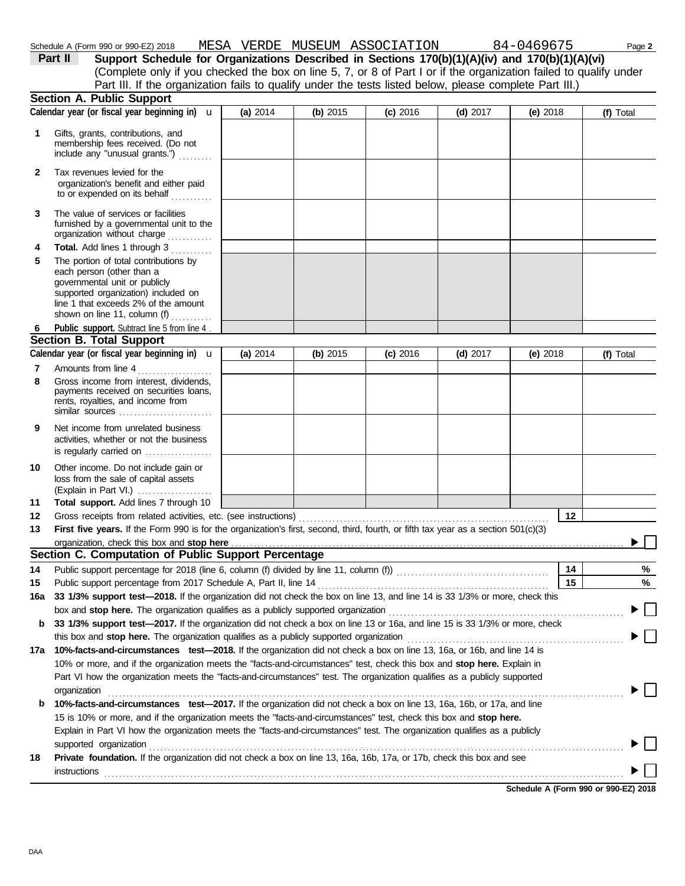Schedule A (Form 990 or 990-EZ) 2018 MESA VERDE MUSEUM ASSOCIATION 84-0469675 Page 2

**Part II Support Schedule for Organizations Described in Sections 170(b)(1)(A)(iv) and 170(b)(1)(A)(vi)**
(Complete only if you checked the box on line 5, 7, or 8 of Part I or if the organization failed to qualify under Part III. If the organization fails to qualify under the tests listed below, please complete Part III.)

## Section A. Public Support

| Calendar year (or fiscal year beginning in) | (a) 2014 | (b) 2015 | (c) 2016 | (d) 2017 | (e) 2018 | (f) Total |
|---|---|---|---|---|---|---|
| **1** Gifts, grants, contributions, and membership fees received. (Do not include any "unusual grants.") | | | | | | |
| **2** Tax revenues levied for the organization's benefit and either paid to or expended on its behalf | | | | | | |
| **3** The value of services or facilities furnished by a governmental unit to the organization without charge | | | | | | |
| **4** **Total.** Add lines 1 through 3 | | | | | | |
| **5** The portion of total contributions by each person (other than a governmental unit or publicly supported organization) included on line 1 that exceeds 2% of the amount shown on line 11, column (f) | | | | | | |
| **6** **Public support.** Subtract line 5 from line 4 | | | | | | |

## Section B. Total Support

| Calendar year (or fiscal year beginning in) | (a) 2014 | (b) 2015 | (c) 2016 | (d) 2017 | (e) 2018 | (f) Total |
|---|---|---|---|---|---|---|
| **7** Amounts from line 4 | | | | | | |
| **8** Gross income from interest, dividends, payments received on securities loans, rents, royalties, and income from similar sources | | | | | | |
| **9** Net income from unrelated business activities, whether or not the business is regularly carried on | | | | | | |
| **10** Other income. Do not include gain or loss from the sale of capital assets (Explain in Part VI.) | | | | | | |
| **11** **Total support.** Add lines 7 through 10 | | | | | | |

**12** Gross receipts from related activities, etc. (see instructions) **12**

**13** **First five years.** If the Form 990 is for the organization's first, second, third, fourth, or fifth tax year as a section 501(c)(3) organization, check this box and **stop here** ☐

## Section C. Computation of Public Support Percentage

**14** Public support percentage for 2018 (line 6, column (f) divided by line 11, column (f)) **14** %

**15** Public support percentage from 2017 Schedule A, Part II, line 14 **15** %

**16a** **33 1/3% support test—2018.** If the organization did not check the box on line 13, and line 14 is 33 1/3% or more, check this box and **stop here.** The organization qualifies as a publicly supported organization ☐

**b** **33 1/3% support test—2017.** If the organization did not check a box on line 13 or 16a, and line 15 is 33 1/3% or more, check this box and **stop here.** The organization qualifies as a publicly supported organization ☐

**17a** **10%-facts-and-circumstances test—2018.** If the organization did not check a box on line 13, 16a, or 16b, and line 14 is 10% or more, and if the organization meets the "facts-and-circumstances" test, check this box and **stop here.** Explain in Part VI how the organization meets the "facts-and-circumstances" test. The organization qualifies as a publicly supported organization ☐

**b** **10%-facts-and-circumstances test—2017.** If the organization did not check a box on line 13, 16a, 16b, or 17a, and line 15 is 10% or more, and if the organization meets the "facts-and-circumstances" test, check this box and **stop here.** Explain in Part VI how the organization meets the "facts-and-circumstances" test. The organization qualifies as a publicly supported organization ☐

**18** **Private foundation.** If the organization did not check a box on line 13, 16a, 16b, 17a, or 17b, check this box and see instructions ☐

**Schedule A (Form 990 or 990-EZ) 2018**

DAA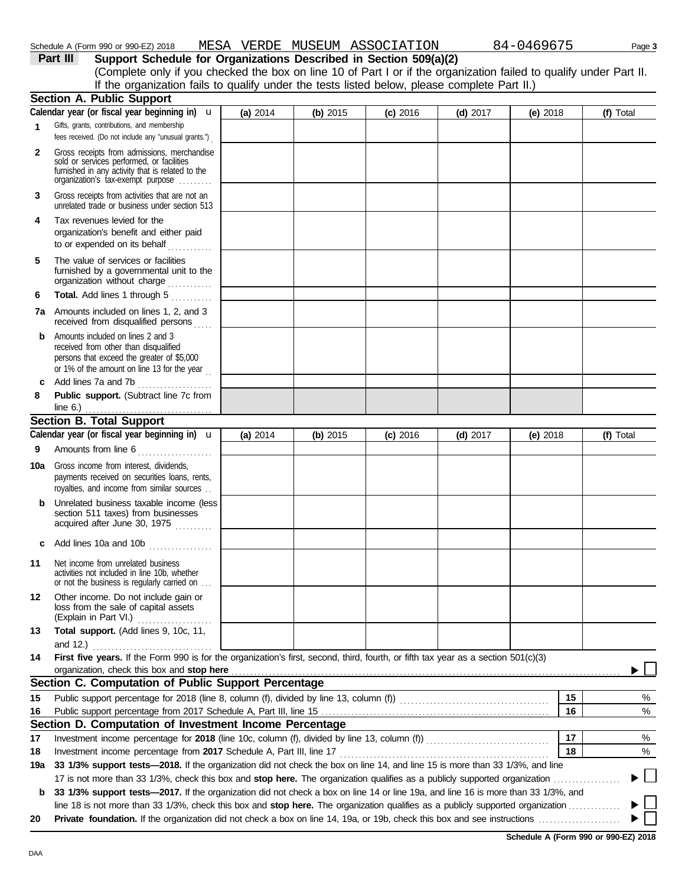Schedule A (Form 990 or 990-EZ) 2018 MESA VERDE MUSEUM ASSOCIATION 84-0469675

**Part III** **Support Schedule for Organizations Described in Section 509(a)(2)**

(Complete only if you checked the box on line 10 of Part I or if the organization failed to qualify under Part II. If the organization fails to qualify under the tests listed below, please complete Part II.)

## Section A. Public Support

| Calendar year (or fiscal year beginning in) | (a) 2014 | (b) 2015 | (c) 2016 | (d) 2017 | (e) 2018 | (f) Total |
|---|---|---|---|---|---|---|
| 1 Gifts, grants, contributions, and membership fees received. (Do not include any "unusual grants.") | | | | | | |
| 2 Gross receipts from admissions, merchandise sold or services performed, or facilities furnished in any activity that is related to the organization's tax-exempt purpose | | | | | | |
| 3 Gross receipts from activities that are not an unrelated trade or business under section 513 | | | | | | |
| 4 Tax revenues levied for the organization's benefit and either paid to or expended on its behalf | | | | | | |
| 5 The value of services or facilities furnished by a governmental unit to the organization without charge | | | | | | |
| 6 **Total.** Add lines 1 through 5 | | | | | | |
| 7a Amounts included on lines 1, 2, and 3 received from disqualified persons | | | | | | |
| b Amounts included on lines 2 and 3 received from other than disqualified persons that exceed the greater of $5,000 or 1% of the amount on line 13 for the year | | | | | | |
| c Add lines 7a and 7b | | | | | | |
| 8 **Public support.** (Subtract line 7c from line 6.) | | | | | | |

## Section B. Total Support

| Calendar year (or fiscal year beginning in) | (a) 2014 | (b) 2015 | (c) 2016 | (d) 2017 | (e) 2018 | (f) Total |
|---|---|---|---|---|---|---|
| 9 Amounts from line 6 | | | | | | |
| 10a Gross income from interest, dividends, payments received on securities loans, rents, royalties, and income from similar sources | | | | | | |
| b Unrelated business taxable income (less section 511 taxes) from businesses acquired after June 30, 1975 | | | | | | |
| c Add lines 10a and 10b | | | | | | |
| 11 Net income from unrelated business activities not included in line 10b, whether or not the business is regularly carried on | | | | | | |
| 12 Other income. Do not include gain or loss from the sale of capital assets (Explain in Part VI.) | | | | | | |
| 13 **Total support.** (Add lines 9, 10c, 11, and 12.) | | | | | | |

14 **First five years.** If the Form 990 is for the organization's first, second, third, fourth, or fifth tax year as a section 501(c)(3) organization, check this box and **stop here** ☐

## Section C. Computation of Public Support Percentage

| | | | |
|---|---|---|---|
| 15 | Public support percentage for 2018 (line 8, column (f), divided by line 13, column (f)) | 15 | % |
| 16 | Public support percentage from 2017 Schedule A, Part III, line 15 | 16 | % |

## Section D. Computation of Investment Income Percentage

| | | | |
|---|---|---|---|
| 17 | Investment income percentage for **2018** (line 10c, column (f), divided by line 13, column (f)) | 17 | % |
| 18 | Investment income percentage from **2017** Schedule A, Part III, line 17 | 18 | % |

19a **33 1/3% support tests—2018.** If the organization did not check the box on line 14, and line 15 is more than 33 1/3%, and line 17 is not more than 33 1/3%, check this box and **stop here.** The organization qualifies as a publicly supported organization ☐

b **33 1/3% support tests—2017.** If the organization did not check a box on line 14 or line 19a, and line 16 is more than 33 1/3%, and line 18 is not more than 33 1/3%, check this box and **stop here.** The organization qualifies as a publicly supported organization ☐

20 **Private foundation.** If the organization did not check a box on line 14, 19a, or 19b, check this box and see instructions ☐

**Schedule A (Form 990 or 990-EZ) 2018**

DAA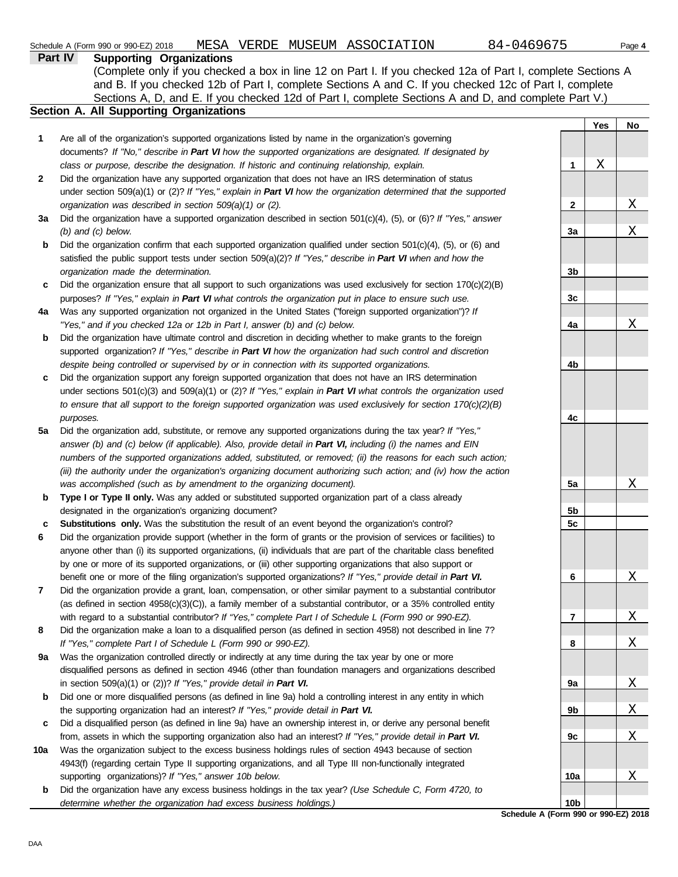Schedule A (Form 990 or 990-EZ) 2018 MESA VERDE MUSEUM ASSOCIATION 84-0469675

## Part IV Supporting Organizations

(Complete only if you checked a box in line 12 on Part I. If you checked 12a of Part I, complete Sections A and B. If you checked 12b of Part I, complete Sections A and C. If you checked 12c of Part I, complete Sections A, D, and E. If you checked 12d of Part I, complete Sections A and D, and complete Part V.)

### Section A. All Supporting Organizations

| | | Line | Yes | No |
|---|---|---|---|---|
| **1** | Are all of the organization's supported organizations listed by name in the organization's governing documents? *If "No," describe in **Part VI** how the supported organizations are designated. If designated by class or purpose, describe the designation. If historic and continuing relationship, explain.* | 1 | X | |
| **2** | Did the organization have any supported organization that does not have an IRS determination of status under section 509(a)(1) or (2)? *If "Yes," explain in **Part VI** how the organization determined that the supported organization was described in section 509(a)(1) or (2).* | 2 | | X |
| **3a** | Did the organization have a supported organization described in section 501(c)(4), (5), or (6)? *If "Yes," answer (b) and (c) below.* | 3a | | X |
| **b** | Did the organization confirm that each supported organization qualified under section 501(c)(4), (5), or (6) and satisfied the public support tests under section 509(a)(2)? *If "Yes," describe in **Part VI** when and how the organization made the determination.* | 3b | | |
| **c** | Did the organization ensure that all support to such organizations was used exclusively for section 170(c)(2)(B) purposes? *If "Yes," explain in **Part VI** what controls the organization put in place to ensure such use.* | 3c | | |
| **4a** | Was any supported organization not organized in the United States ("foreign supported organization")? *If "Yes," and if you checked 12a or 12b in Part I, answer (b) and (c) below.* | 4a | | X |
| **b** | Did the organization have ultimate control and discretion in deciding whether to make grants to the foreign supported organization? *If "Yes," describe in **Part VI** how the organization had such control and discretion despite being controlled or supervised by or in connection with its supported organizations.* | 4b | | |
| **c** | Did the organization support any foreign supported organization that does not have an IRS determination under sections 501(c)(3) and 509(a)(1) or (2)? *If "Yes," explain in **Part VI** what controls the organization used to ensure that all support to the foreign supported organization was used exclusively for section 170(c)(2)(B) purposes.* | 4c | | |
| **5a** | Did the organization add, substitute, or remove any supported organizations during the tax year? *If "Yes," answer (b) and (c) below (if applicable). Also, provide detail in **Part VI,** including (i) the names and EIN numbers of the supported organizations added, substituted, or removed; (ii) the reasons for each such action; (iii) the authority under the organization's organizing document authorizing such action; and (iv) how the action was accomplished (such as by amendment to the organizing document).* | 5a | | X |
| **b** | **Type I or Type II only.** Was any added or substituted supported organization part of a class already designated in the organization's organizing document? | 5b | | |
| **c** | **Substitutions only.** Was the substitution the result of an event beyond the organization's control? | 5c | | |
| **6** | Did the organization provide support (whether in the form of grants or the provision of services or facilities) to anyone other than (i) its supported organizations, (ii) individuals that are part of the charitable class benefited by one or more of its supported organizations, or (iii) other supporting organizations that also support or benefit one or more of the filing organization's supported organizations? *If "Yes," provide detail in **Part VI.*** | 6 | | X |
| **7** | Did the organization provide a grant, loan, compensation, or other similar payment to a substantial contributor (as defined in section 4958(c)(3)(C)), a family member of a substantial contributor, or a 35% controlled entity with regard to a substantial contributor? *If "Yes," complete Part I of Schedule L (Form 990 or 990-EZ).* | 7 | | X |
| **8** | Did the organization make a loan to a disqualified person (as defined in section 4958) not described in line 7? *If "Yes," complete Part I of Schedule L (Form 990 or 990-EZ).* | 8 | | X |
| **9a** | Was the organization controlled directly or indirectly at any time during the tax year by one or more disqualified persons as defined in section 4946 (other than foundation managers and organizations described in section 509(a)(1) or (2))? *If "Yes," provide detail in **Part VI.*** | 9a | | X |
| **b** | Did one or more disqualified persons (as defined in line 9a) hold a controlling interest in any entity in which the supporting organization had an interest? *If "Yes," provide detail in **Part VI.*** | 9b | | X |
| **c** | Did a disqualified person (as defined in line 9a) have an ownership interest in, or derive any personal benefit from, assets in which the supporting organization also had an interest? *If "Yes," provide detail in **Part VI.*** | 9c | | X |
| **10a** | Was the organization subject to the excess business holdings rules of section 4943 because of section 4943(f) (regarding certain Type II supporting organizations, and all Type III non-functionally integrated supporting organizations)? *If "Yes," answer 10b below.* | 10a | | X |
| **b** | Did the organization have any excess business holdings in the tax year? *(Use Schedule C, Form 4720, to determine whether the organization had excess business holdings.)* | 10b | | |

**Schedule A (Form 990 or 990-EZ) 2018**

DAA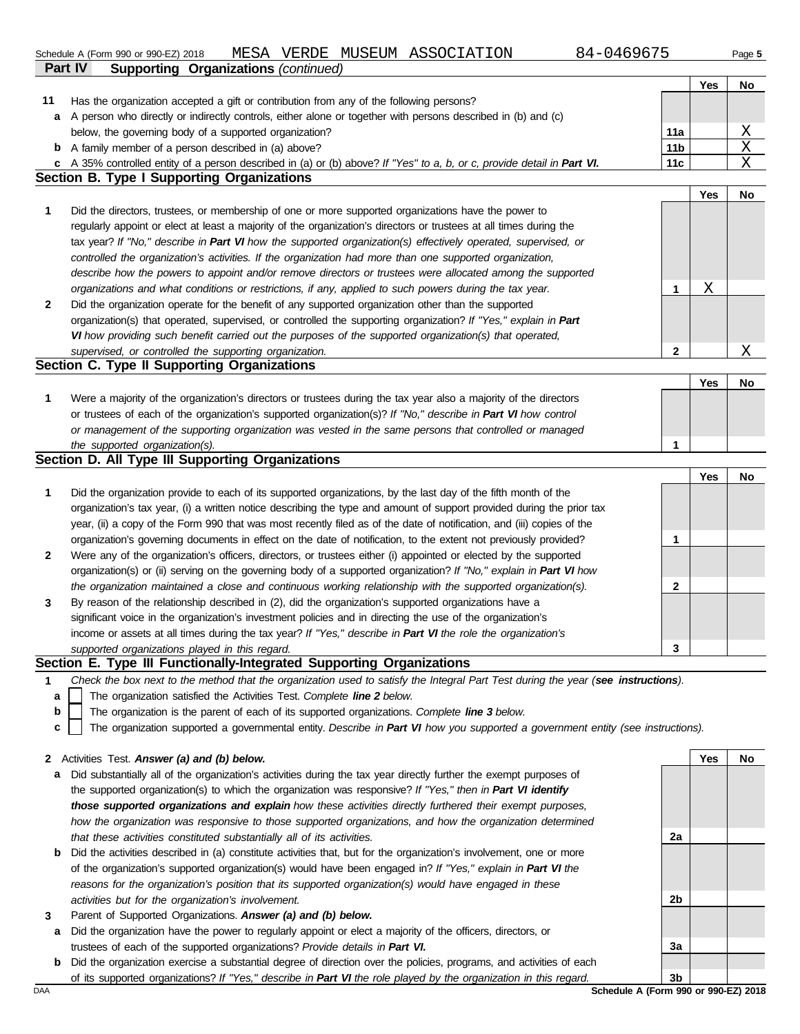Schedule A (Form 990 or 990-EZ) 2018 MESA VERDE MUSEUM ASSOCIATION 84-0469675

## Part IV Supporting Organizations *(continued)*

| | | | Yes | No |
|---|---|---|---|---|
| **11** | Has the organization accepted a gift or contribution from any of the following persons? | | | |
| **a** | A person who directly or indirectly controls, either alone or together with persons described in (b) and (c) below, the governing body of a supported organization? | **11a** | | X |
| **b** | A family member of a person described in (a) above? | **11b** | | X |
| **c** | A 35% controlled entity of a person described in (a) or (b) above? *If "Yes" to a, b, or c, provide detail in **Part VI.*** | **11c** | | X |

### Section B. Type I Supporting Organizations

| | | | Yes | No |
|---|---|---|---|---|
| **1** | Did the directors, trustees, or membership of one or more supported organizations have the power to regularly appoint or elect at least a majority of the organization's directors or trustees at all times during the tax year? *If "No," describe in **Part VI** how the supported organization(s) effectively operated, supervised, or controlled the organization's activities. If the organization had more than one supported organization, describe how the powers to appoint and/or remove directors or trustees were allocated among the supported organizations and what conditions or restrictions, if any, applied to such powers during the tax year.* | **1** | X | |
| **2** | Did the organization operate for the benefit of any supported organization other than the supported organization(s) that operated, supervised, or controlled the supporting organization? *If "Yes," explain in **Part VI** how providing such benefit carried out the purposes of the supported organization(s) that operated, supervised, or controlled the supporting organization.* | **2** | | X |

### Section C. Type II Supporting Organizations

| | | | Yes | No |
|---|---|---|---|---|
| **1** | Were a majority of the organization's directors or trustees during the tax year also a majority of the directors or trustees of each of the organization's supported organization(s)? *If "No," describe in **Part VI** how control or management of the supporting organization was vested in the same persons that controlled or managed the supported organization(s).* | **1** | | |

### Section D. All Type III Supporting Organizations

| | | | Yes | No |
|---|---|---|---|---|
| **1** | Did the organization provide to each of its supported organizations, by the last day of the fifth month of the organization's tax year, (i) a written notice describing the type and amount of support provided during the prior tax year, (ii) a copy of the Form 990 that was most recently filed as of the date of notification, and (iii) copies of the organization's governing documents in effect on the date of notification, to the extent not previously provided? | **1** | | |
| **2** | Were any of the organization's officers, directors, or trustees either (i) appointed or elected by the supported organization(s) or (ii) serving on the governing body of a supported organization? *If "No," explain in **Part VI** how the organization maintained a close and continuous working relationship with the supported organization(s).* | **2** | | |
| **3** | By reason of the relationship described in (2), did the organization's supported organizations have a significant voice in the organization's investment policies and in directing the use of the organization's income or assets at all times during the tax year? *If "Yes," describe in **Part VI** the role the organization's supported organizations played in this regard.* | **3** | | |

### Section E. Type III Functionally-Integrated Supporting Organizations

**1** *Check the box next to the method that the organization used to satisfy the Integral Part Test during the year (**see instructions**).*

- **a** ☐ The organization satisfied the Activities Test. *Complete **line 2** below.*
- **b** ☐ The organization is the parent of each of its supported organizations. *Complete **line 3** below.*
- **c** ☐ The organization supported a governmental entity. *Describe in **Part VI** how you supported a government entity (see instructions).*

| | | | Yes | No |
|---|---|---|---|---|
| **2** | Activities Test. ***Answer (a) and (b) below.*** | | | |
| **a** | Did substantially all of the organization's activities during the tax year directly further the exempt purposes of the supported organization(s) to which the organization was responsive? *If "Yes," then in **Part VI identify those supported organizations and explain** how these activities directly furthered their exempt purposes, how the organization was responsive to those supported organizations, and how the organization determined that these activities constituted substantially all of its activities.* | **2a** | | |
| **b** | Did the activities described in (a) constitute activities that, but for the organization's involvement, one or more of the organization's supported organization(s) would have been engaged in? *If "Yes," explain in **Part VI** the reasons for the organization's position that its supported organization(s) would have engaged in these activities but for the organization's involvement.* | **2b** | | |
| **3** | Parent of Supported Organizations. ***Answer (a) and (b) below.*** | | | |
| **a** | Did the organization have the power to regularly appoint or elect a majority of the officers, directors, or trustees of each of the supported organizations? *Provide details in **Part VI.*** | **3a** | | |
| **b** | Did the organization exercise a substantial degree of direction over the policies, programs, and activities of each of its supported organizations? *If "Yes," describe in **Part VI** the role played by the organization in this regard.* | **3b** | | |

DAA **Schedule A (Form 990 or 990-EZ) 2018**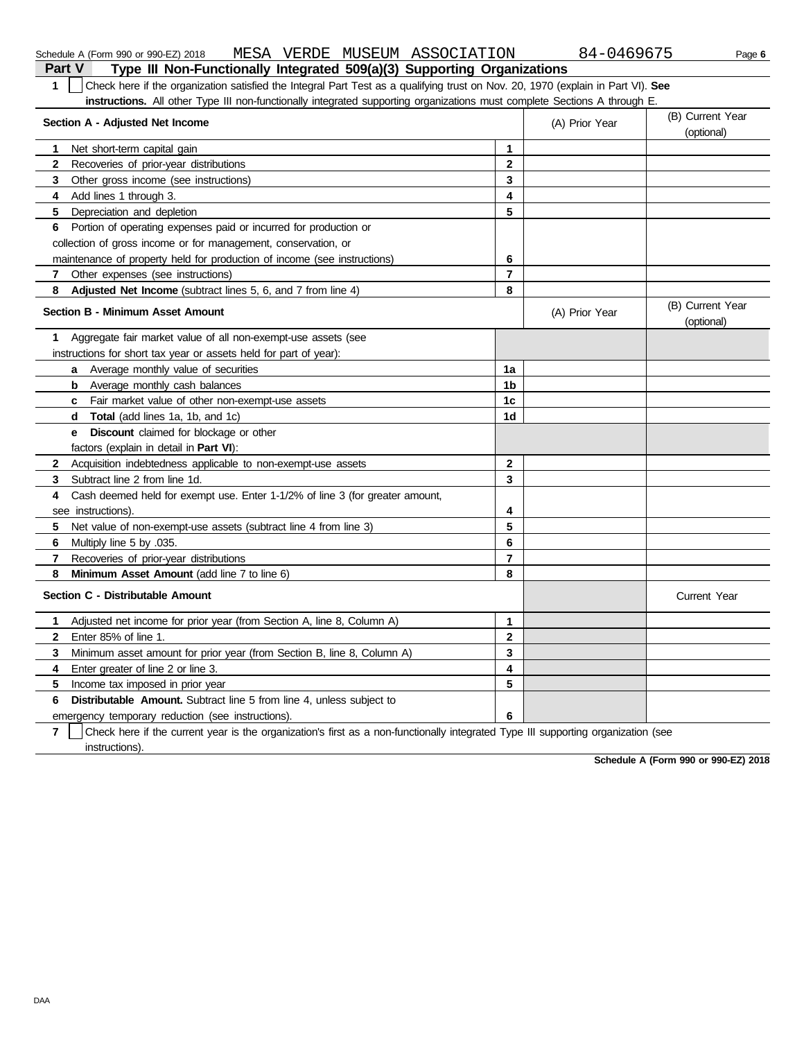Schedule A (Form 990 or 990-EZ) 2018 MESA VERDE MUSEUM ASSOCIATION 84-0469675

## Part V Type III Non-Functionally Integrated 509(a)(3) Supporting Organizations

**1** ☐ Check here if the organization satisfied the Integral Part Test as a qualifying trust on Nov. 20, 1970 (explain in Part VI). **See instructions.** All other Type III non-functionally integrated supporting organizations must complete Sections A through E.

| Section A - Adjusted Net Income | | (A) Prior Year | (B) Current Year (optional) |
|---|---|---|---|
| **1** Net short-term capital gain | 1 | | |
| **2** Recoveries of prior-year distributions | 2 | | |
| **3** Other gross income (see instructions) | 3 | | |
| **4** Add lines 1 through 3. | 4 | | |
| **5** Depreciation and depletion | 5 | | |
| **6** Portion of operating expenses paid or incurred for production or collection of gross income or for management, conservation, or maintenance of property held for production of income (see instructions) | 6 | | |
| **7** Other expenses (see instructions) | 7 | | |
| **8** **Adjusted Net Income** (subtract lines 5, 6, and 7 from line 4) | 8 | | |

| Section B - Minimum Asset Amount | | (A) Prior Year | (B) Current Year (optional) |
|---|---|---|---|
| **1** Aggregate fair market value of all non-exempt-use assets (see instructions for short tax year or assets held for part of year): | | | |
| **a** Average monthly value of securities | 1a | | |
| **b** Average monthly cash balances | 1b | | |
| **c** Fair market value of other non-exempt-use assets | 1c | | |
| **d** **Total** (add lines 1a, 1b, and 1c) | 1d | | |
| **e** **Discount** claimed for blockage or other factors (explain in detail in **Part VI**): | | | |
| **2** Acquisition indebtedness applicable to non-exempt-use assets | 2 | | |
| **3** Subtract line 2 from line 1d. | 3 | | |
| **4** Cash deemed held for exempt use. Enter 1-1/2% of line 3 (for greater amount, see instructions). | 4 | | |
| **5** Net value of non-exempt-use assets (subtract line 4 from line 3) | 5 | | |
| **6** Multiply line 5 by .035. | 6 | | |
| **7** Recoveries of prior-year distributions | 7 | | |
| **8** **Minimum Asset Amount** (add line 7 to line 6) | 8 | | |

| Section C - Distributable Amount | | | Current Year |
|---|---|---|---|
| **1** Adjusted net income for prior year (from Section A, line 8, Column A) | 1 | | |
| **2** Enter 85% of line 1. | 2 | | |
| **3** Minimum asset amount for prior year (from Section B, line 8, Column A) | 3 | | |
| **4** Enter greater of line 2 or line 3. | 4 | | |
| **5** Income tax imposed in prior year | 5 | | |
| **6** **Distributable Amount.** Subtract line 5 from line 4, unless subject to emergency temporary reduction (see instructions). | 6 | | |

**7** ☐ Check here if the current year is the organization's first as a non-functionally integrated Type III supporting organization (see instructions).

**Schedule A (Form 990 or 990-EZ) 2018**

DAA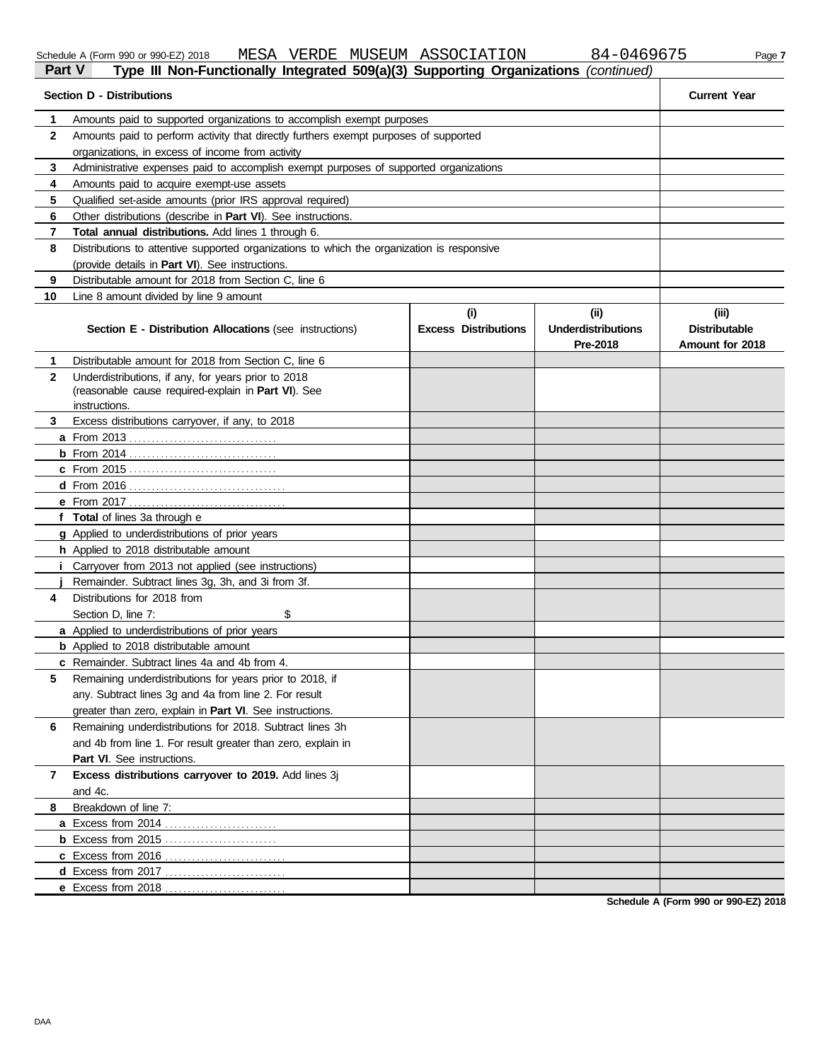Schedule A (Form 990 or 990-EZ) 2018 MESA VERDE MUSEUM ASSOCIATION 84-0469675

## Part V Type III Non-Functionally Integrated 509(a)(3) Supporting Organizations *(continued)*

| | Section D - Distributions | Current Year |
|---|---|---|
| 1 | Amounts paid to supported organizations to accomplish exempt purposes | |
| 2 | Amounts paid to perform activity that directly furthers exempt purposes of supported organizations, in excess of income from activity | |
| 3 | Administrative expenses paid to accomplish exempt purposes of supported organizations | |
| 4 | Amounts paid to acquire exempt-use assets | |
| 5 | Qualified set-aside amounts (prior IRS approval required) | |
| 6 | Other distributions (describe in **Part VI**). See instructions. | |
| 7 | **Total annual distributions.** Add lines 1 through 6. | |
| 8 | Distributions to attentive supported organizations to which the organization is responsive (provide details in **Part VI**). See instructions. | |
| 9 | Distributable amount for 2018 from Section C, line 6 | |
| 10 | Line 8 amount divided by line 9 amount | |

| | Section E - Distribution Allocations (see instructions) | (i) Excess Distributions | (ii) Underdistributions Pre-2018 | (iii) Distributable Amount for 2018 |
|---|---|---|---|---|
| 1 | Distributable amount for 2018 from Section C, line 6 | | | |
| 2 | Underdistributions, if any, for years prior to 2018 (reasonable cause required-explain in **Part VI**). See instructions. | | | |
| 3 | Excess distributions carryover, if any, to 2018 | | | |
| a | From 2013 | | | |
| b | From 2014 | | | |
| c | From 2015 | | | |
| d | From 2016 | | | |
| e | From 2017 | | | |
| f | **Total** of lines 3a through e | | | |
| g | Applied to underdistributions of prior years | | | |
| h | Applied to 2018 distributable amount | | | |
| i | Carryover from 2013 not applied (see instructions) | | | |
| j | Remainder. Subtract lines 3g, 3h, and 3i from 3f. | | | |
| 4 | Distributions for 2018 from Section D, line 7: $ | | | |
| a | Applied to underdistributions of prior years | | | |
| b | Applied to 2018 distributable amount | | | |
| c | Remainder. Subtract lines 4a and 4b from 4. | | | |
| 5 | Remaining underdistributions for years prior to 2018, if any. Subtract lines 3g and 4a from line 2. For result greater than zero, explain in **Part VI**. See instructions. | | | |
| 6 | Remaining underdistributions for 2018. Subtract lines 3h and 4b from line 1. For result greater than zero, explain in **Part VI**. See instructions. | | | |
| 7 | **Excess distributions carryover to 2019.** Add lines 3j and 4c. | | | |
| 8 | Breakdown of line 7: | | | |
| a | Excess from 2014 | | | |
| b | Excess from 2015 | | | |
| c | Excess from 2016 | | | |
| d | Excess from 2017 | | | |
| e | Excess from 2018 | | | |

**Schedule A (Form 990 or 990-EZ) 2018**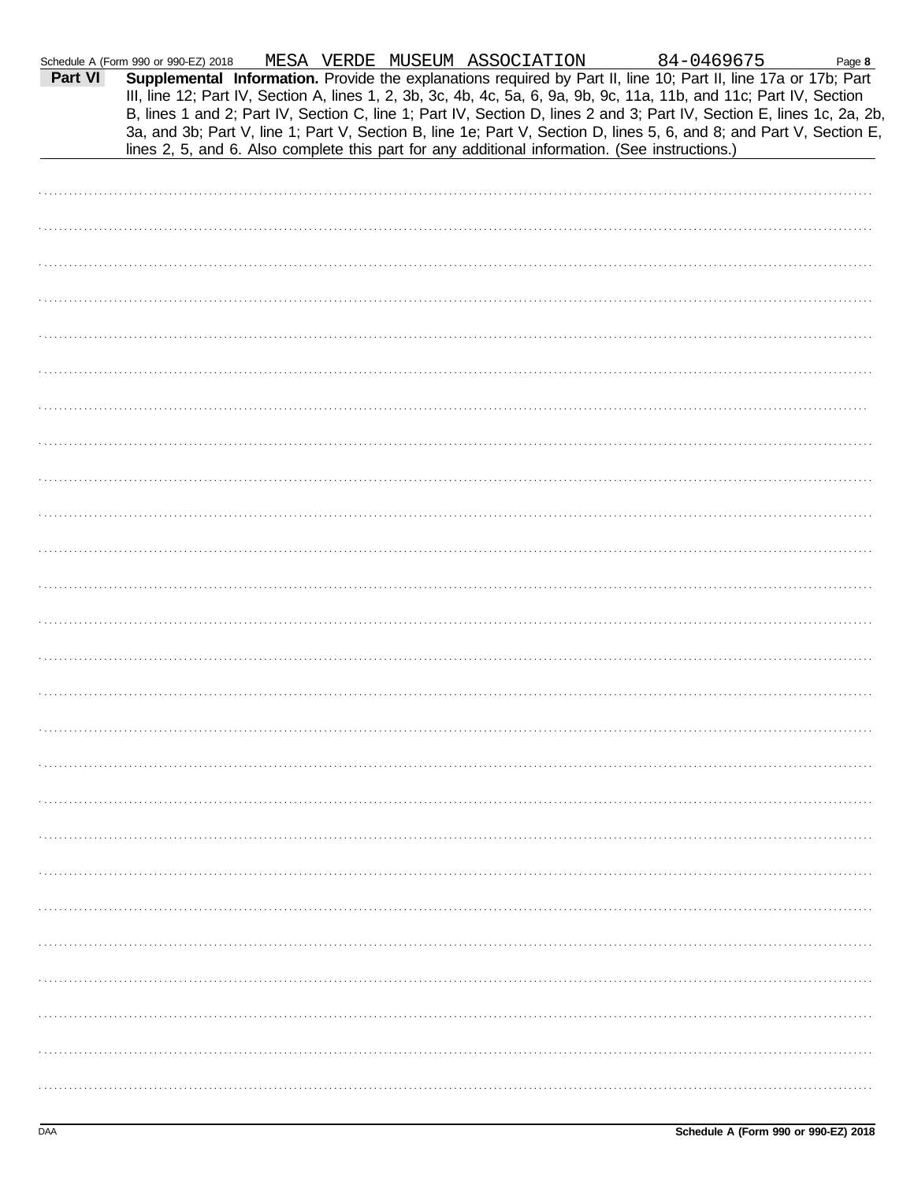Schedule A (Form 990 or 990-EZ) 2018 MESA VERDE MUSEUM ASSOCIATION 84-0469675

**Part VI** **Supplemental Information.** Provide the explanations required by Part II, line 10; Part II, line 17a or 17b; Part III, line 12; Part IV, Section A, lines 1, 2, 3b, 3c, 4b, 4c, 5a, 6, 9a, 9b, 9c, 11a, 11b, and 11c; Part IV, Section B, lines 1 and 2; Part IV, Section C, line 1; Part IV, Section D, lines 2 and 3; Part IV, Section E, lines 1c, 2a, 2b, 3a, and 3b; Part V, line 1; Part V, Section B, line 1e; Part V, Section D, lines 5, 6, and 8; and Part V, Section E, lines 2, 5, and 6. Also complete this part for any additional information. (See instructions.)

DAA

**Schedule A (Form 990 or 990-EZ) 2018**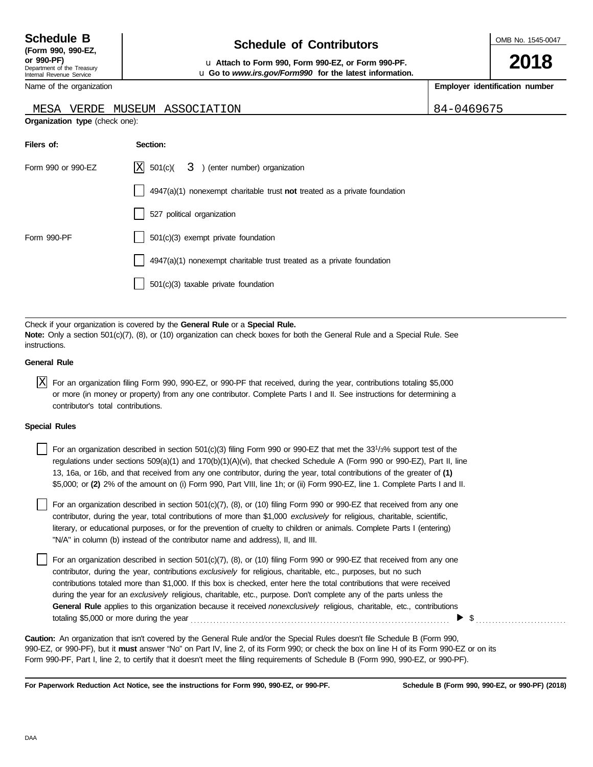**Schedule B**
**(Form 990, 990-EZ, or 990-PF)**
Department of the Treasury
Internal Revenue Service

# Schedule of Contributors

u **Attach to Form 990, Form 990-EZ, or Form 990-PF.**
u **Go to *www.irs.gov/Form990* for the latest information.**

OMB No. 1545-0047

**2018**

| Name of the organization | Employer identification number |
|---|---|
| MESA VERDE MUSEUM ASSOCIATION | 84-0469675 |

**Organization type** (check one):

| Filers of: | Section: |
|---|---|
| Form 990 or 990-EZ | [X] 501(c)( 3 ) (enter number) organization |
| | [ ] 4947(a)(1) nonexempt charitable trust **not** treated as a private foundation |
| | [ ] 527 political organization |
| Form 990-PF | [ ] 501(c)(3) exempt private foundation |
| | [ ] 4947(a)(1) nonexempt charitable trust treated as a private foundation |
| | [ ] 501(c)(3) taxable private foundation |

Check if your organization is covered by the **General Rule** or a **Special Rule.**
**Note:** Only a section 501(c)(7), (8), or (10) organization can check boxes for both the General Rule and a Special Rule. See instructions.

**General Rule**

[X] For an organization filing Form 990, 990-EZ, or 990-PF that received, during the year, contributions totaling $5,000 or more (in money or property) from any one contributor. Complete Parts I and II. See instructions for determining a contributor's total contributions.

**Special Rules**

[ ] For an organization described in section 501(c)(3) filing Form 990 or 990-EZ that met the 33 1/3% support test of the regulations under sections 509(a)(1) and 170(b)(1)(A)(vi), that checked Schedule A (Form 990 or 990-EZ), Part II, line 13, 16a, or 16b, and that received from any one contributor, during the year, total contributions of the greater of **(1)** $5,000; or **(2)** 2% of the amount on (i) Form 990, Part VIII, line 1h; or (ii) Form 990-EZ, line 1. Complete Parts I and II.

[ ] For an organization described in section 501(c)(7), (8), or (10) filing Form 990 or 990-EZ that received from any one contributor, during the year, total contributions of more than $1,000 *exclusively* for religious, charitable, scientific, literary, or educational purposes, or for the prevention of cruelty to children or animals. Complete Parts I (entering) "N/A" in column (b) instead of the contributor name and address), II, and III.

[ ] For an organization described in section 501(c)(7), (8), or (10) filing Form 990 or 990-EZ that received from any one contributor, during the year, contributions *exclusively* for religious, charitable, etc., purposes, but no such contributions totaled more than $1,000. If this box is checked, enter here the total contributions that were received during the year for an *exclusively* religious, charitable, etc., purpose. Don't complete any of the parts unless the **General Rule** applies to this organization because it received *nonexclusively* religious, charitable, etc., contributions totaling $5,000 or more during the year . . . . . . . . . . . . . . . . . . . . . . . . . . . . . . . . . . . . ▶ $ . . . . . . . . . . . . . . . .

**Caution:** An organization that isn't covered by the General Rule and/or the Special Rules doesn't file Schedule B (Form 990, 990-EZ, or 990-PF), but it **must** answer "No" on Part IV, line 2, of its Form 990; or check the box on line H of its Form 990-EZ or on its Form 990-PF, Part I, line 2, to certify that it doesn't meet the filing requirements of Schedule B (Form 990, 990-EZ, or 990-PF).

**For Paperwork Reduction Act Notice, see the instructions for Form 990, 990-EZ, or 990-PF.** **Schedule B (Form 990, 990-EZ, or 990-PF) (2018)**

DAA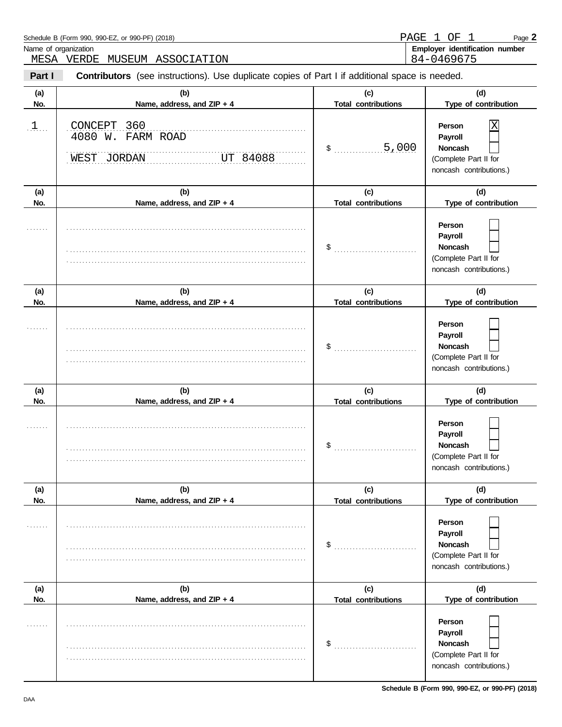Schedule B (Form 990, 990-EZ, or 990-PF) (2018)

PAGE 1 OF 1 Page **2**

Name of organization: MESA VERDE MUSEUM ASSOCIATION

**Employer identification number**: 84-0469675

**Part I** **Contributors** (see instructions). Use duplicate copies of Part I if additional space is needed.

| (a) No. | (b) Name, address, and ZIP + 4 | (c) Total contributions | (d) Type of contribution |
|---|---|---|---|
| 1 | CONCEPT 360<br>4080 W. FARM ROAD<br>WEST JORDAN UT 84088 | $ 5,000 | Person [X]<br>Payroll [ ]<br>Noncash [ ]<br>(Complete Part II for noncash contributions.) |
| | | $ | Person [ ]<br>Payroll [ ]<br>Noncash [ ]<br>(Complete Part II for noncash contributions.) |
| | | $ | Person [ ]<br>Payroll [ ]<br>Noncash [ ]<br>(Complete Part II for noncash contributions.) |
| | | $ | Person [ ]<br>Payroll [ ]<br>Noncash [ ]<br>(Complete Part II for noncash contributions.) |
| | | $ | Person [ ]<br>Payroll [ ]<br>Noncash [ ]<br>(Complete Part II for noncash contributions.) |
| | | $ | Person [ ]<br>Payroll [ ]<br>Noncash [ ]<br>(Complete Part II for noncash contributions.) |

**Schedule B (Form 990, 990-EZ, or 990-PF) (2018)**

DAA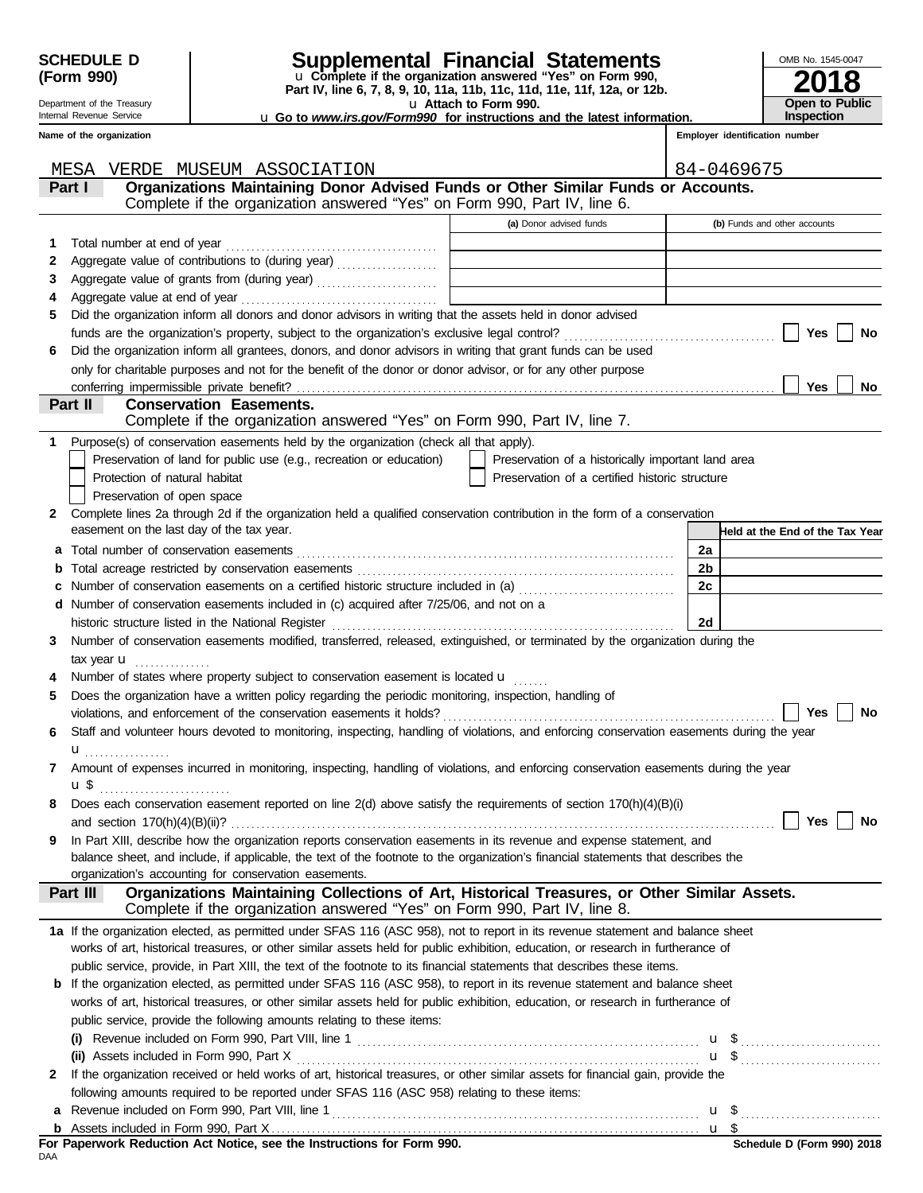**SCHEDULE D (Form 990)**

Department of the Treasury
Internal Revenue Service

# Supplemental Financial Statements

u Complete if the organization answered "Yes" on Form 990, Part IV, line 6, 7, 8, 9, 10, 11a, 11b, 11c, 11d, 11e, 11f, 12a, or 12b.
u Attach to Form 990.
u Go to *www.irs.gov/Form990* for instructions and the latest information.

OMB No. 1545-0047

**2018**

**Open to Public Inspection**

**Name of the organization:** MESA VERDE MUSEUM ASSOCIATION

**Employer identification number:** 84-0469675

## Part I — Organizations Maintaining Donor Advised Funds or Other Similar Funds or Accounts.

Complete if the organization answered "Yes" on Form 990, Part IV, line 6.

| | | (a) Donor advised funds | (b) Funds and other accounts |
|---|---|---|---|
| 1 | Total number at end of year | | |
| 2 | Aggregate value of contributions to (during year) | | |
| 3 | Aggregate value of grants from (during year) | | |
| 4 | Aggregate value at end of year | | |

5 Did the organization inform all donors and donor advisors in writing that the assets held in donor advised funds are the organization's property, subject to the organization's exclusive legal control? ☐ Yes ☐ No

6 Did the organization inform all grantees, donors, and donor advisors in writing that grant funds can be used only for charitable purposes and not for the benefit of the donor or donor advisor, or for any other purpose conferring impermissible private benefit? ☐ Yes ☐ No

## Part II — Conservation Easements.

Complete if the organization answered "Yes" on Form 990, Part IV, line 7.

1 Purpose(s) of conservation easements held by the organization (check all that apply).

- ☐ Preservation of land for public use (e.g., recreation or education)
- ☐ Preservation of a historically important land area
- ☐ Protection of natural habitat
- ☐ Preservation of a certified historic structure
- ☐ Preservation of open space

2 Complete lines 2a through 2d if the organization held a qualified conservation contribution in the form of a conservation easement on the last day of the tax year.

| | | | Held at the End of the Tax Year |
|---|---|---|---|
| a | Total number of conservation easements | 2a | |
| b | Total acreage restricted by conservation easements | 2b | |
| c | Number of conservation easements on a certified historic structure included in (a) | 2c | |
| d | Number of conservation easements included in (c) acquired after 7/25/06, and not on a historic structure listed in the National Register | 2d | |

3 Number of conservation easements modified, transferred, released, extinguished, or terminated by the organization during the tax year u

4 Number of states where property subject to conservation easement is located u

5 Does the organization have a written policy regarding the periodic monitoring, inspection, handling of violations, and enforcement of the conservation easements it holds? ☐ Yes ☐ No

6 Staff and volunteer hours devoted to monitoring, inspecting, handling of violations, and enforcing conservation easements during the year u

7 Amount of expenses incurred in monitoring, inspecting, handling of violations, and enforcing conservation easements during the year u $

8 Does each conservation easement reported on line 2(d) above satisfy the requirements of section 170(h)(4)(B)(i) and section 170(h)(4)(B)(ii)? ☐ Yes ☐ No

9 In Part XIII, describe how the organization reports conservation easements in its revenue and expense statement, and balance sheet, and include, if applicable, the text of the footnote to the organization's financial statements that describes the organization's accounting for conservation easements.

## Part III — Organizations Maintaining Collections of Art, Historical Treasures, or Other Similar Assets.

Complete if the organization answered "Yes" on Form 990, Part IV, line 8.

**1a** If the organization elected, as permitted under SFAS 116 (ASC 958), not to report in its revenue statement and balance sheet works of art, historical treasures, or other similar assets held for public exhibition, education, or research in furtherance of public service, provide, in Part XIII, the text of the footnote to its financial statements that describes these items.

**b** If the organization elected, as permitted under SFAS 116 (ASC 958), to report in its revenue statement and balance sheet works of art, historical treasures, or other similar assets held for public exhibition, education, or research in furtherance of public service, provide the following amounts relating to these items:

**(i)** Revenue included on Form 990, Part VIII, line 1 u $

**(ii)** Assets included in Form 990, Part X u $

**2** If the organization received or held works of art, historical treasures, or other similar assets for financial gain, provide the following amounts required to be reported under SFAS 116 (ASC 958) relating to these items:

**a** Revenue included on Form 990, Part VIII, line 1 u $

**b** Assets included in Form 990, Part X u $

**For Paperwork Reduction Act Notice, see the Instructions for Form 990.** Schedule D (Form 990) 2018

DAA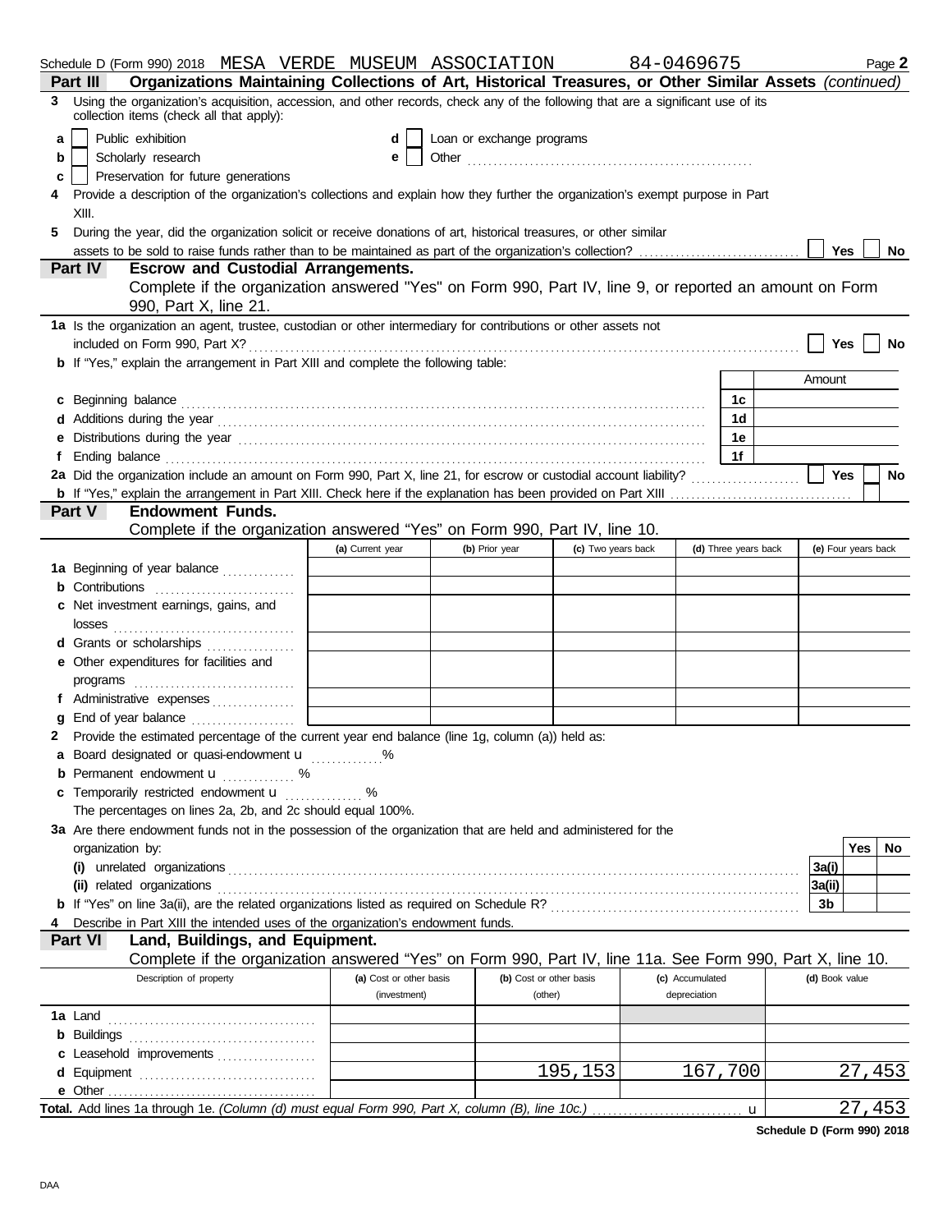Schedule D (Form 990) 2018 MESA VERDE MUSEUM ASSOCIATION 84-0469675 Page **2**

## Part III Organizations Maintaining Collections of Art, Historical Treasures, or Other Similar Assets *(continued)*

**3** Using the organization's acquisition, accession, and other records, check any of the following that are a significant use of its collection items (check all that apply):

- **a** ☐ Public exhibition
- **b** ☐ Scholarly research
- **c** ☐ Preservation for future generations
- **d** ☐ Loan or exchange programs
- **e** ☐ Other

**4** Provide a description of the organization's collections and explain how they further the organization's exempt purpose in Part XIII.

**5** During the year, did the organization solicit or receive donations of art, historical treasures, or other similar assets to be sold to raise funds rather than to be maintained as part of the organization's collection? ☐ Yes ☐ No

## Part IV Escrow and Custodial Arrangements.

Complete if the organization answered "Yes" on Form 990, Part IV, line 9, or reported an amount on Form 990, Part X, line 21.

**1a** Is the organization an agent, trustee, custodian or other intermediary for contributions or other assets not included on Form 990, Part X? ☐ Yes ☐ No

**b** If "Yes," explain the arrangement in Part XIII and complete the following table:

| | | Amount |
|---|---|---|
| **c** Beginning balance | 1c | |
| **d** Additions during the year | 1d | |
| **e** Distributions during the year | 1e | |
| **f** Ending balance | 1f | |

**2a** Did the organization include an amount on Form 990, Part X, line 21, for escrow or custodial account liability? ☐ Yes ☐ No

**b** If "Yes," explain the arrangement in Part XIII. Check here if the explanation has been provided on Part XIII ☐

## Part V Endowment Funds.

Complete if the organization answered "Yes" on Form 990, Part IV, line 10.

| | (a) Current year | (b) Prior year | (c) Two years back | (d) Three years back | (e) Four years back |
|---|---|---|---|---|---|
| **1a** Beginning of year balance | | | | | |
| **b** Contributions | | | | | |
| **c** Net investment earnings, gains, and losses | | | | | |
| **d** Grants or scholarships | | | | | |
| **e** Other expenditures for facilities and programs | | | | | |
| **f** Administrative expenses | | | | | |
| **g** End of year balance | | | | | |

**2** Provide the estimated percentage of the current year end balance (line 1g, column (a)) held as:

- **a** Board designated or quasi-endowment u ............ %
- **b** Permanent endowment u ............ %
- **c** Temporarily restricted endowment u ............ %

The percentages on lines 2a, 2b, and 2c should equal 100%.

**3a** Are there endowment funds not in the possession of the organization that are held and administered for the organization by:

| | | Yes | No |
|---|---|---|---|
| **(i)** unrelated organizations | 3a(i) | | |
| **(ii)** related organizations | 3a(ii) | | |
| **b** If "Yes" on line 3a(ii), are the related organizations listed as required on Schedule R? | 3b | | |

**4** Describe in Part XIII the intended uses of the organization's endowment funds.

## Part VI Land, Buildings, and Equipment.

Complete if the organization answered "Yes" on Form 990, Part IV, line 11a. See Form 990, Part X, line 10.

| Description of property | (a) Cost or other basis (investment) | (b) Cost or other basis (other) | (c) Accumulated depreciation | (d) Book value |
|---|---|---|---|---|
| **1a** Land | | | | |
| **b** Buildings | | | | |
| **c** Leasehold improvements | | | | |
| **d** Equipment | | 195,153 | 167,700 | 27,453 |
| **e** Other | | | | |
| **Total.** Add lines 1a through 1e. *(Column (d) must equal Form 990, Part X, column (B), line 10c.)* u | | | | 27,453 |

**Schedule D (Form 990) 2018**

DAA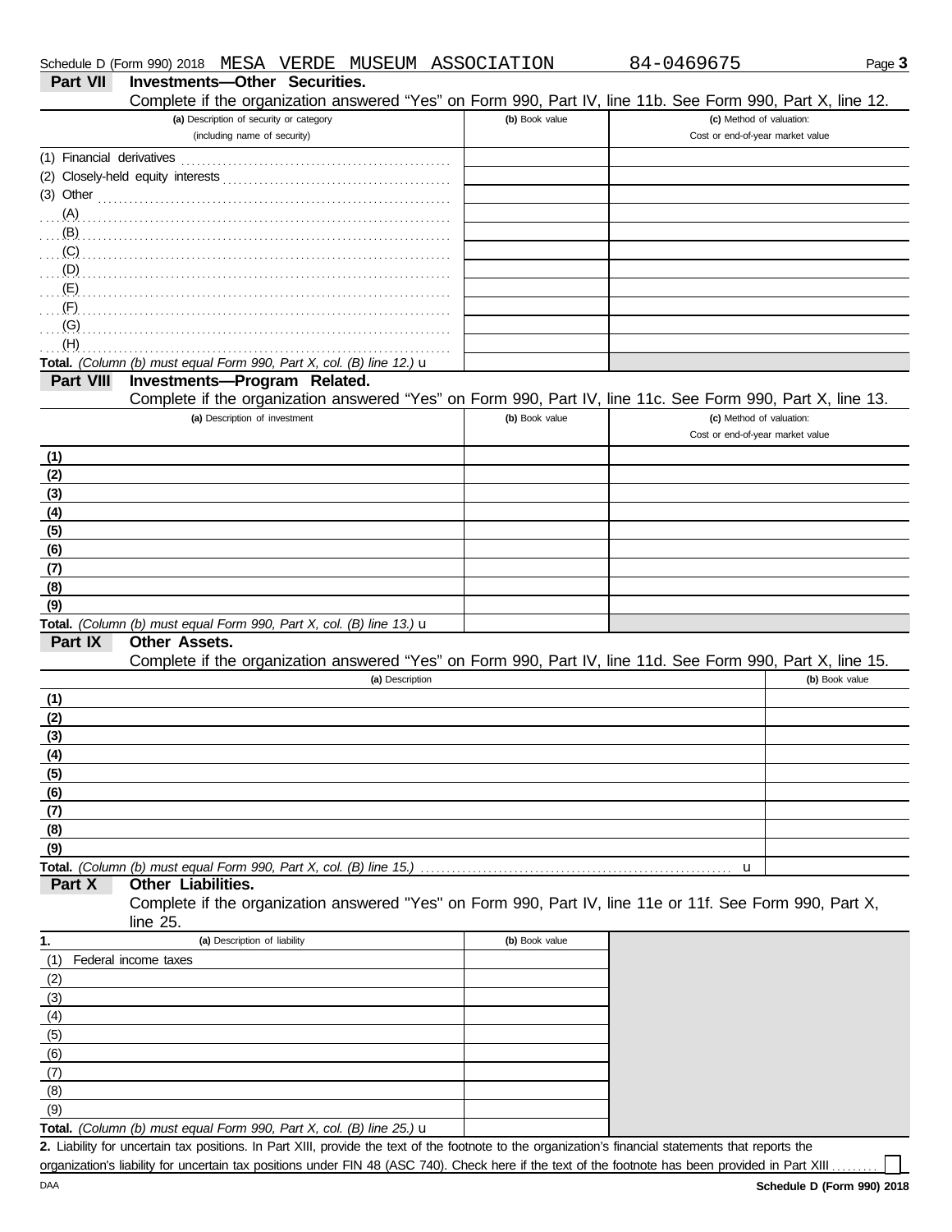Schedule D (Form 990) 2018 MESA VERDE MUSEUM ASSOCIATION 84-0469675

## Part VII Investments—Other Securities.

Complete if the organization answered "Yes" on Form 990, Part IV, line 11b. See Form 990, Part X, line 12.

| (a) Description of security or category (including name of security) | (b) Book value | (c) Method of valuation: Cost or end-of-year market value |
|---|---|---|
| (1) Financial derivatives | | |
| (2) Closely-held equity interests | | |
| (3) Other | | |
| (A) | | |
| (B) | | |
| (C) | | |
| (D) | | |
| (E) | | |
| (F) | | |
| (G) | | |
| (H) | | |
| **Total.** *(Column (b) must equal Form 990, Part X, col. (B) line 12.)* u | | |

## Part VIII Investments—Program Related.

Complete if the organization answered "Yes" on Form 990, Part IV, line 11c. See Form 990, Part X, line 13.

| (a) Description of investment | (b) Book value | (c) Method of valuation: Cost or end-of-year market value |
|---|---|---|
| (1) | | |
| (2) | | |
| (3) | | |
| (4) | | |
| (5) | | |
| (6) | | |
| (7) | | |
| (8) | | |
| (9) | | |
| **Total.** *(Column (b) must equal Form 990, Part X, col. (B) line 13.)* u | | |

## Part IX Other Assets.

Complete if the organization answered "Yes" on Form 990, Part IV, line 11d. See Form 990, Part X, line 15.

| (a) Description | (b) Book value |
|---|---|
| (1) | |
| (2) | |
| (3) | |
| (4) | |
| (5) | |
| (6) | |
| (7) | |
| (8) | |
| (9) | |
| **Total.** *(Column (b) must equal Form 990, Part X, col. (B) line 15.)* u | |

## Part X Other Liabilities.

Complete if the organization answered "Yes" on Form 990, Part IV, line 11e or 11f. See Form 990, Part X, line 25.

| 1. (a) Description of liability | (b) Book value |
|---|---|
| (1) Federal income taxes | |
| (2) | |
| (3) | |
| (4) | |
| (5) | |
| (6) | |
| (7) | |
| (8) | |
| (9) | |
| **Total.** *(Column (b) must equal Form 990, Part X, col. (B) line 25.)* u | |

**2.** Liability for uncertain tax positions. In Part XIII, provide the text of the footnote to the organization's financial statements that reports the organization's liability for uncertain tax positions under FIN 48 (ASC 740). Check here if the text of the footnote has been provided in Part XIII ☐

DAA

**Schedule D (Form 990) 2018**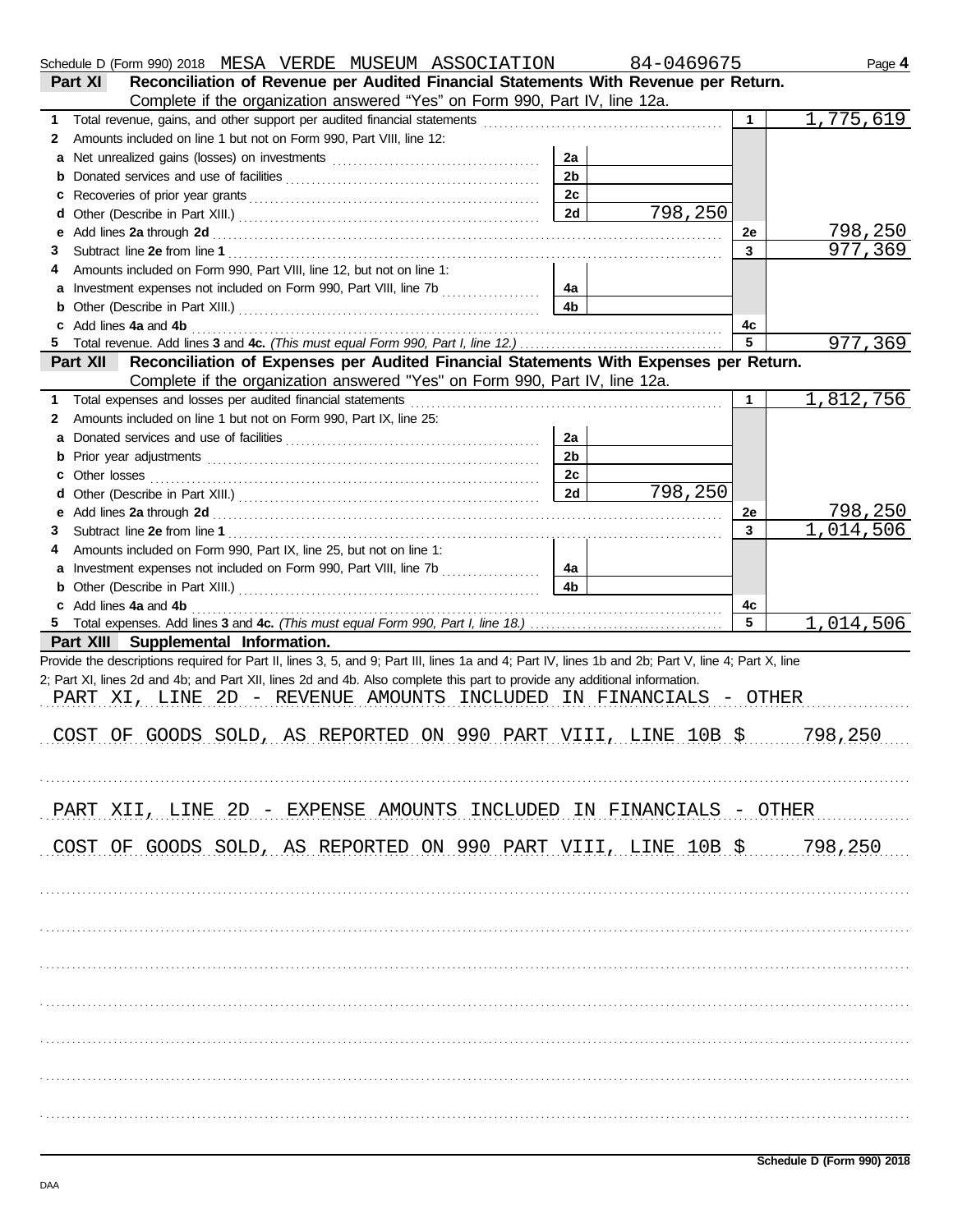Schedule D (Form 990) 2018 MESA VERDE MUSEUM ASSOCIATION 84-0469675 Page **4**

## Part XI Reconciliation of Revenue per Audited Financial Statements With Revenue per Return.

Complete if the organization answered "Yes" on Form 990, Part IV, line 12a.

| | | | | | |
|---|---|---|---|---|---|
| **1** | Total revenue, gains, and other support per audited financial statements | | | 1 | 1,775,619 |
| **2** | Amounts included on line 1 but not on Form 990, Part VIII, line 12: | | | | |
| **a** | Net unrealized gains (losses) on investments | 2a | | | |
| **b** | Donated services and use of facilities | 2b | | | |
| **c** | Recoveries of prior year grants | 2c | | | |
| **d** | Other (Describe in Part XIII.) | 2d | 798,250 | | |
| **e** | Add lines **2a** through **2d** | | | 2e | 798,250 |
| **3** | Subtract line **2e** from line **1** | | | 3 | 977,369 |
| **4** | Amounts included on Form 990, Part VIII, line 12, but not on line 1: | | | | |
| **a** | Investment expenses not included on Form 990, Part VIII, line 7b | 4a | | | |
| **b** | Other (Describe in Part XIII.) | 4b | | | |
| **c** | Add lines **4a** and **4b** | | | 4c | |
| **5** | Total revenue. Add lines **3** and **4c.** *(This must equal Form 990, Part I, line 12.)* | | | 5 | 977,369 |

## Part XII Reconciliation of Expenses per Audited Financial Statements With Expenses per Return.

Complete if the organization answered "Yes" on Form 990, Part IV, line 12a.

| | | | | | |
|---|---|---|---|---|---|
| **1** | Total expenses and losses per audited financial statements | | | 1 | 1,812,756 |
| **2** | Amounts included on line 1 but not on Form 990, Part IX, line 25: | | | | |
| **a** | Donated services and use of facilities | 2a | | | |
| **b** | Prior year adjustments | 2b | | | |
| **c** | Other losses | 2c | | | |
| **d** | Other (Describe in Part XIII.) | 2d | 798,250 | | |
| **e** | Add lines **2a** through **2d** | | | 2e | 798,250 |
| **3** | Subtract line **2e** from line **1** | | | 3 | 1,014,506 |
| **4** | Amounts included on Form 990, Part IX, line 25, but not on line 1: | | | | |
| **a** | Investment expenses not included on Form 990, Part VIII, line 7b | 4a | | | |
| **b** | Other (Describe in Part XIII.) | 4b | | | |
| **c** | Add lines **4a** and **4b** | | | 4c | |
| **5** | Total expenses. Add lines **3** and **4c.** *(This must equal Form 990, Part I, line 18.)* | | | 5 | 1,014,506 |

## Part XIII Supplemental Information.

Provide the descriptions required for Part II, lines 3, 5, and 9; Part III, lines 1a and 4; Part IV, lines 1b and 2b; Part V, line 4; Part X, line 2; Part XI, lines 2d and 4b; and Part XII, lines 2d and 4b. Also complete this part to provide any additional information.

PART XI, LINE 2D - REVENUE AMOUNTS INCLUDED IN FINANCIALS - OTHER

COST OF GOODS SOLD, AS REPORTED ON 990 PART VIII, LINE 10B $ 798,250

PART XII, LINE 2D - EXPENSE AMOUNTS INCLUDED IN FINANCIALS - OTHER

COST OF GOODS SOLD, AS REPORTED ON 990 PART VIII, LINE 10B $ 798,250

Schedule D (Form 990) 2018

DAA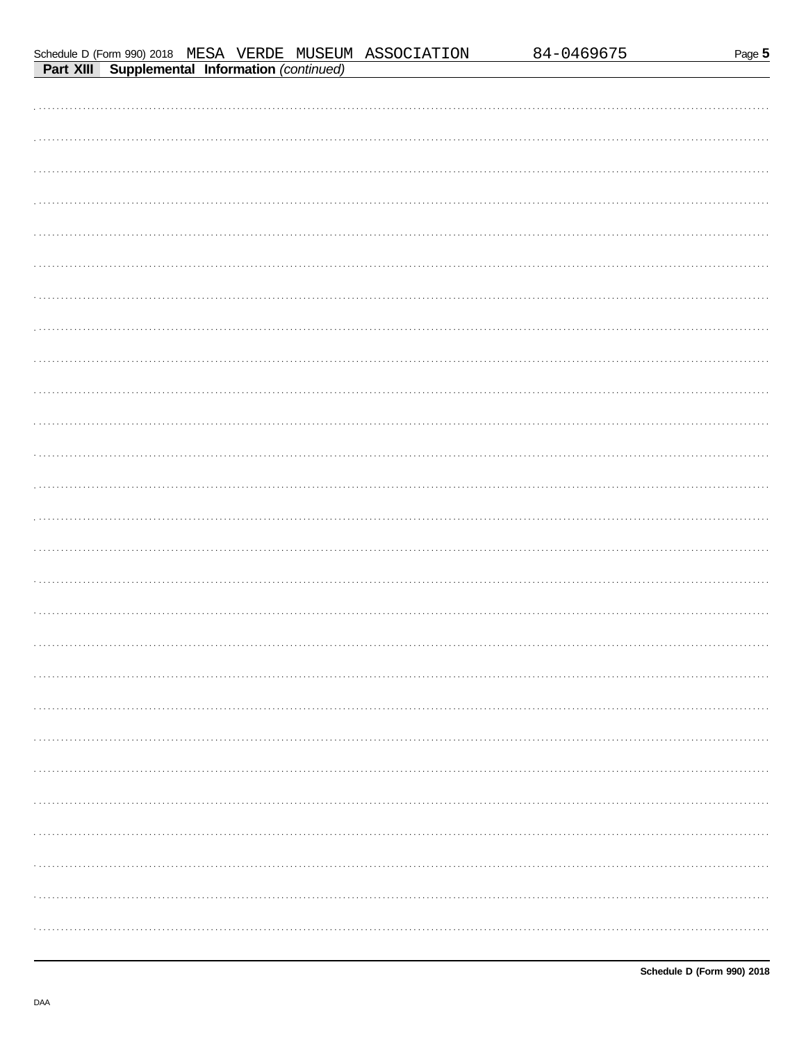Schedule D (Form 990) 2018 MESA VERDE MUSEUM ASSOCIATION 84-0469675

**Part XIII Supplemental Information** *(continued)*

**Schedule D (Form 990) 2018**

DAA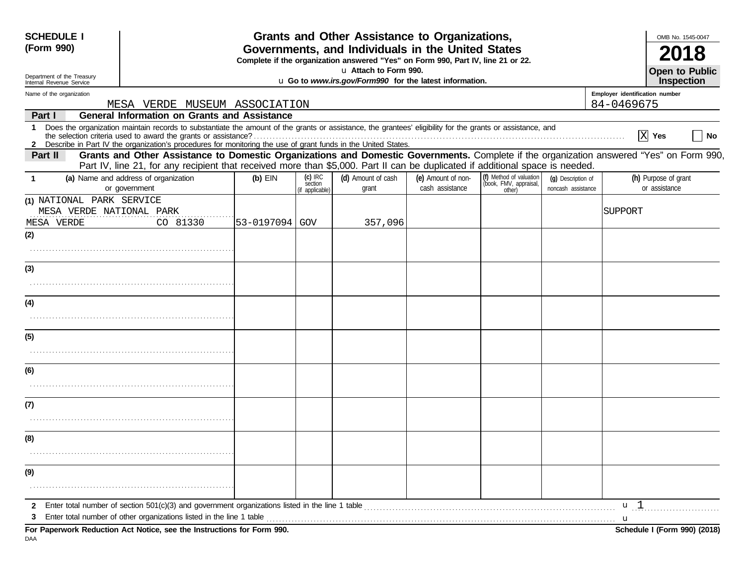**SCHEDULE I (Form 990)**

Department of the Treasury
Internal Revenue Service

# Grants and Other Assistance to Organizations, Governments, and Individuals in the United States

**Complete if the organization answered "Yes" on Form 990, Part IV, line 21 or 22.**

u **Attach to Form 990.**

u **Go to *www.irs.gov/Form990* for the latest information.**

OMB No. 1545-0047

**2018**

**Open to Public Inspection**

Name of the organization: MESA VERDE MUSEUM ASSOCIATION

Employer identification number: 84-0469675

## Part I General Information on Grants and Assistance

1 Does the organization maintain records to substantiate the amount of the grants or assistance, the grantees' eligibility for the grants or assistance, and the selection criteria used to award the grants or assistance? [X] **Yes** [ ] **No**

2 Describe in Part IV the organization's procedures for monitoring the use of grant funds in the United States.

## Part II Grants and Other Assistance to Domestic Organizations and Domestic Governments.

Complete if the organization answered "Yes" on Form 990, Part IV, line 21, for any recipient that received more than $5,000. Part II can be duplicated if additional space is needed.

| 1 (a) Name and address of organization or government | (b) EIN | (c) IRC section (if applicable) | (d) Amount of cash grant | (e) Amount of non-cash assistance | (f) Method of valuation (book, FMV, appraisal, other) | (g) Description of noncash assistance | (h) Purpose of grant or assistance |
|---|---|---|---|---|---|---|---|
| (1) NATIONAL PARK SERVICE<br>MESA VERDE NATIONAL PARK<br>MESA VERDE CO 81330 | 53-0197094 | GOV | 357,096 | | | | SUPPORT |
| (2) | | | | | | | |
| (3) | | | | | | | |
| (4) | | | | | | | |
| (5) | | | | | | | |
| (6) | | | | | | | |
| (7) | | | | | | | |
| (8) | | | | | | | |
| (9) | | | | | | | |

2 Enter total number of section 501(c)(3) and government organizations listed in the line 1 table u 1

3 Enter total number of other organizations listed in the line 1 table u

**For Paperwork Reduction Act Notice, see the Instructions for Form 990.**

**Schedule I (Form 990) (2018)**

DAA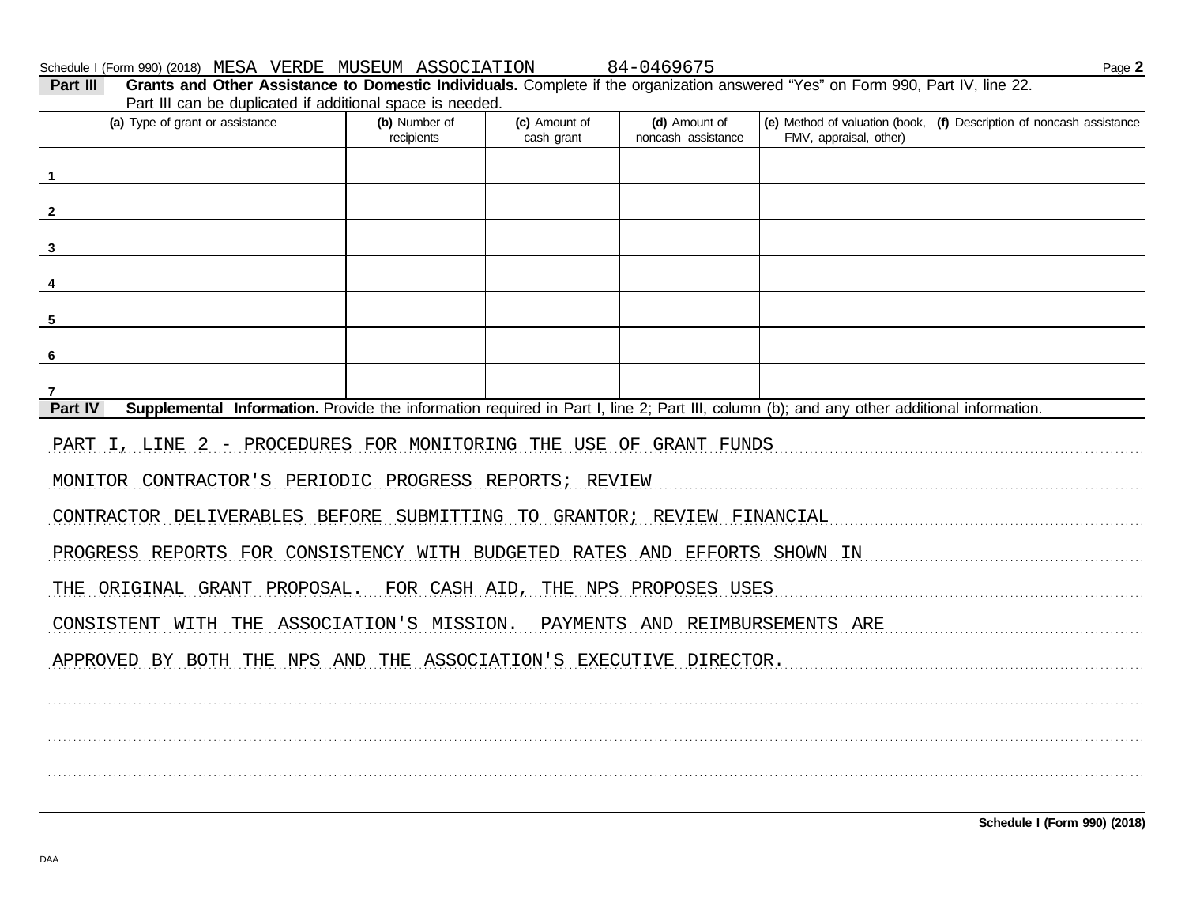Schedule I (Form 990) (2018) MESA VERDE MUSEUM ASSOCIATION 84-0469675

**Part III** **Grants and Other Assistance to Domestic Individuals.** Complete if the organization answered "Yes" on Form 990, Part IV, line 22. Part III can be duplicated if additional space is needed.

| (a) Type of grant or assistance | (b) Number of recipients | (c) Amount of cash grant | (d) Amount of noncash assistance | (e) Method of valuation (book, FMV, appraisal, other) | (f) Description of noncash assistance |
|---|---|---|---|---|---|
| 1 | | | | | |
| 2 | | | | | |
| 3 | | | | | |
| 4 | | | | | |
| 5 | | | | | |
| 6 | | | | | |
| 7 | | | | | |

**Part IV** **Supplemental Information.** Provide the information required in Part I, line 2; Part III, column (b); and any other additional information.

PART I, LINE 2 - PROCEDURES FOR MONITORING THE USE OF GRANT FUNDS

MONITOR CONTRACTOR'S PERIODIC PROGRESS REPORTS; REVIEW CONTRACTOR DELIVERABLES BEFORE SUBMITTING TO GRANTOR; REVIEW FINANCIAL PROGRESS REPORTS FOR CONSISTENCY WITH BUDGETED RATES AND EFFORTS SHOWN IN THE ORIGINAL GRANT PROPOSAL. FOR CASH AID, THE NPS PROPOSES USES CONSISTENT WITH THE ASSOCIATION'S MISSION. PAYMENTS AND REIMBURSEMENTS ARE APPROVED BY BOTH THE NPS AND THE ASSOCIATION'S EXECUTIVE DIRECTOR.

Schedule I (Form 990) (2018)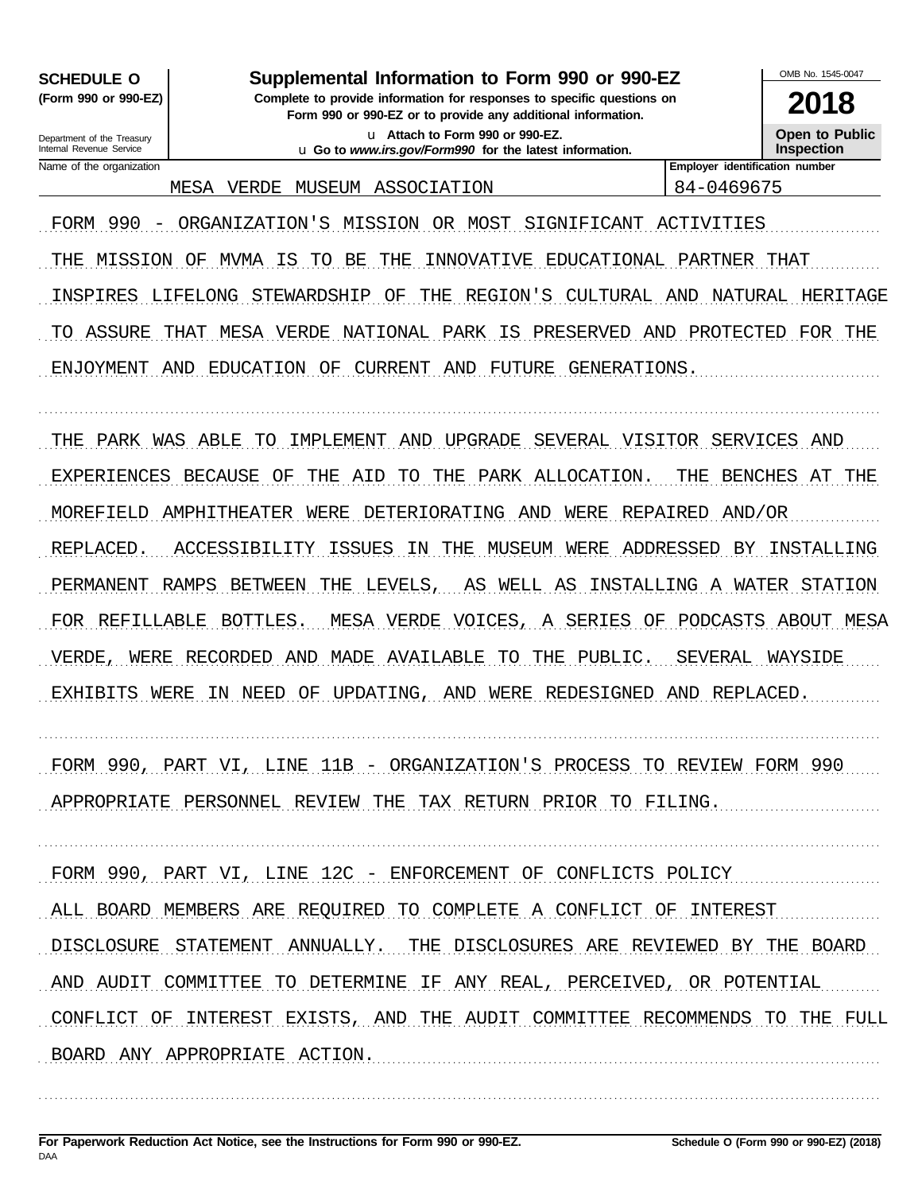**SCHEDULE O**
**(Form 990 or 990-EZ)**

Department of the Treasury
Internal Revenue Service

# Supplemental Information to Form 990 or 990-EZ

**Complete to provide information for responses to specific questions on Form 990 or 990-EZ or to provide any additional information.**

u **Attach to Form 990 or 990-EZ.**

u **Go to *www.irs.gov/Form990* for the latest information.**

OMB No. 1545-0047

**2018**

**Open to Public Inspection**

| Name of the organization | Employer identification number |
|---|---|
| MESA VERDE MUSEUM ASSOCIATION | 84-0469675 |

FORM 990 - ORGANIZATION'S MISSION OR MOST SIGNIFICANT ACTIVITIES

THE MISSION OF MVMA IS TO BE THE INNOVATIVE EDUCATIONAL PARTNER THAT INSPIRES LIFELONG STEWARDSHIP OF THE REGION'S CULTURAL AND NATURAL HERITAGE TO ASSURE THAT MESA VERDE NATIONAL PARK IS PRESERVED AND PROTECTED FOR THE ENJOYMENT AND EDUCATION OF CURRENT AND FUTURE GENERATIONS.

THE PARK WAS ABLE TO IMPLEMENT AND UPGRADE SEVERAL VISITOR SERVICES AND EXPERIENCES BECAUSE OF THE AID TO THE PARK ALLOCATION. THE BENCHES AT THE MOREFIELD AMPHITHEATER WERE DETERIORATING AND WERE REPAIRED AND/OR REPLACED. ACCESSIBILITY ISSUES IN THE MUSEUM WERE ADDRESSED BY INSTALLING PERMANENT RAMPS BETWEEN THE LEVELS, AS WELL AS INSTALLING A WATER STATION FOR REFILLABLE BOTTLES. MESA VERDE VOICES, A SERIES OF PODCASTS ABOUT MESA VERDE, WERE RECORDED AND MADE AVAILABLE TO THE PUBLIC. SEVERAL WAYSIDE EXHIBITS WERE IN NEED OF UPDATING, AND WERE REDESIGNED AND REPLACED.

FORM 990, PART VI, LINE 11B - ORGANIZATION'S PROCESS TO REVIEW FORM 990

APPROPRIATE PERSONNEL REVIEW THE TAX RETURN PRIOR TO FILING.

FORM 990, PART VI, LINE 12C - ENFORCEMENT OF CONFLICTS POLICY

ALL BOARD MEMBERS ARE REQUIRED TO COMPLETE A CONFLICT OF INTEREST DISCLOSURE STATEMENT ANNUALLY. THE DISCLOSURES ARE REVIEWED BY THE BOARD AND AUDIT COMMITTEE TO DETERMINE IF ANY REAL, PERCEIVED, OR POTENTIAL CONFLICT OF INTEREST EXISTS, AND THE AUDIT COMMITTEE RECOMMENDS TO THE FULL BOARD ANY APPROPRIATE ACTION.

**For Paperwork Reduction Act Notice, see the Instructions for Form 990 or 990-EZ.**

DAA

**Schedule O (Form 990 or 990-EZ) (2018)**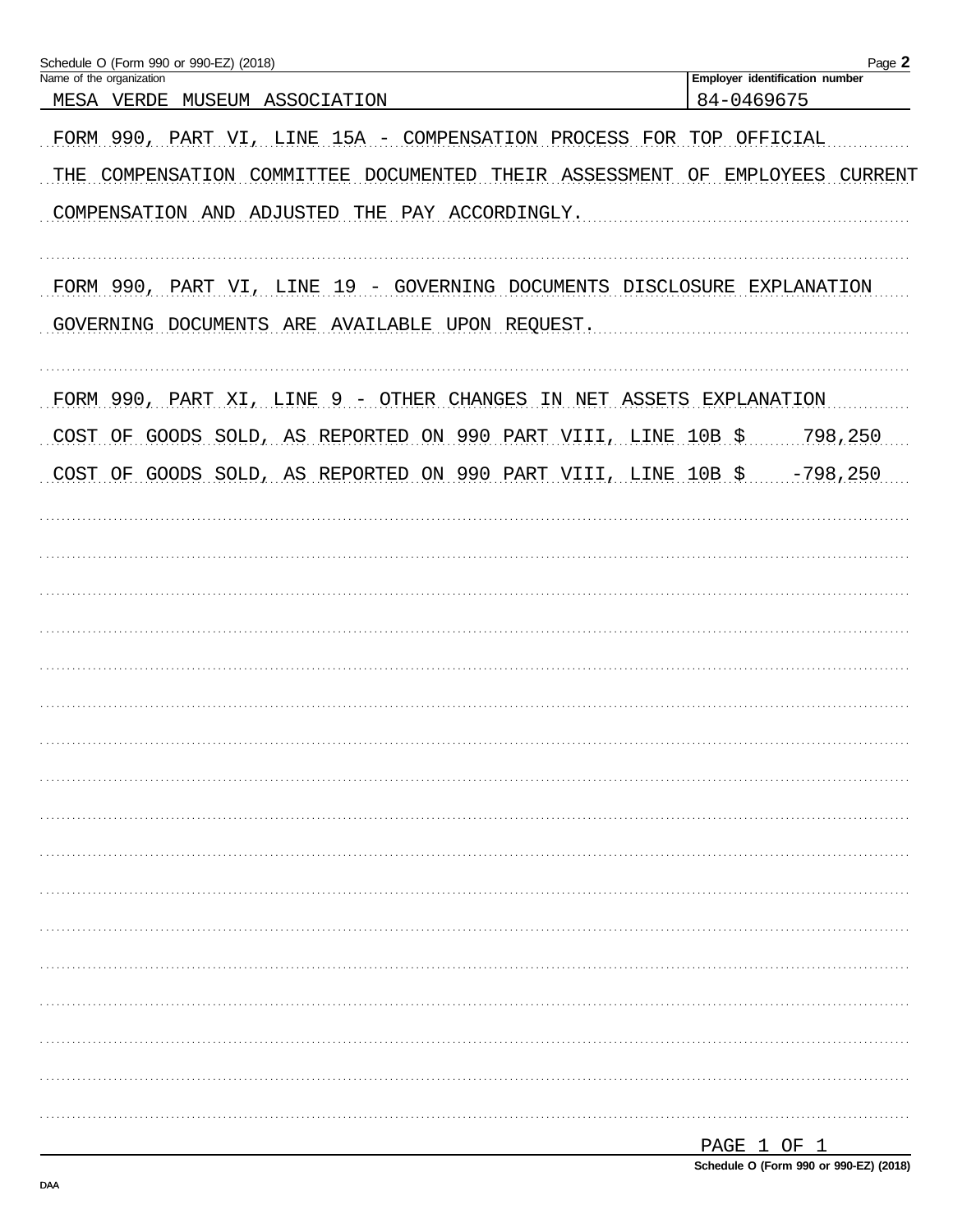Schedule O (Form 990 or 990-EZ) (2018)

| Name of the organization | Employer identification number |
| --- | --- |
| MESA VERDE MUSEUM ASSOCIATION | 84-0469675 |

FORM 990, PART VI, LINE 15A - COMPENSATION PROCESS FOR TOP OFFICIAL

THE COMPENSATION COMMITTEE DOCUMENTED THEIR ASSESSMENT OF EMPLOYEES CURRENT COMPENSATION AND ADJUSTED THE PAY ACCORDINGLY.

FORM 990, PART VI, LINE 19 - GOVERNING DOCUMENTS DISCLOSURE EXPLANATION

GOVERNING DOCUMENTS ARE AVAILABLE UPON REQUEST.

FORM 990, PART XI, LINE 9 - OTHER CHANGES IN NET ASSETS EXPLANATION

COST OF GOODS SOLD, AS REPORTED ON 990 PART VIII, LINE 10B $ 798,250

COST OF GOODS SOLD, AS REPORTED ON 990 PART VIII, LINE 10B $ -798,250

PAGE 1 OF 1

Schedule O (Form 990 or 990-EZ) (2018)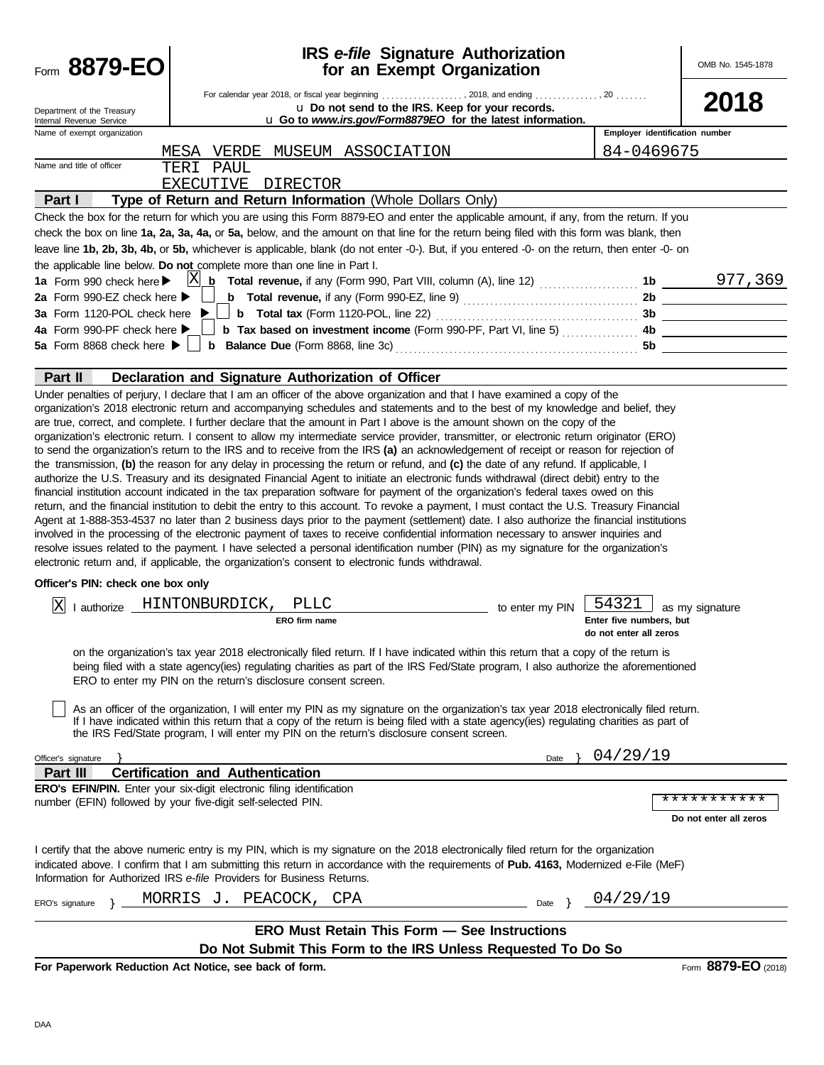# Form 8879-EO

## IRS *e-file* Signature Authorization for an Exempt Organization

OMB No. 1545-1878

**2018**

For calendar year 2018, or fiscal year beginning .................., 2018, and ending ..............., 20 .......

u Do not send to the IRS. Keep for your records.

u Go to *www.irs.gov/Form8879EO* for the latest information.

Department of the Treasury
Internal Revenue Service

| Name of exempt organization | Employer identification number |
|---|---|
| MESA VERDE MUSEUM ASSOCIATION | 84-0469675 |

Name and title of officer: TERI PAUL
EXECUTIVE DIRECTOR

**Part I — Type of Return and Return Information** (Whole Dollars Only)

Check the box for the return for which you are using this Form 8879-EO and enter the applicable amount, if any, from the return. If you check the box on line **1a, 2a, 3a, 4a,** or **5a,** below, and the amount on that line for the return being filed with this form was blank, then leave line **1b, 2b, 3b, 4b,** or **5b,** whichever is applicable, blank (do not enter -0-). But, if you entered -0- on the return, then enter -0- on the applicable line below. **Do not** complete more than one line in Part I.

| | | | |
|---|---|---|---|
| **1a** Form 990 check here ▶ [X] | **b Total revenue,** if any (Form 990, Part VIII, column (A), line 12) | 1b | 977,369 |
| **2a** Form 990-EZ check here ▶ [ ] | **b Total revenue,** if any (Form 990-EZ, line 9) | 2b | |
| **3a** Form 1120-POL check here ▶ [ ] | **b Total tax** (Form 1120-POL, line 22) | 3b | |
| **4a** Form 990-PF check here ▶ [ ] | **b Tax based on investment income** (Form 990-PF, Part VI, line 5) | 4b | |
| **5a** Form 8868 check here ▶ [ ] | **b Balance Due** (Form 8868, line 3c) | 5b | |

**Part II — Declaration and Signature Authorization of Officer**

Under penalties of perjury, I declare that I am an officer of the above organization and that I have examined a copy of the organization's 2018 electronic return and accompanying schedules and statements and to the best of my knowledge and belief, they are true, correct, and complete. I further declare that the amount in Part I above is the amount shown on the copy of the organization's electronic return. I consent to allow my intermediate service provider, transmitter, or electronic return originator (ERO) to send the organization's return to the IRS and to receive from the IRS **(a)** an acknowledgement of receipt or reason for rejection of the transmission, **(b)** the reason for any delay in processing the return or refund, and **(c)** the date of any refund. If applicable, I authorize the U.S. Treasury and its designated Financial Agent to initiate an electronic funds withdrawal (direct debit) entry to the financial institution account indicated in the tax preparation software for payment of the organization's federal taxes owed on this return, and the financial institution to debit the entry to this account. To revoke a payment, I must contact the U.S. Treasury Financial Agent at 1-888-353-4537 no later than 2 business days prior to the payment (settlement) date. I also authorize the financial institutions involved in the processing of the electronic payment of taxes to receive confidential information necessary to answer inquiries and resolve issues related to the payment. I have selected a personal identification number (PIN) as my signature for the organization's electronic return and, if applicable, the organization's consent to electronic funds withdrawal.

**Officer's PIN: check one box only**

[X] I authorize HINTONBURDICK, PLLC (ERO firm name) to enter my PIN 54321 (Enter five numbers, but do not enter all zeros) as my signature on the organization's tax year 2018 electronically filed return. If I have indicated within this return that a copy of the return is being filed with a state agency(ies) regulating charities as part of the IRS Fed/State program, I also authorize the aforementioned ERO to enter my PIN on the return's disclosure consent screen.

[ ] As an officer of the organization, I will enter my PIN as my signature on the organization's tax year 2018 electronically filed return. If I have indicated within this return that a copy of the return is being filed with a state agency(ies) regulating charities as part of the IRS Fed/State program, I will enter my PIN on the return's disclosure consent screen.

Officer's signature } Date } 04/29/19

**Part III — Certification and Authentication**

**ERO's EFIN/PIN.** Enter your six-digit electronic filing identification number (EFIN) followed by your five-digit self-selected PIN. ***********
Do not enter all zeros

I certify that the above numeric entry is my PIN, which is my signature on the 2018 electronically filed return for the organization indicated above. I confirm that I am submitting this return in accordance with the requirements of **Pub. 4163,** Modernized e-File (MeF) Information for Authorized IRS *e-file* Providers for Business Returns.

ERO's signature } MORRIS J. PEACOCK, CPA Date } 04/29/19

**ERO Must Retain This Form — See Instructions**

**Do Not Submit This Form to the IRS Unless Requested To Do So**

**For Paperwork Reduction Act Notice, see back of form.** Form **8879-EO** (2018)

DAA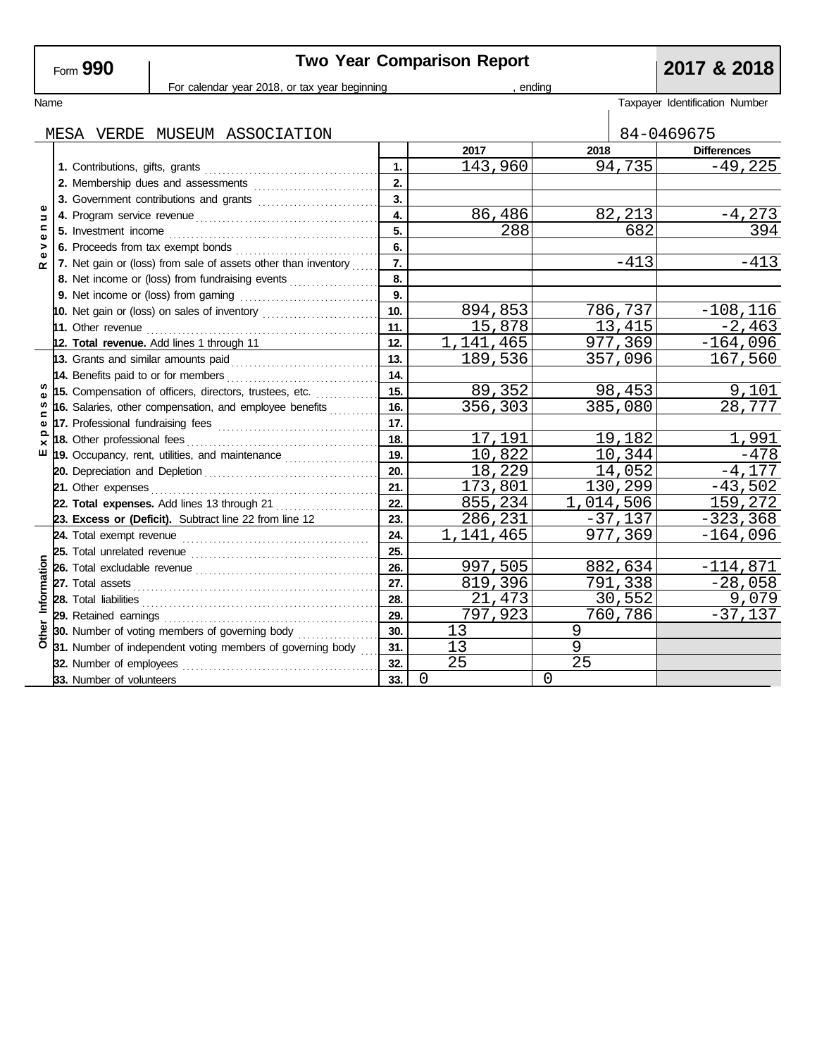Form **990**

# Two Year Comparison Report

**2017 & 2018**

For calendar year 2018, or tax year beginning , ending

Name: MESA VERDE MUSEUM ASSOCIATION

Taxpayer Identification Number: 84-0469675

| Section | Line | No. | 2017 | 2018 | Differences |
|---|---|---|---|---|---|
| Revenue | 1. Contributions, gifts, grants | 1. | 143,960 | 94,735 | -49,225 |
| | 2. Membership dues and assessments | 2. | | | |
| | 3. Government contributions and grants | 3. | | | |
| | 4. Program service revenue | 4. | 86,486 | 82,213 | -4,273 |
| | 5. Investment income | 5. | 288 | 682 | 394 |
| | 6. Proceeds from tax exempt bonds | 6. | | | |
| | 7. Net gain or (loss) from sale of assets other than inventory | 7. | | -413 | -413 |
| | 8. Net income or (loss) from fundraising events | 8. | | | |
| | 9. Net income or (loss) from gaming | 9. | | | |
| | 10. Net gain or (loss) on sales of inventory | 10. | 894,853 | 786,737 | -108,116 |
| | 11. Other revenue | 11. | 15,878 | 13,415 | -2,463 |
| | **12. Total revenue.** Add lines 1 through 11 | 12. | 1,141,465 | 977,369 | -164,096 |
| Expenses | 13. Grants and similar amounts paid | 13. | 189,536 | 357,096 | 167,560 |
| | 14. Benefits paid to or for members | 14. | | | |
| | 15. Compensation of officers, directors, trustees, etc. | 15. | 89,352 | 98,453 | 9,101 |
| | 16. Salaries, other compensation, and employee benefits | 16. | 356,303 | 385,080 | 28,777 |
| | 17. Professional fundraising fees | 17. | | | |
| | 18. Other professional fees | 18. | 17,191 | 19,182 | 1,991 |
| | 19. Occupancy, rent, utilities, and maintenance | 19. | 10,822 | 10,344 | -478 |
| | 20. Depreciation and Depletion | 20. | 18,229 | 14,052 | -4,177 |
| | 21. Other expenses | 21. | 173,801 | 130,299 | -43,502 |
| | **22. Total expenses.** Add lines 13 through 21 | 22. | 855,234 | 1,014,506 | 159,272 |
| | **23. Excess or (Deficit).** Subtract line 22 from line 12 | 23. | 286,231 | -37,137 | -323,368 |
| Other Information | 24. Total exempt revenue | 24. | 1,141,465 | 977,369 | -164,096 |
| | 25. Total unrelated revenue | 25. | | | |
| | 26. Total excludable revenue | 26. | 997,505 | 882,634 | -114,871 |
| | 27. Total assets | 27. | 819,396 | 791,338 | -28,058 |
| | 28. Total liabilities | 28. | 21,473 | 30,552 | 9,079 |
| | 29. Retained earnings | 29. | 797,923 | 760,786 | -37,137 |
| | 30. Number of voting members of governing body | 30. | 13 | 9 | |
| | 31. Number of independent voting members of governing body | 31. | 13 | 9 | |
| | 32. Number of employees | 32. | 25 | 25 | |
| | 33. Number of volunteers | 33. | 0 | 0 | |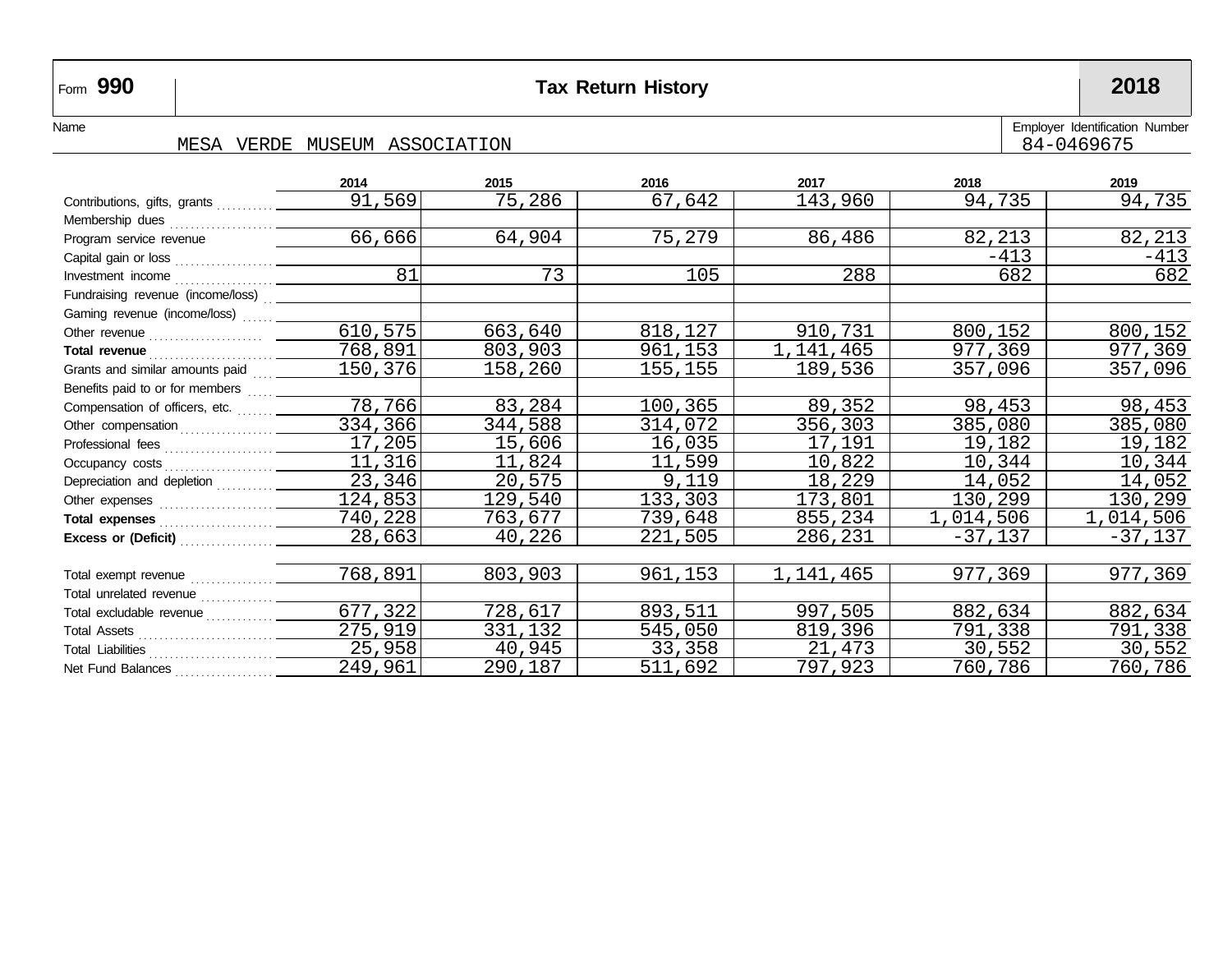Form **990**

# Tax Return History

**2018**

Name: MESA VERDE MUSEUM ASSOCIATION

Employer Identification Number: 84-0469675

| | 2014 | 2015 | 2016 | 2017 | 2018 | 2019 |
|---|---|---|---|---|---|---|
| Contributions, gifts, grants | 91,569 | 75,286 | 67,642 | 143,960 | 94,735 | 94,735 |
| Membership dues | | | | | | |
| Program service revenue | 66,666 | 64,904 | 75,279 | 86,486 | 82,213 | 82,213 |
| Capital gain or loss | | | | | -413 | -413 |
| Investment income | 81 | 73 | 105 | 288 | 682 | 682 |
| Fundraising revenue (income/loss) | | | | | | |
| Gaming revenue (income/loss) | | | | | | |
| Other revenue | 610,575 | 663,640 | 818,127 | 910,731 | 800,152 | 800,152 |
| **Total revenue** | 768,891 | 803,903 | 961,153 | 1,141,465 | 977,369 | 977,369 |
| Grants and similar amounts paid | 150,376 | 158,260 | 155,155 | 189,536 | 357,096 | 357,096 |
| Benefits paid to or for members | | | | | | |
| Compensation of officers, etc. | 78,766 | 83,284 | 100,365 | 89,352 | 98,453 | 98,453 |
| Other compensation | 334,366 | 344,588 | 314,072 | 356,303 | 385,080 | 385,080 |
| Professional fees | 17,205 | 15,606 | 16,035 | 17,191 | 19,182 | 19,182 |
| Occupancy costs | 11,316 | 11,824 | 11,599 | 10,822 | 10,344 | 10,344 |
| Depreciation and depletion | 23,346 | 20,575 | 9,119 | 18,229 | 14,052 | 14,052 |
| Other expenses | 124,853 | 129,540 | 133,303 | 173,801 | 130,299 | 130,299 |
| **Total expenses** | 740,228 | 763,677 | 739,648 | 855,234 | 1,014,506 | 1,014,506 |
| **Excess or (Deficit)** | 28,663 | 40,226 | 221,505 | 286,231 | -37,137 | -37,137 |
| | | | | | | |
| Total exempt revenue | 768,891 | 803,903 | 961,153 | 1,141,465 | 977,369 | 977,369 |
| Total unrelated revenue | | | | | | |
| Total excludable revenue | 677,322 | 728,617 | 893,511 | 997,505 | 882,634 | 882,634 |
| Total Assets | 275,919 | 331,132 | 545,050 | 819,396 | 791,338 | 791,338 |
| Total Liabilities | 25,958 | 40,945 | 33,358 | 21,473 | 30,552 | 30,552 |
| Net Fund Balances | 249,961 | 290,187 | 511,692 | 797,923 | 760,786 | 760,786 |